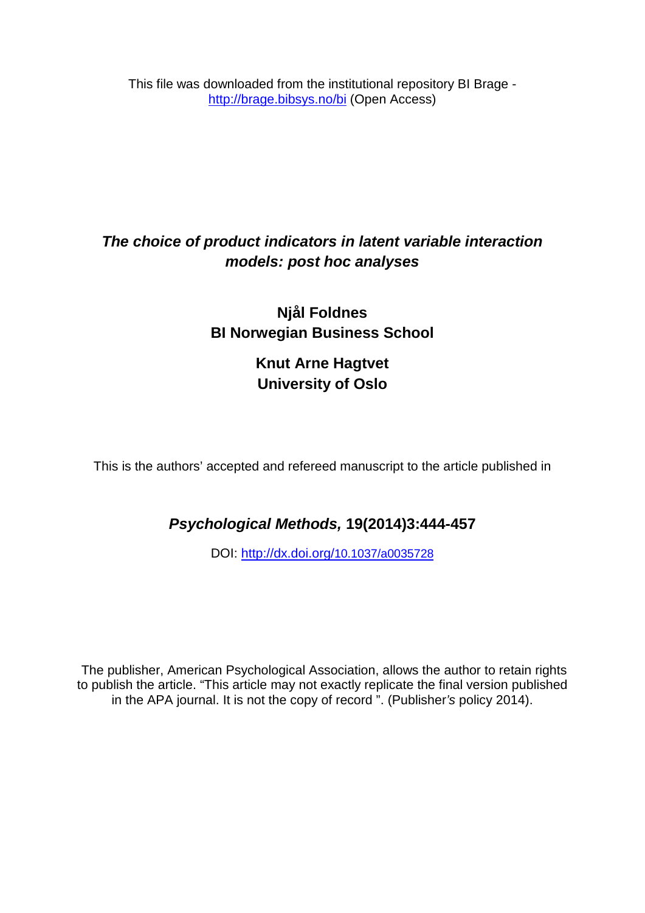This file was downloaded from the institutional repository BI Brage - http://brage.bibsys.no/bi (Open Access)

# *The choice of product indicators in latent variable interaction models: post hoc analyses*

**Njål Foldnes**
**BI Norwegian Business School**

**Knut Arne Hagtvet**
**University of Oslo**

This is the authors' accepted and refereed manuscript to the article published in

***Psychological Methods,* 19(2014)3:444-457**

DOI: http://dx.doi.org/10.1037/a0035728

The publisher, American Psychological Association, allows the author to retain rights to publish the article. "This article may not exactly replicate the final version published in the APA journal. It is not the copy of record ". (Publisher*'s* policy 2014).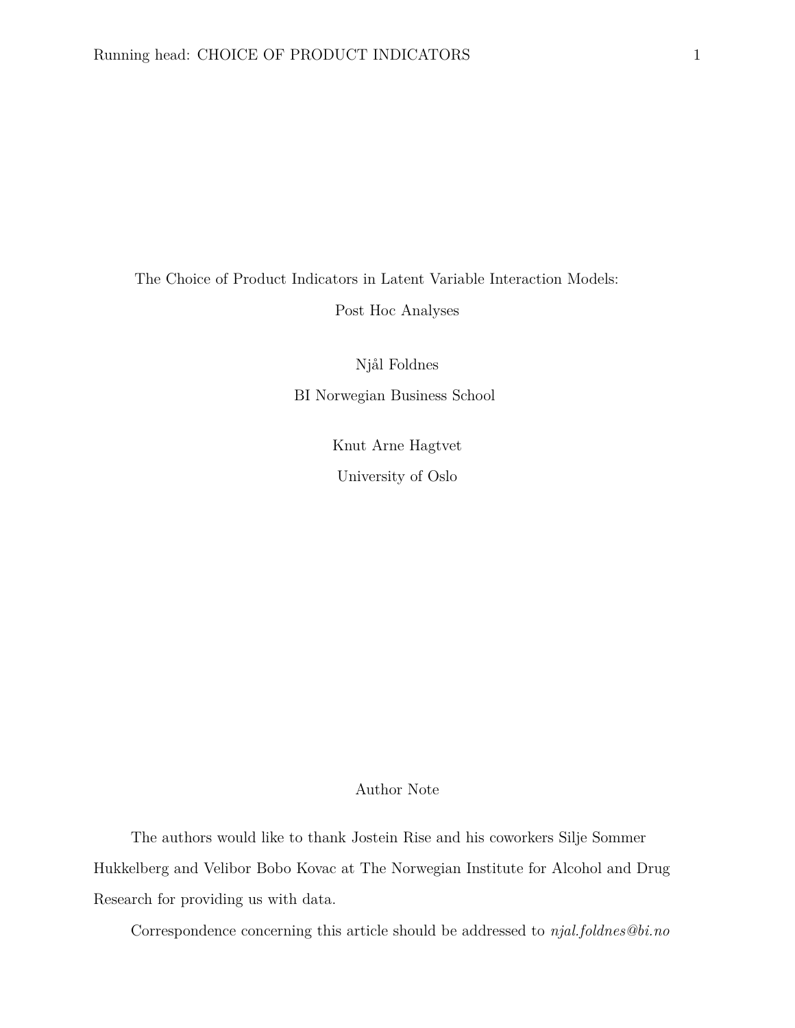# The Choice of Product Indicators in Latent Variable Interaction Models: Post Hoc Analyses

Njål Foldnes

BI Norwegian Business School

Knut Arne Hagtvet

University of Oslo

## Author Note

The authors would like to thank Jostein Rise and his coworkers Silje Sommer Hukkelberg and Velibor Bobo Kovac at The Norwegian Institute for Alcohol and Drug Research for providing us with data.

Correspondence concerning this article should be addressed to *njal.foldnes@bi.no*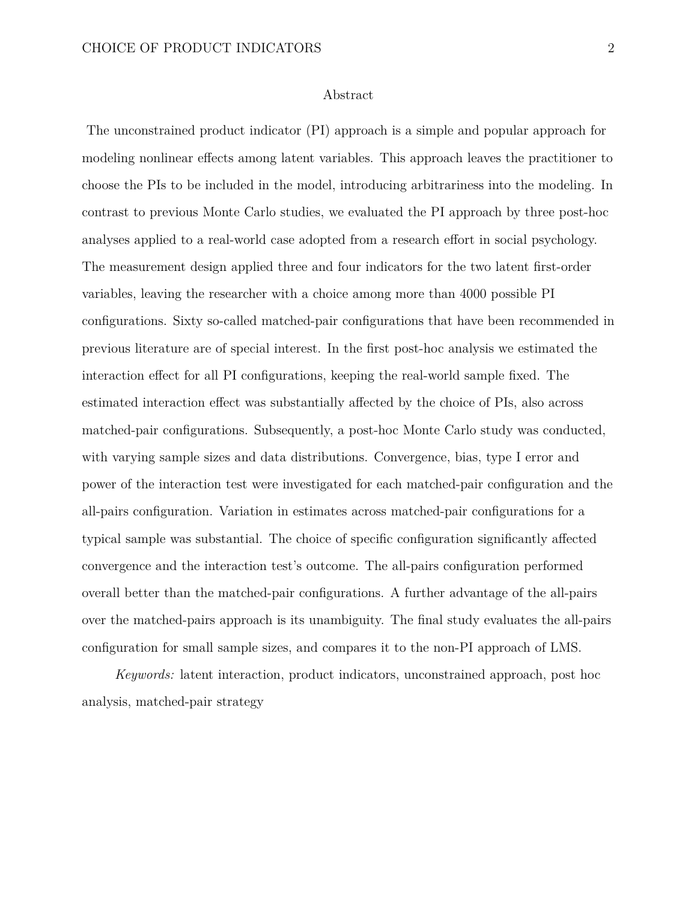# Abstract

The unconstrained product indicator (PI) approach is a simple and popular approach for modeling nonlinear effects among latent variables. This approach leaves the practitioner to choose the PIs to be included in the model, introducing arbitrariness into the modeling. In contrast to previous Monte Carlo studies, we evaluated the PI approach by three post-hoc analyses applied to a real-world case adopted from a research effort in social psychology. The measurement design applied three and four indicators for the two latent first-order variables, leaving the researcher with a choice among more than 4000 possible PI configurations. Sixty so-called matched-pair configurations that have been recommended in previous literature are of special interest. In the first post-hoc analysis we estimated the interaction effect for all PI configurations, keeping the real-world sample fixed. The estimated interaction effect was substantially affected by the choice of PIs, also across matched-pair configurations. Subsequently, a post-hoc Monte Carlo study was conducted, with varying sample sizes and data distributions. Convergence, bias, type I error and power of the interaction test were investigated for each matched-pair configuration and the all-pairs configuration. Variation in estimates across matched-pair configurations for a typical sample was substantial. The choice of specific configuration significantly affected convergence and the interaction test's outcome. The all-pairs configuration performed overall better than the matched-pair configurations. A further advantage of the all-pairs over the matched-pairs approach is its unambiguity. The final study evaluates the all-pairs configuration for small sample sizes, and compares it to the non-PI approach of LMS.

*Keywords:* latent interaction, product indicators, unconstrained approach, post hoc analysis, matched-pair strategy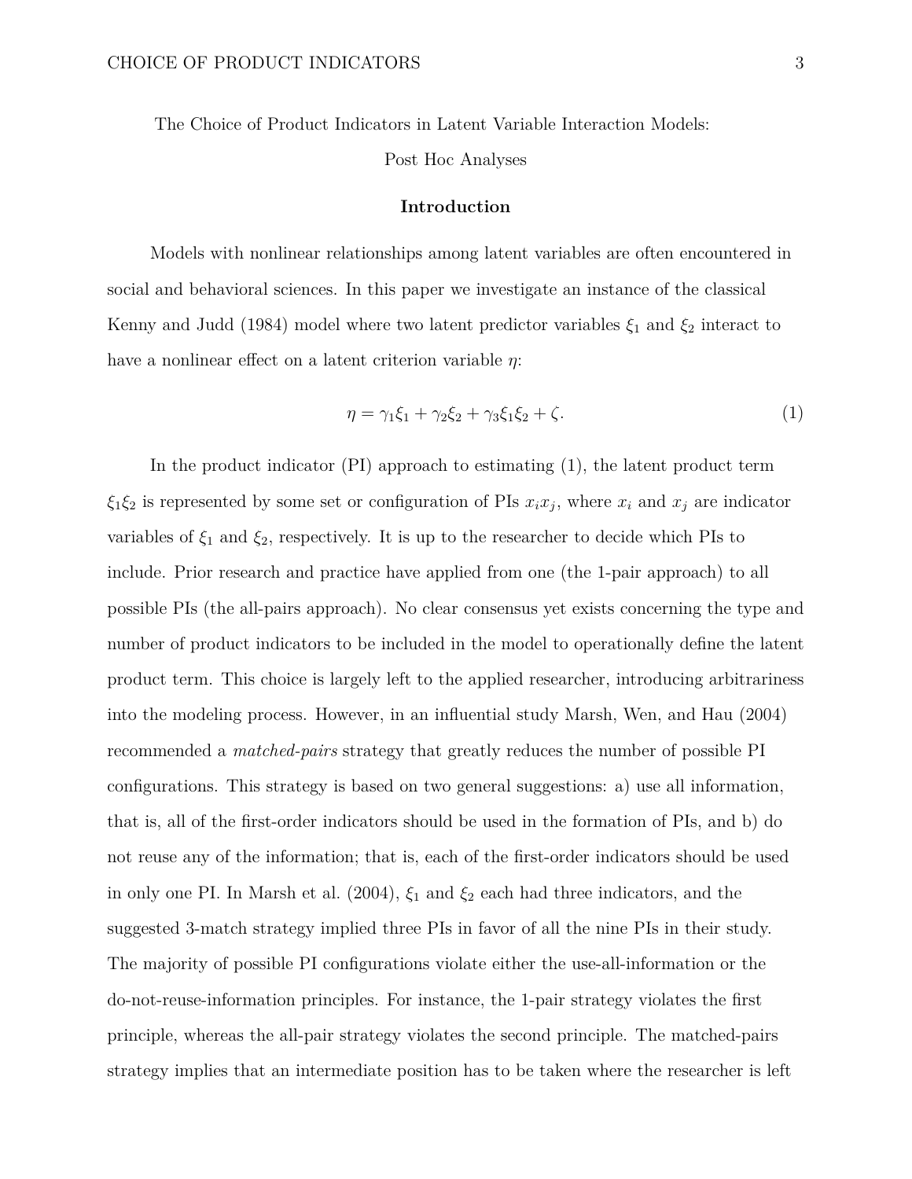# The Choice of Product Indicators in Latent Variable Interaction Models: Post Hoc Analyses

## Introduction

Models with nonlinear relationships among latent variables are often encountered in social and behavioral sciences. In this paper we investigate an instance of the classical Kenny and Judd (1984) model where two latent predictor variables $\xi_1$ and $\xi_2$ interact to have a nonlinear effect on a latent criterion variable $\eta$:

$$\eta = \gamma_1 \xi_1 + \gamma_2 \xi_2 + \gamma_3 \xi_1 \xi_2 + \zeta. \tag{1}$$

In the product indicator (PI) approach to estimating (1), the latent product term $\xi_1 \xi_2$ is represented by some set or configuration of PIs $x_i x_j$, where $x_i$ and $x_j$ are indicator variables of $\xi_1$ and $\xi_2$, respectively. It is up to the researcher to decide which PIs to include. Prior research and practice have applied from one (the 1-pair approach) to all possible PIs (the all-pairs approach). No clear consensus yet exists concerning the type and number of product indicators to be included in the model to operationally define the latent product term. This choice is largely left to the applied researcher, introducing arbitrariness into the modeling process. However, in an influential study Marsh, Wen, and Hau (2004) recommended a *matched-pairs* strategy that greatly reduces the number of possible PI configurations. This strategy is based on two general suggestions: a) use all information, that is, all of the first-order indicators should be used in the formation of PIs, and b) do not reuse any of the information; that is, each of the first-order indicators should be used in only one PI. In Marsh et al. (2004), $\xi_1$ and $\xi_2$ each had three indicators, and the suggested 3-match strategy implied three PIs in favor of all the nine PIs in their study. The majority of possible PI configurations violate either the use-all-information or the do-not-reuse-information principles. For instance, the 1-pair strategy violates the first principle, whereas the all-pair strategy violates the second principle. The matched-pairs strategy implies that an intermediate position has to be taken where the researcher is left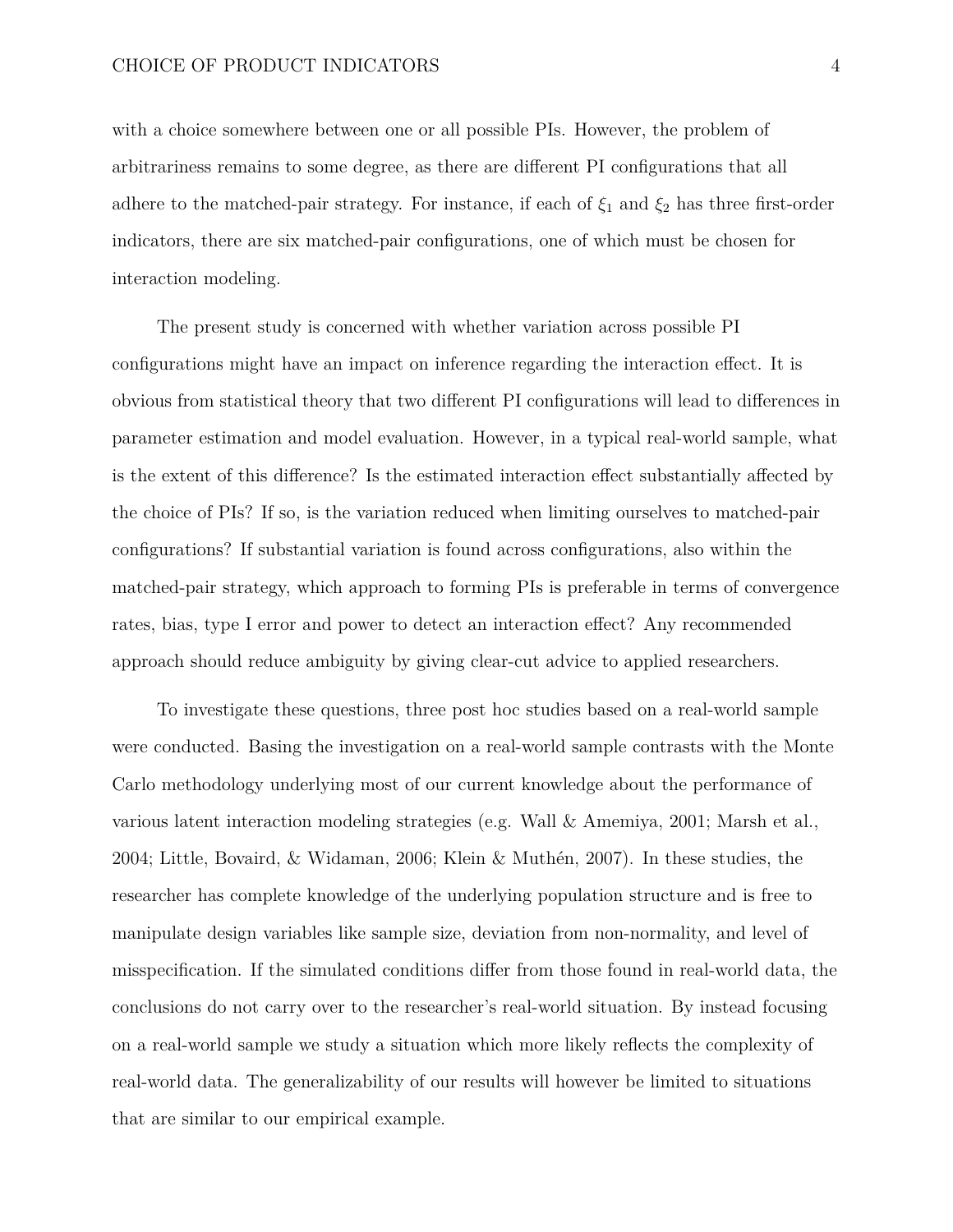with a choice somewhere between one or all possible PIs. However, the problem of arbitrariness remains to some degree, as there are different PI configurations that all adhere to the matched-pair strategy. For instance, if each of $\xi_1$ and $\xi_2$ has three first-order indicators, there are six matched-pair configurations, one of which must be chosen for interaction modeling.

The present study is concerned with whether variation across possible PI configurations might have an impact on inference regarding the interaction effect. It is obvious from statistical theory that two different PI configurations will lead to differences in parameter estimation and model evaluation. However, in a typical real-world sample, what is the extent of this difference? Is the estimated interaction effect substantially affected by the choice of PIs? If so, is the variation reduced when limiting ourselves to matched-pair configurations? If substantial variation is found across configurations, also within the matched-pair strategy, which approach to forming PIs is preferable in terms of convergence rates, bias, type I error and power to detect an interaction effect? Any recommended approach should reduce ambiguity by giving clear-cut advice to applied researchers.

To investigate these questions, three post hoc studies based on a real-world sample were conducted. Basing the investigation on a real-world sample contrasts with the Monte Carlo methodology underlying most of our current knowledge about the performance of various latent interaction modeling strategies (e.g. Wall & Amemiya, 2001; Marsh et al., 2004; Little, Bovaird, & Widaman, 2006; Klein & Muthén, 2007). In these studies, the researcher has complete knowledge of the underlying population structure and is free to manipulate design variables like sample size, deviation from non-normality, and level of misspecification. If the simulated conditions differ from those found in real-world data, the conclusions do not carry over to the researcher's real-world situation. By instead focusing on a real-world sample we study a situation which more likely reflects the complexity of real-world data. The generalizability of our results will however be limited to situations that are similar to our empirical example.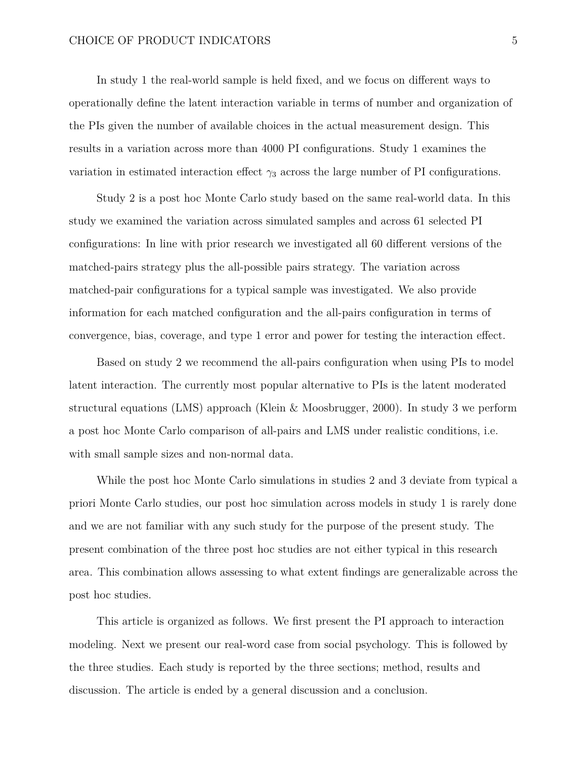In study 1 the real-world sample is held fixed, and we focus on different ways to operationally define the latent interaction variable in terms of number and organization of the PIs given the number of available choices in the actual measurement design. This results in a variation across more than 4000 PI configurations. Study 1 examines the variation in estimated interaction effect $\gamma_3$ across the large number of PI configurations.

Study 2 is a post hoc Monte Carlo study based on the same real-world data. In this study we examined the variation across simulated samples and across 61 selected PI configurations: In line with prior research we investigated all 60 different versions of the matched-pairs strategy plus the all-possible pairs strategy. The variation across matched-pair configurations for a typical sample was investigated. We also provide information for each matched configuration and the all-pairs configuration in terms of convergence, bias, coverage, and type 1 error and power for testing the interaction effect.

Based on study 2 we recommend the all-pairs configuration when using PIs to model latent interaction. The currently most popular alternative to PIs is the latent moderated structural equations (LMS) approach (Klein & Moosbrugger, 2000). In study 3 we perform a post hoc Monte Carlo comparison of all-pairs and LMS under realistic conditions, i.e. with small sample sizes and non-normal data.

While the post hoc Monte Carlo simulations in studies 2 and 3 deviate from typical a priori Monte Carlo studies, our post hoc simulation across models in study 1 is rarely done and we are not familiar with any such study for the purpose of the present study. The present combination of the three post hoc studies are not either typical in this research area. This combination allows assessing to what extent findings are generalizable across the post hoc studies.

This article is organized as follows. We first present the PI approach to interaction modeling. Next we present our real-word case from social psychology. This is followed by the three studies. Each study is reported by the three sections; method, results and discussion. The article is ended by a general discussion and a conclusion.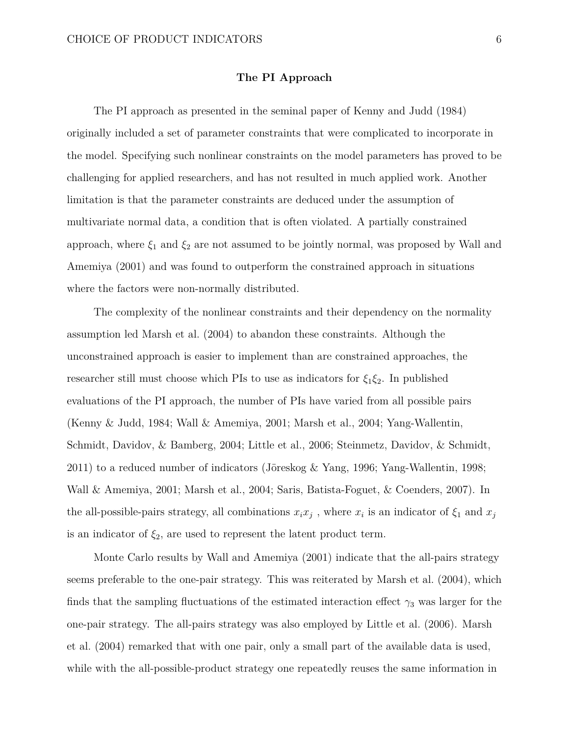## The PI Approach

The PI approach as presented in the seminal paper of Kenny and Judd (1984) originally included a set of parameter constraints that were complicated to incorporate in the model. Specifying such nonlinear constraints on the model parameters has proved to be challenging for applied researchers, and has not resulted in much applied work. Another limitation is that the parameter constraints are deduced under the assumption of multivariate normal data, a condition that is often violated. A partially constrained approach, where $\xi_1$ and $\xi_2$ are not assumed to be jointly normal, was proposed by Wall and Amemiya (2001) and was found to outperform the constrained approach in situations where the factors were non-normally distributed.

The complexity of the nonlinear constraints and their dependency on the normality assumption led Marsh et al. (2004) to abandon these constraints. Although the unconstrained approach is easier to implement than are constrained approaches, the researcher still must choose which PIs to use as indicators for $\xi_1\xi_2$. In published evaluations of the PI approach, the number of PIs have varied from all possible pairs (Kenny & Judd, 1984; Wall & Amemiya, 2001; Marsh et al., 2004; Yang-Wallentin, Schmidt, Davidov, & Bamberg, 2004; Little et al., 2006; Steinmetz, Davidov, & Schmidt, 2011) to a reduced number of indicators (Jöreskog & Yang, 1996; Yang-Wallentin, 1998; Wall & Amemiya, 2001; Marsh et al., 2004; Saris, Batista-Foguet, & Coenders, 2007). In the all-possible-pairs strategy, all combinations $x_i x_j$ , where $x_i$ is an indicator of $\xi_1$ and $x_j$ is an indicator of $\xi_2$, are used to represent the latent product term.

Monte Carlo results by Wall and Amemiya (2001) indicate that the all-pairs strategy seems preferable to the one-pair strategy. This was reiterated by Marsh et al. (2004), which finds that the sampling fluctuations of the estimated interaction effect $\gamma_3$ was larger for the one-pair strategy. The all-pairs strategy was also employed by Little et al. (2006). Marsh et al. (2004) remarked that with one pair, only a small part of the available data is used, while with the all-possible-product strategy one repeatedly reuses the same information in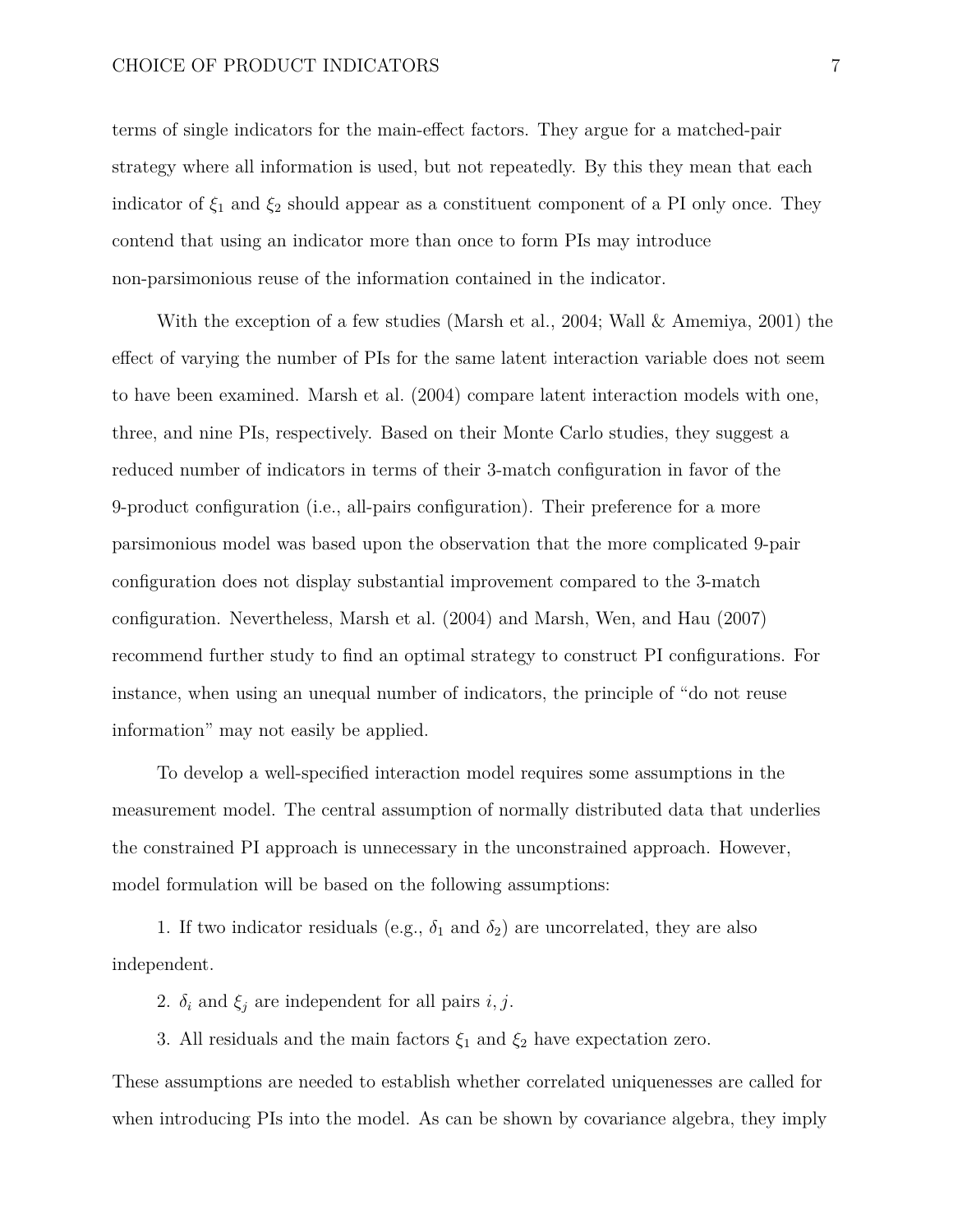terms of single indicators for the main-effect factors. They argue for a matched-pair strategy where all information is used, but not repeatedly. By this they mean that each indicator of $\xi_1$ and $\xi_2$ should appear as a constituent component of a PI only once. They contend that using an indicator more than once to form PIs may introduce non-parsimonious reuse of the information contained in the indicator.

With the exception of a few studies (Marsh et al., 2004; Wall & Amemiya, 2001) the effect of varying the number of PIs for the same latent interaction variable does not seem to have been examined. Marsh et al. (2004) compare latent interaction models with one, three, and nine PIs, respectively. Based on their Monte Carlo studies, they suggest a reduced number of indicators in terms of their 3-match configuration in favor of the 9-product configuration (i.e., all-pairs configuration). Their preference for a more parsimonious model was based upon the observation that the more complicated 9-pair configuration does not display substantial improvement compared to the 3-match configuration. Nevertheless, Marsh et al. (2004) and Marsh, Wen, and Hau (2007) recommend further study to find an optimal strategy to construct PI configurations. For instance, when using an unequal number of indicators, the principle of "do not reuse information" may not easily be applied.

To develop a well-specified interaction model requires some assumptions in the measurement model. The central assumption of normally distributed data that underlies the constrained PI approach is unnecessary in the unconstrained approach. However, model formulation will be based on the following assumptions:

1. If two indicator residuals (e.g., $\delta_1$ and $\delta_2$) are uncorrelated, they are also independent.

2. $\delta_i$ and $\xi_j$ are independent for all pairs $i, j$.

3. All residuals and the main factors $\xi_1$ and $\xi_2$ have expectation zero.

These assumptions are needed to establish whether correlated uniquenesses are called for when introducing PIs into the model. As can be shown by covariance algebra, they imply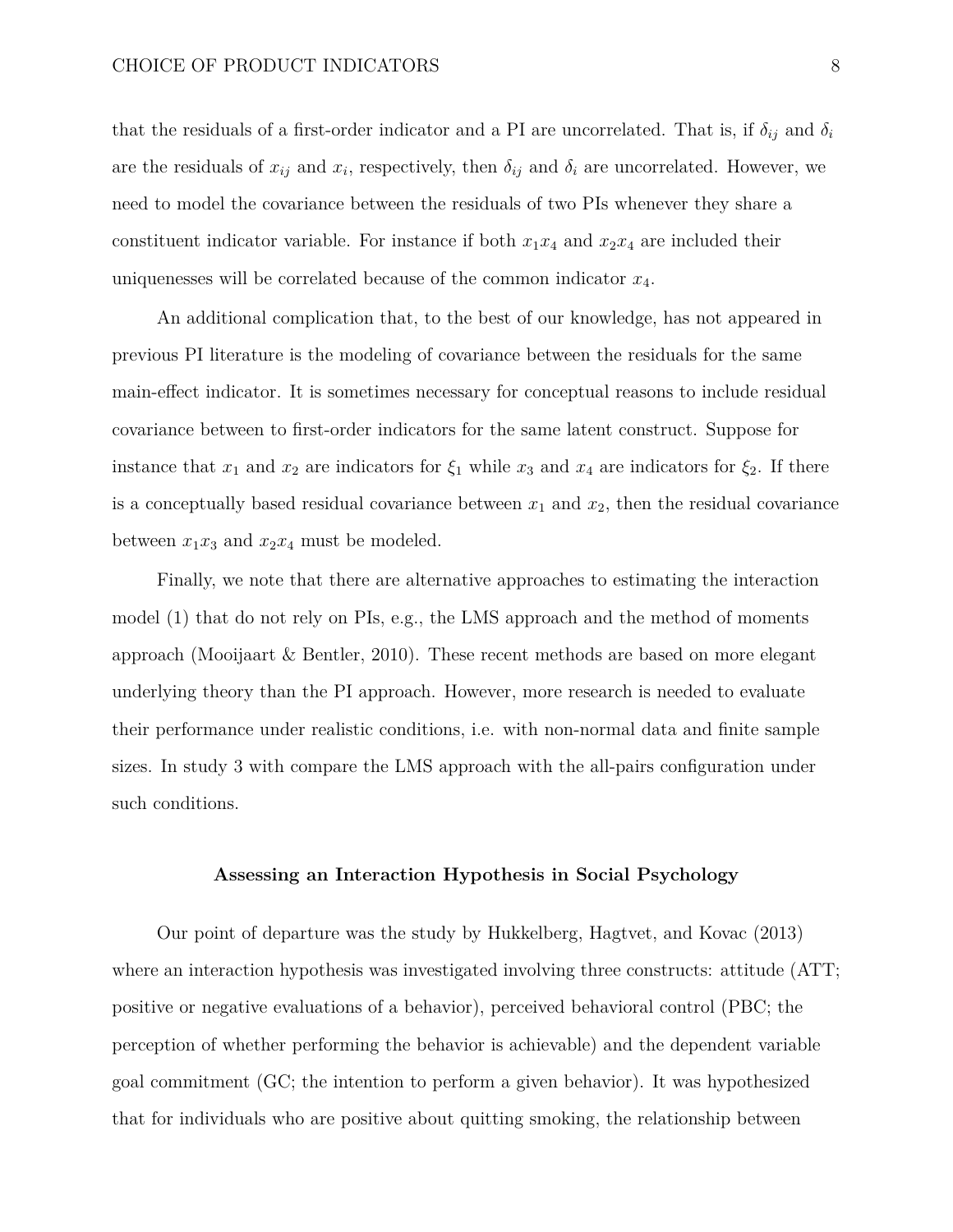that the residuals of a first-order indicator and a PI are uncorrelated. That is, if $\delta_{ij}$ and $\delta_i$ are the residuals of $x_{ij}$ and $x_i$, respectively, then $\delta_{ij}$ and $\delta_i$ are uncorrelated. However, we need to model the covariance between the residuals of two PIs whenever they share a constituent indicator variable. For instance if both $x_1x_4$ and $x_2x_4$ are included their uniquenesses will be correlated because of the common indicator $x_4$.

An additional complication that, to the best of our knowledge, has not appeared in previous PI literature is the modeling of covariance between the residuals for the same main-effect indicator. It is sometimes necessary for conceptual reasons to include residual covariance between to first-order indicators for the same latent construct. Suppose for instance that $x_1$ and $x_2$ are indicators for $\xi_1$ while $x_3$ and $x_4$ are indicators for $\xi_2$. If there is a conceptually based residual covariance between $x_1$ and $x_2$, then the residual covariance between $x_1x_3$ and $x_2x_4$ must be modeled.

Finally, we note that there are alternative approaches to estimating the interaction model (1) that do not rely on PIs, e.g., the LMS approach and the method of moments approach (Mooijaart & Bentler, 2010). These recent methods are based on more elegant underlying theory than the PI approach. However, more research is needed to evaluate their performance under realistic conditions, i.e. with non-normal data and finite sample sizes. In study 3 with compare the LMS approach with the all-pairs configuration under such conditions.

## Assessing an Interaction Hypothesis in Social Psychology

Our point of departure was the study by Hukkelberg, Hagtvet, and Kovac (2013) where an interaction hypothesis was investigated involving three constructs: attitude (ATT; positive or negative evaluations of a behavior), perceived behavioral control (PBC; the perception of whether performing the behavior is achievable) and the dependent variable goal commitment (GC; the intention to perform a given behavior). It was hypothesized that for individuals who are positive about quitting smoking, the relationship between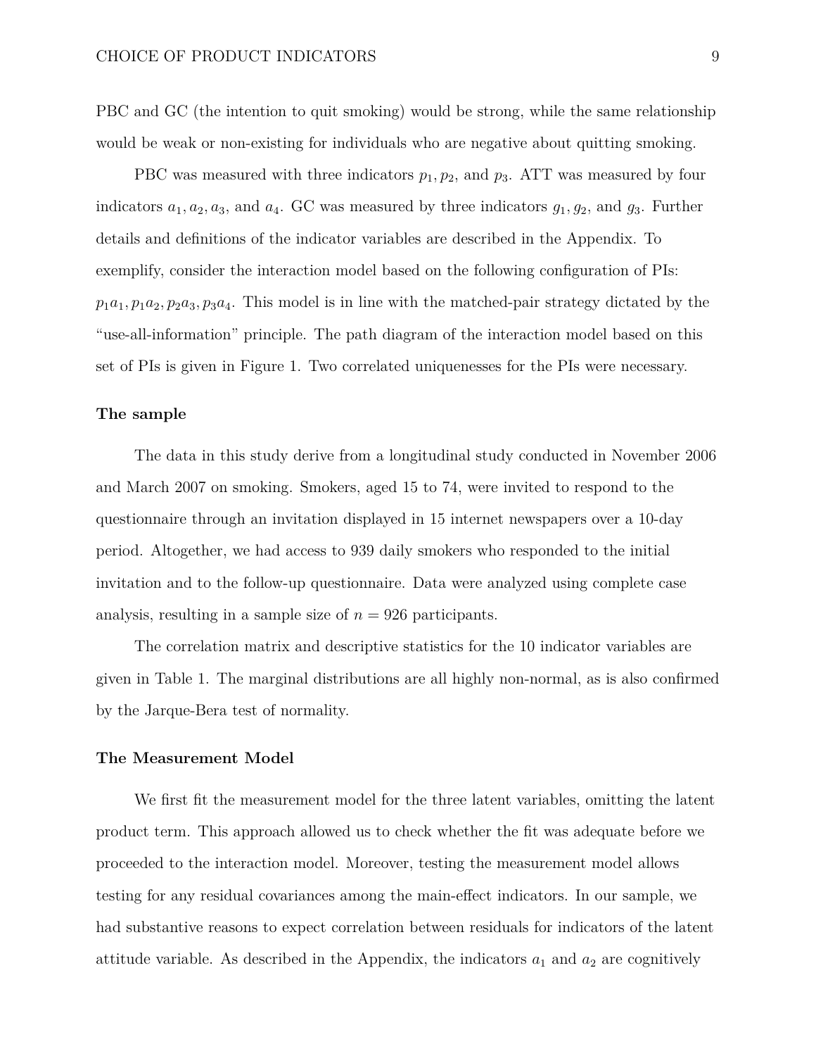PBC and GC (the intention to quit smoking) would be strong, while the same relationship would be weak or non-existing for individuals who are negative about quitting smoking.

PBC was measured with three indicators $p_1, p_2$, and $p_3$. ATT was measured by four indicators $a_1, a_2, a_3$, and $a_4$. GC was measured by three indicators $g_1, g_2$, and $g_3$. Further details and definitions of the indicator variables are described in the Appendix. To exemplify, consider the interaction model based on the following configuration of PIs: $p_1a_1, p_1a_2, p_2a_3, p_3a_4$. This model is in line with the matched-pair strategy dictated by the "use-all-information" principle. The path diagram of the interaction model based on this set of PIs is given in Figure 1. Two correlated uniquenesses for the PIs were necessary.

### The sample

The data in this study derive from a longitudinal study conducted in November 2006 and March 2007 on smoking. Smokers, aged 15 to 74, were invited to respond to the questionnaire through an invitation displayed in 15 internet newspapers over a 10-day period. Altogether, we had access to 939 daily smokers who responded to the initial invitation and to the follow-up questionnaire. Data were analyzed using complete case analysis, resulting in a sample size of $n = 926$ participants.

The correlation matrix and descriptive statistics for the 10 indicator variables are given in Table 1. The marginal distributions are all highly non-normal, as is also confirmed by the Jarque-Bera test of normality.

### The Measurement Model

We first fit the measurement model for the three latent variables, omitting the latent product term. This approach allowed us to check whether the fit was adequate before we proceeded to the interaction model. Moreover, testing the measurement model allows testing for any residual covariances among the main-effect indicators. In our sample, we had substantive reasons to expect correlation between residuals for indicators of the latent attitude variable. As described in the Appendix, the indicators $a_1$ and $a_2$ are cognitively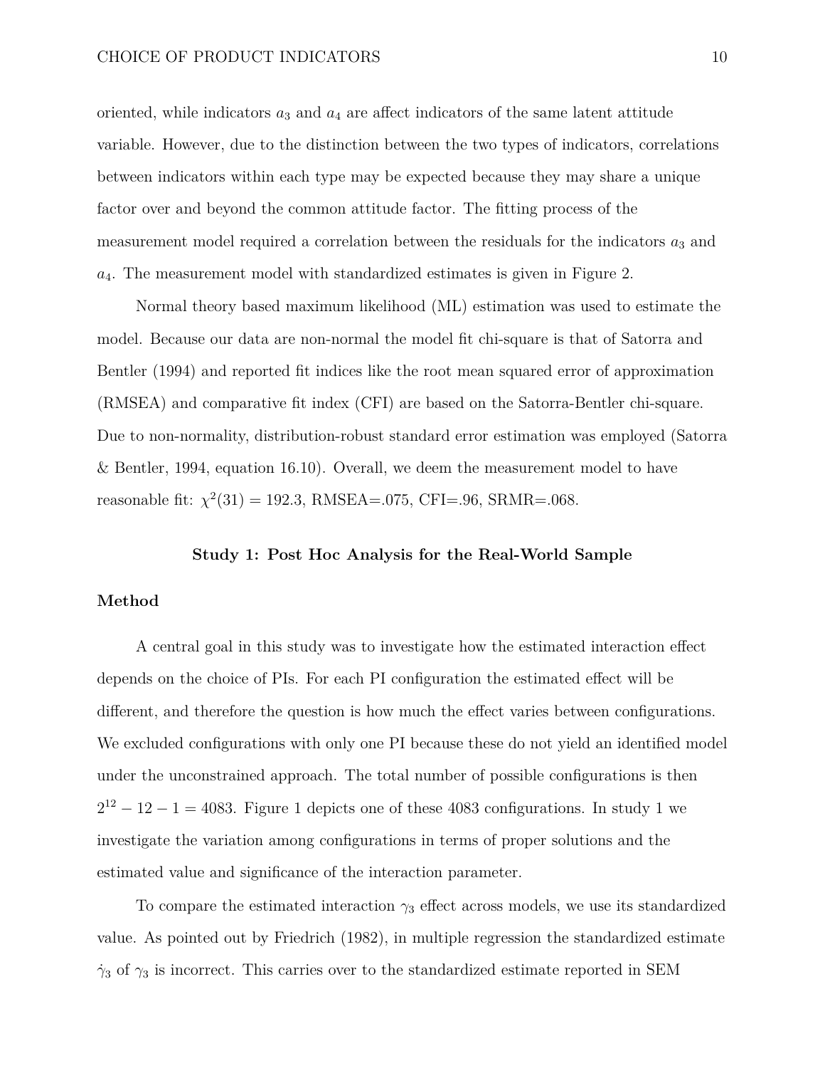oriented, while indicators $a_3$ and $a_4$ are affect indicators of the same latent attitude variable. However, due to the distinction between the two types of indicators, correlations between indicators within each type may be expected because they may share a unique factor over and beyond the common attitude factor. The fitting process of the measurement model required a correlation between the residuals for the indicators $a_3$ and $a_4$. The measurement model with standardized estimates is given in Figure 2.

Normal theory based maximum likelihood (ML) estimation was used to estimate the model. Because our data are non-normal the model fit chi-square is that of Satorra and Bentler (1994) and reported fit indices like the root mean squared error of approximation (RMSEA) and comparative fit index (CFI) are based on the Satorra-Bentler chi-square. Due to non-normality, distribution-robust standard error estimation was employed (Satorra & Bentler, 1994, equation 16.10). Overall, we deem the measurement model to have reasonable fit: $\chi^2(31) = 192.3$, RMSEA=.075, CFI=.96, SRMR=.068.

## Study 1: Post Hoc Analysis for the Real-World Sample

### Method

A central goal in this study was to investigate how the estimated interaction effect depends on the choice of PIs. For each PI configuration the estimated effect will be different, and therefore the question is how much the effect varies between configurations. We excluded configurations with only one PI because these do not yield an identified model under the unconstrained approach. The total number of possible configurations is then $2^{12} - 12 - 1 = 4083$. Figure 1 depicts one of these 4083 configurations. In study 1 we investigate the variation among configurations in terms of proper solutions and the estimated value and significance of the interaction parameter.

To compare the estimated interaction $\gamma_3$ effect across models, we use its standardized value. As pointed out by Friedrich (1982), in multiple regression the standardized estimate $\dot{\gamma}_3$ of $\gamma_3$ is incorrect. This carries over to the standardized estimate reported in SEM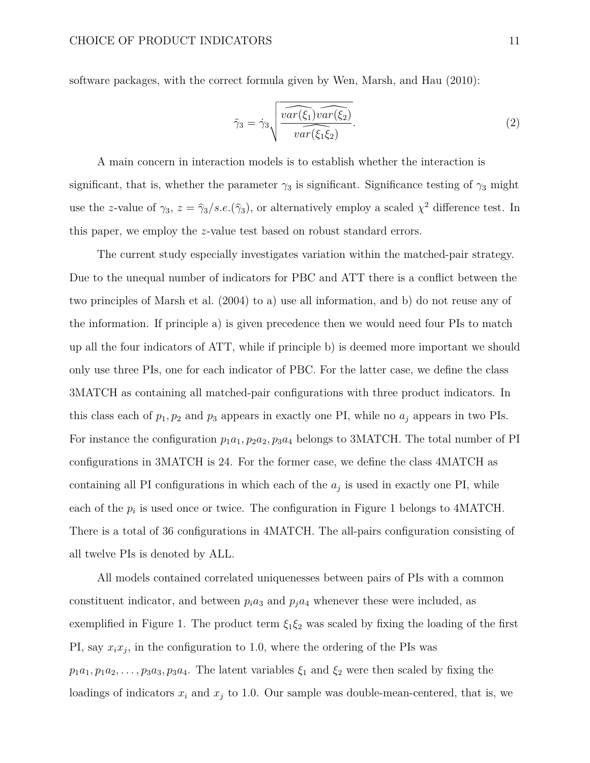software packages, with the correct formula given by Wen, Marsh, and Hau (2010):

$$\tilde{\gamma}_3 = \dot{\gamma}_3 \sqrt{\frac{\widehat{var(\xi_1)}\widehat{var(\xi_2)}}{\widehat{var(\xi_1\xi_2)}}}. \tag{2}$$

A main concern in interaction models is to establish whether the interaction is significant, that is, whether the parameter $\gamma_3$ is significant. Significance testing of $\gamma_3$ might use the $z$-value of $\gamma_3$, $z = \widehat{\gamma}_3 / s.e.(\widehat{\gamma}_3)$, or alternatively employ a scaled $\chi^2$ difference test. In this paper, we employ the $z$-value test based on robust standard errors.

The current study especially investigates variation within the matched-pair strategy. Due to the unequal number of indicators for PBC and ATT there is a conflict between the two principles of Marsh et al. (2004) to a) use all information, and b) do not reuse any of the information. If principle a) is given precedence then we would need four PIs to match up all the four indicators of ATT, while if principle b) is deemed more important we should only use three PIs, one for each indicator of PBC. For the latter case, we define the class 3MATCH as containing all matched-pair configurations with three product indicators. In this class each of $p_1, p_2$ and $p_3$ appears in exactly one PI, while no $a_j$ appears in two PIs. For instance the configuration $p_1a_1, p_2a_2, p_3a_4$ belongs to 3MATCH. The total number of PI configurations in 3MATCH is 24. For the former case, we define the class 4MATCH as containing all PI configurations in which each of the $a_j$ is used in exactly one PI, while each of the $p_i$ is used once or twice. The configuration in Figure 1 belongs to 4MATCH. There is a total of 36 configurations in 4MATCH. The all-pairs configuration consisting of all twelve PIs is denoted by ALL.

All models contained correlated uniquenesses between pairs of PIs with a common constituent indicator, and between $p_ia_3$ and $p_ja_4$ whenever these were included, as exemplified in Figure 1. The product term $\xi_1\xi_2$ was scaled by fixing the loading of the first PI, say $x_ix_j$, in the configuration to 1.0, where the ordering of the PIs was $p_1a_1, p_1a_2, \ldots, p_3a_3, p_3a_4$. The latent variables $\xi_1$ and $\xi_2$ were then scaled by fixing the loadings of indicators $x_i$ and $x_j$ to 1.0. Our sample was double-mean-centered, that is, we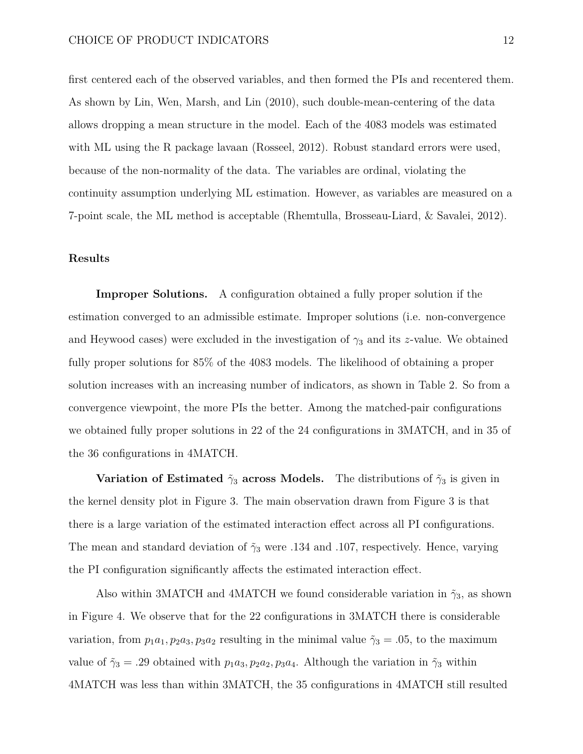first centered each of the observed variables, and then formed the PIs and recentered them. As shown by Lin, Wen, Marsh, and Lin (2010), such double-mean-centering of the data allows dropping a mean structure in the model. Each of the 4083 models was estimated with ML using the R package lavaan (Rosseel, 2012). Robust standard errors were used, because of the non-normality of the data. The variables are ordinal, violating the continuity assumption underlying ML estimation. However, as variables are measured on a 7-point scale, the ML method is acceptable (Rhemtulla, Brosseau-Liard, & Savalei, 2012).

## Results

**Improper Solutions.** A configuration obtained a fully proper solution if the estimation converged to an admissible estimate. Improper solutions (i.e. non-convergence and Heywood cases) were excluded in the investigation of $\gamma_3$ and its $z$-value. We obtained fully proper solutions for 85% of the 4083 models. The likelihood of obtaining a proper solution increases with an increasing number of indicators, as shown in Table 2. So from a convergence viewpoint, the more PIs the better. Among the matched-pair configurations we obtained fully proper solutions in 22 of the 24 configurations in 3MATCH, and in 35 of the 36 configurations in 4MATCH.

**Variation of Estimated $\tilde{\gamma}_3$ across Models.** The distributions of $\tilde{\gamma}_3$ is given in the kernel density plot in Figure 3. The main observation drawn from Figure 3 is that there is a large variation of the estimated interaction effect across all PI configurations. The mean and standard deviation of $\tilde{\gamma}_3$ were .134 and .107, respectively. Hence, varying the PI configuration significantly affects the estimated interaction effect.

Also within 3MATCH and 4MATCH we found considerable variation in $\tilde{\gamma}_3$, as shown in Figure 4. We observe that for the 22 configurations in 3MATCH there is considerable variation, from $p_1a_1, p_2a_3, p_3a_2$ resulting in the minimal value $\tilde{\gamma}_3 = .05$, to the maximum value of $\tilde{\gamma}_3 = .29$ obtained with $p_1a_3, p_2a_2, p_3a_4$. Although the variation in $\tilde{\gamma}_3$ within 4MATCH was less than within 3MATCH, the 35 configurations in 4MATCH still resulted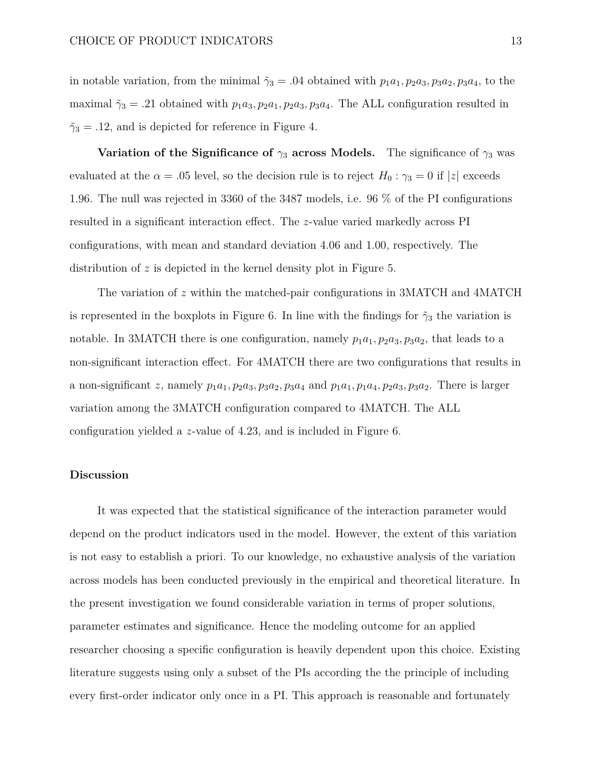in notable variation, from the minimal $\tilde{\gamma}_3 = .04$ obtained with $p_1a_1, p_2a_3, p_3a_2, p_3a_4$, to the maximal $\tilde{\gamma}_3 = .21$ obtained with $p_1a_3, p_2a_1, p_2a_3, p_3a_4$. The ALL configuration resulted in $\tilde{\gamma}_3 = .12$, and is depicted for reference in Figure 4.

**Variation of the Significance of $\gamma_3$ across Models.** The significance of $\gamma_3$ was evaluated at the $\alpha = .05$ level, so the decision rule is to reject $H_0 : \gamma_3 = 0$ if $|z|$ exceeds 1.96. The null was rejected in 3360 of the 3487 models, i.e. 96 % of the PI configurations resulted in a significant interaction effect. The $z$-value varied markedly across PI configurations, with mean and standard deviation 4.06 and 1.00, respectively. The distribution of $z$ is depicted in the kernel density plot in Figure 5.

The variation of $z$ within the matched-pair configurations in 3MATCH and 4MATCH is represented in the boxplots in Figure 6. In line with the findings for $\tilde{\gamma}_3$ the variation is notable. In 3MATCH there is one configuration, namely $p_1a_1, p_2a_3, p_3a_2$, that leads to a non-significant interaction effect. For 4MATCH there are two configurations that results in a non-significant $z$, namely $p_1a_1, p_2a_3, p_3a_2, p_3a_4$ and $p_1a_1, p_1a_4, p_2a_3, p_3a_2$. There is larger variation among the 3MATCH configuration compared to 4MATCH. The ALL configuration yielded a $z$-value of 4.23, and is included in Figure 6.

## Discussion

It was expected that the statistical significance of the interaction parameter would depend on the product indicators used in the model. However, the extent of this variation is not easy to establish a priori. To our knowledge, no exhaustive analysis of the variation across models has been conducted previously in the empirical and theoretical literature. In the present investigation we found considerable variation in terms of proper solutions, parameter estimates and significance. Hence the modeling outcome for an applied researcher choosing a specific configuration is heavily dependent upon this choice. Existing literature suggests using only a subset of the PIs according the the principle of including every first-order indicator only once in a PI. This approach is reasonable and fortunately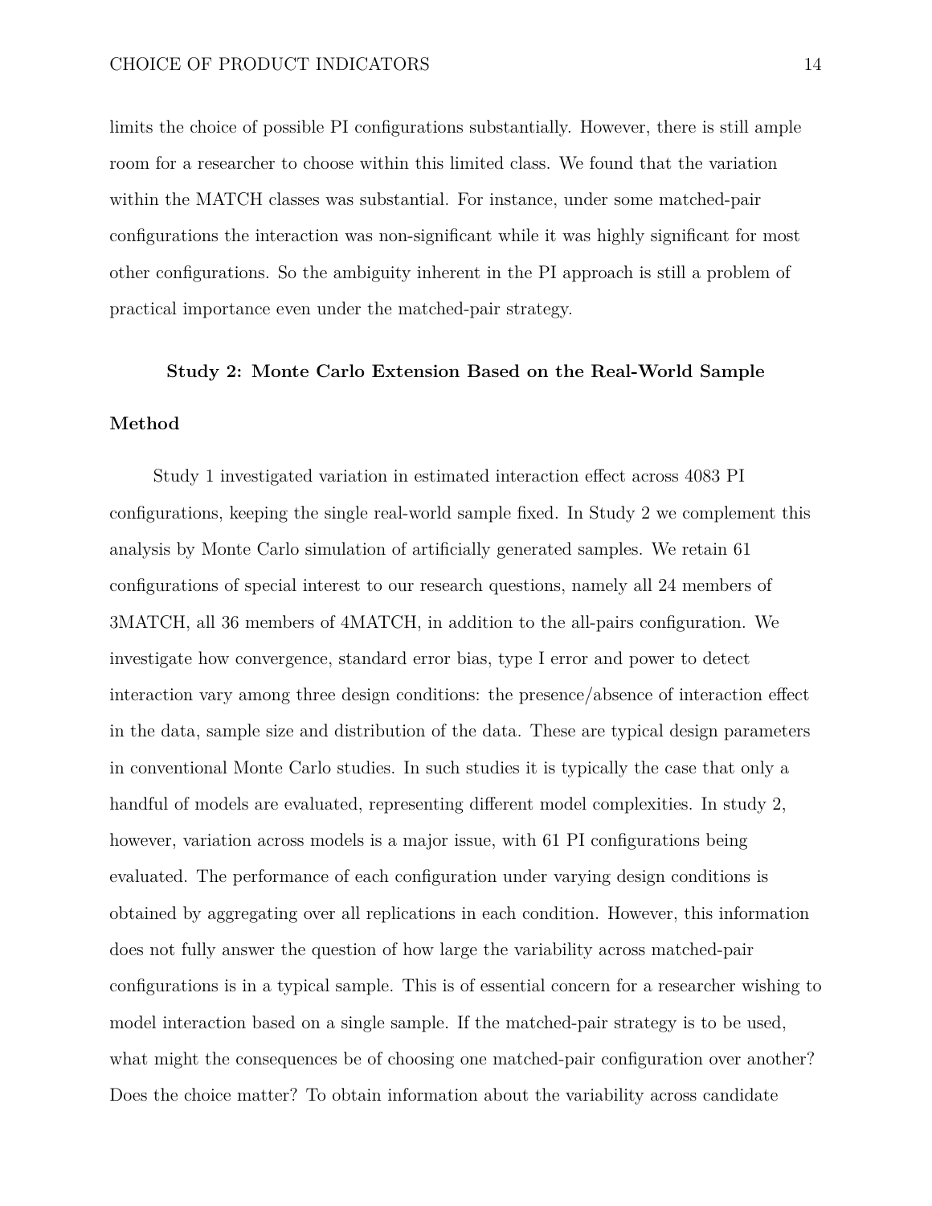limits the choice of possible PI configurations substantially. However, there is still ample room for a researcher to choose within this limited class. We found that the variation within the MATCH classes was substantial. For instance, under some matched-pair configurations the interaction was non-significant while it was highly significant for most other configurations. So the ambiguity inherent in the PI approach is still a problem of practical importance even under the matched-pair strategy.

## Study 2: Monte Carlo Extension Based on the Real-World Sample

### Method

Study 1 investigated variation in estimated interaction effect across 4083 PI configurations, keeping the single real-world sample fixed. In Study 2 we complement this analysis by Monte Carlo simulation of artificially generated samples. We retain 61 configurations of special interest to our research questions, namely all 24 members of 3MATCH, all 36 members of 4MATCH, in addition to the all-pairs configuration. We investigate how convergence, standard error bias, type I error and power to detect interaction vary among three design conditions: the presence/absence of interaction effect in the data, sample size and distribution of the data. These are typical design parameters in conventional Monte Carlo studies. In such studies it is typically the case that only a handful of models are evaluated, representing different model complexities. In study 2, however, variation across models is a major issue, with 61 PI configurations being evaluated. The performance of each configuration under varying design conditions is obtained by aggregating over all replications in each condition. However, this information does not fully answer the question of how large the variability across matched-pair configurations is in a typical sample. This is of essential concern for a researcher wishing to model interaction based on a single sample. If the matched-pair strategy is to be used, what might the consequences be of choosing one matched-pair configuration over another? Does the choice matter? To obtain information about the variability across candidate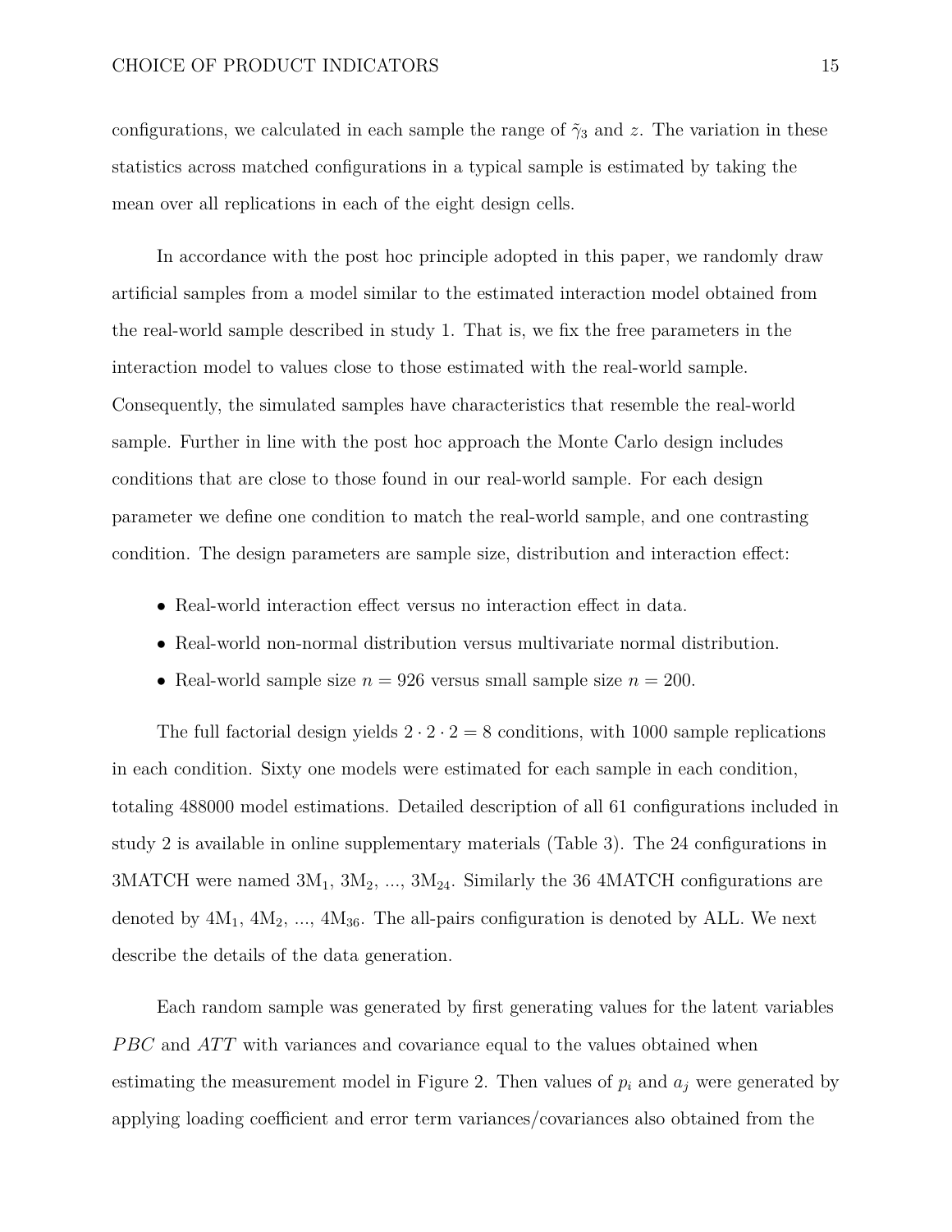configurations, we calculated in each sample the range of $\tilde{\gamma}_3$ and $z$. The variation in these statistics across matched configurations in a typical sample is estimated by taking the mean over all replications in each of the eight design cells.

In accordance with the post hoc principle adopted in this paper, we randomly draw artificial samples from a model similar to the estimated interaction model obtained from the real-world sample described in study 1. That is, we fix the free parameters in the interaction model to values close to those estimated with the real-world sample. Consequently, the simulated samples have characteristics that resemble the real-world sample. Further in line with the post hoc approach the Monte Carlo design includes conditions that are close to those found in our real-world sample. For each design parameter we define one condition to match the real-world sample, and one contrasting condition. The design parameters are sample size, distribution and interaction effect:

- Real-world interaction effect versus no interaction effect in data.
- Real-world non-normal distribution versus multivariate normal distribution.
- Real-world sample size $n = 926$ versus small sample size $n = 200$.

The full factorial design yields $2 \cdot 2 \cdot 2 = 8$ conditions, with 1000 sample replications in each condition. Sixty one models were estimated for each sample in each condition, totaling 488000 model estimations. Detailed description of all 61 configurations included in study 2 is available in online supplementary materials (Table 3). The 24 configurations in 3MATCH were named $3\text{M}_1$, $3\text{M}_2$, ..., $3\text{M}_{24}$. Similarly the 36 4MATCH configurations are denoted by $4\text{M}_1$, $4\text{M}_2$, ..., $4\text{M}_{36}$. The all-pairs configuration is denoted by ALL. We next describe the details of the data generation.

Each random sample was generated by first generating values for the latent variables $PBC$ and $ATT$ with variances and covariance equal to the values obtained when estimating the measurement model in Figure 2. Then values of $p_i$ and $a_j$ were generated by applying loading coefficient and error term variances/covariances also obtained from the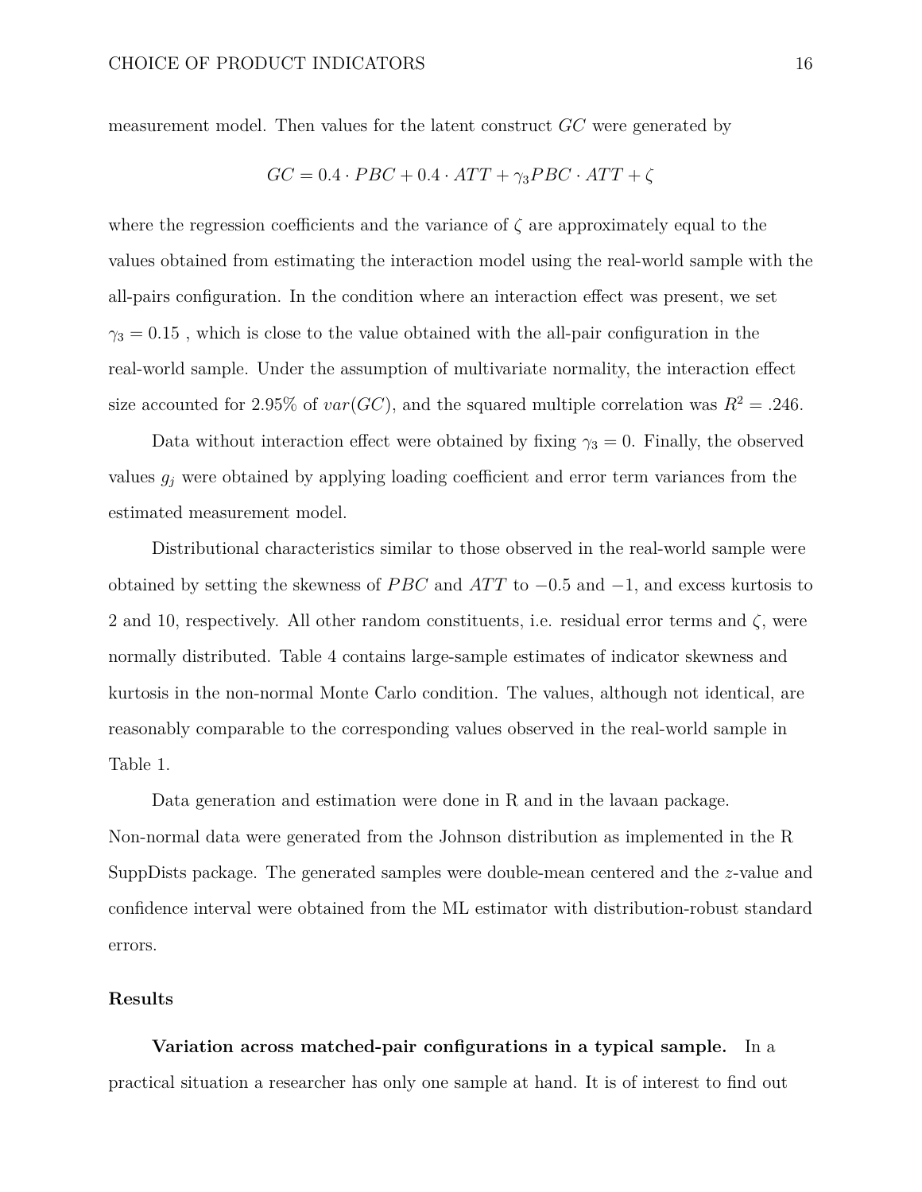measurement model. Then values for the latent construct $GC$ were generated by

$$GC = 0.4 \cdot PBC + 0.4 \cdot ATT + \gamma_3 PBC \cdot ATT + \zeta$$

where the regression coefficients and the variance of $\zeta$ are approximately equal to the values obtained from estimating the interaction model using the real-world sample with the all-pairs configuration. In the condition where an interaction effect was present, we set $\gamma_3 = 0.15$ , which is close to the value obtained with the all-pair configuration in the real-world sample. Under the assumption of multivariate normality, the interaction effect size accounted for 2.95% of $var(GC)$, and the squared multiple correlation was $R^2 = .246$.

Data without interaction effect were obtained by fixing $\gamma_3 = 0$. Finally, the observed values $g_j$ were obtained by applying loading coefficient and error term variances from the estimated measurement model.

Distributional characteristics similar to those observed in the real-world sample were obtained by setting the skewness of $PBC$ and $ATT$ to $-0.5$ and $-1$, and excess kurtosis to 2 and 10, respectively. All other random constituents, i.e. residual error terms and $\zeta$, were normally distributed. Table 4 contains large-sample estimates of indicator skewness and kurtosis in the non-normal Monte Carlo condition. The values, although not identical, are reasonably comparable to the corresponding values observed in the real-world sample in Table 1.

Data generation and estimation were done in R and in the lavaan package. Non-normal data were generated from the Johnson distribution as implemented in the R SuppDists package. The generated samples were double-mean centered and the $z$-value and confidence interval were obtained from the ML estimator with distribution-robust standard errors.

## Results

**Variation across matched-pair configurations in a typical sample.** In a practical situation a researcher has only one sample at hand. It is of interest to find out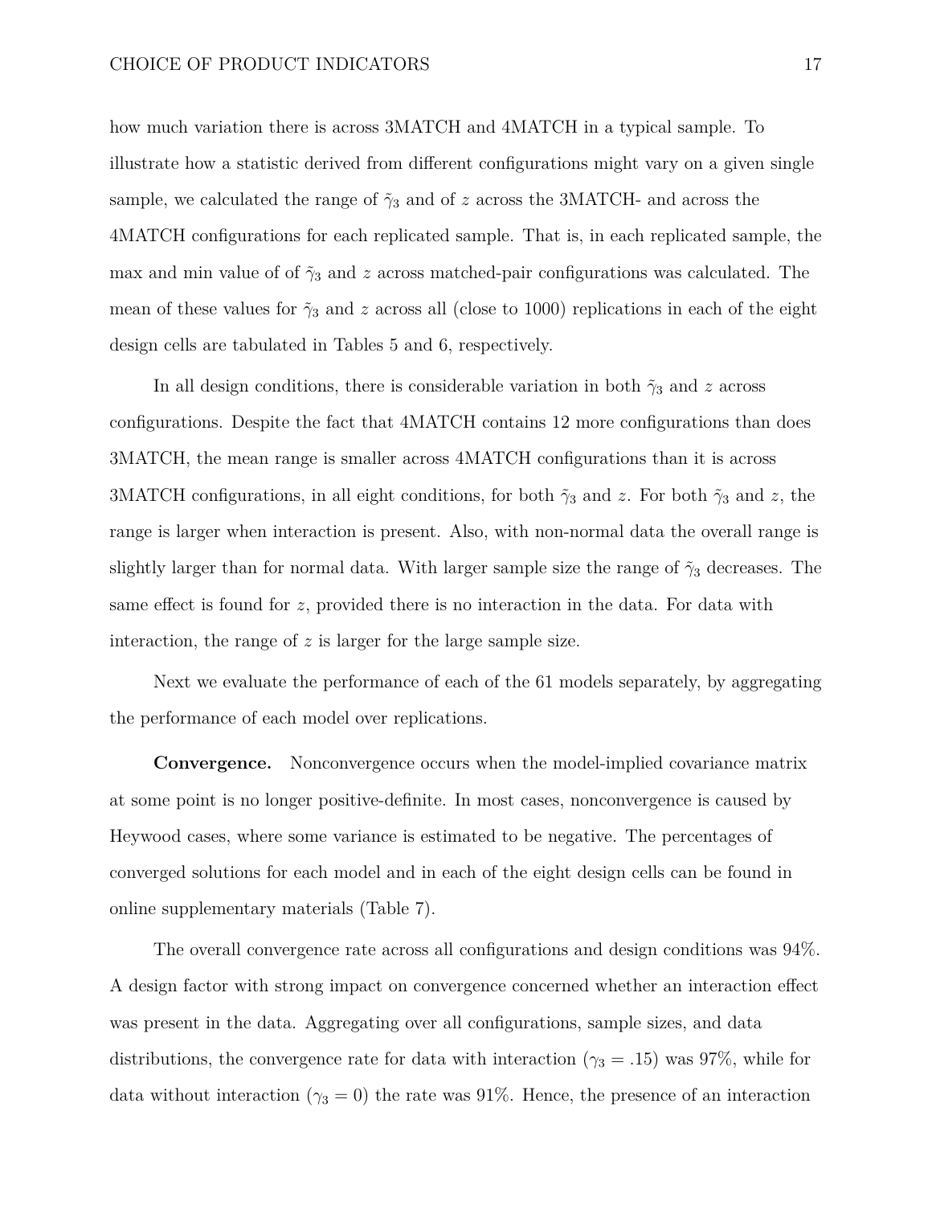how much variation there is across 3MATCH and 4MATCH in a typical sample. To illustrate how a statistic derived from different configurations might vary on a given single sample, we calculated the range of $\tilde{\gamma}_3$ and of $z$ across the 3MATCH- and across the 4MATCH configurations for each replicated sample. That is, in each replicated sample, the max and min value of of $\tilde{\gamma}_3$ and $z$ across matched-pair configurations was calculated. The mean of these values for $\tilde{\gamma}_3$ and $z$ across all (close to 1000) replications in each of the eight design cells are tabulated in Tables 5 and 6, respectively.

In all design conditions, there is considerable variation in both $\tilde{\gamma}_3$ and $z$ across configurations. Despite the fact that 4MATCH contains 12 more configurations than does 3MATCH, the mean range is smaller across 4MATCH configurations than it is across 3MATCH configurations, in all eight conditions, for both $\tilde{\gamma}_3$ and $z$. For both $\tilde{\gamma}_3$ and $z$, the range is larger when interaction is present. Also, with non-normal data the overall range is slightly larger than for normal data. With larger sample size the range of $\tilde{\gamma}_3$ decreases. The same effect is found for $z$, provided there is no interaction in the data. For data with interaction, the range of $z$ is larger for the large sample size.

Next we evaluate the performance of each of the 61 models separately, by aggregating the performance of each model over replications.

**Convergence.** Nonconvergence occurs when the model-implied covariance matrix at some point is no longer positive-definite. In most cases, nonconvergence is caused by Heywood cases, where some variance is estimated to be negative. The percentages of converged solutions for each model and in each of the eight design cells can be found in online supplementary materials (Table 7).

The overall convergence rate across all configurations and design conditions was 94%. A design factor with strong impact on convergence concerned whether an interaction effect was present in the data. Aggregating over all configurations, sample sizes, and data distributions, the convergence rate for data with interaction ($\gamma_3 = .15$) was 97%, while for data without interaction ($\gamma_3 = 0$) the rate was 91%. Hence, the presence of an interaction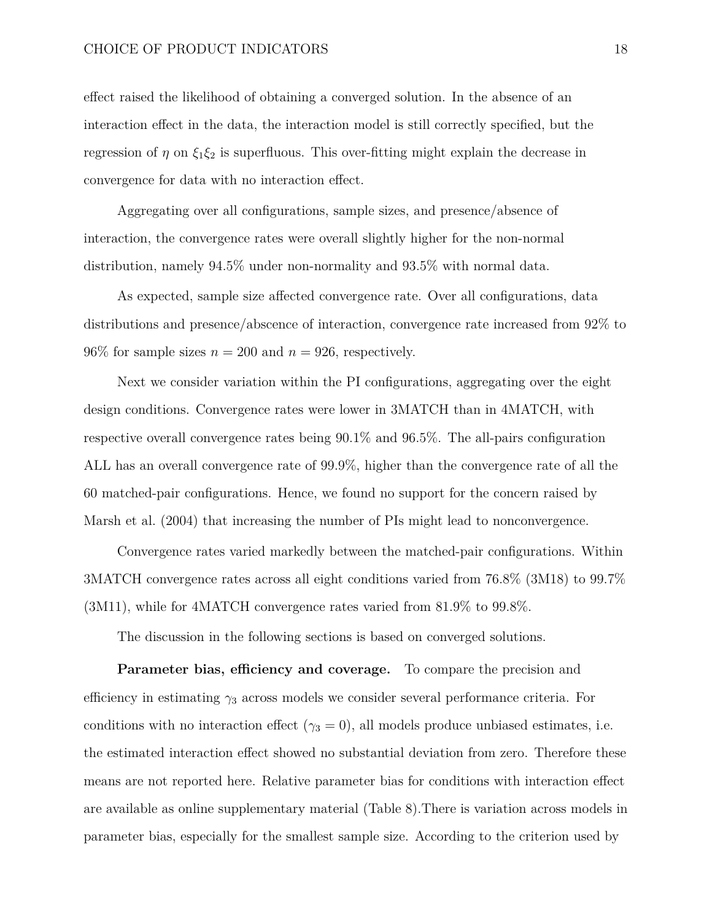effect raised the likelihood of obtaining a converged solution. In the absence of an interaction effect in the data, the interaction model is still correctly specified, but the regression of $\eta$ on $\xi_1\xi_2$ is superfluous. This over-fitting might explain the decrease in convergence for data with no interaction effect.

Aggregating over all configurations, sample sizes, and presence/absence of interaction, the convergence rates were overall slightly higher for the non-normal distribution, namely 94.5% under non-normality and 93.5% with normal data.

As expected, sample size affected convergence rate. Over all configurations, data distributions and presence/abscence of interaction, convergence rate increased from 92% to 96% for sample sizes $n = 200$ and $n = 926$, respectively.

Next we consider variation within the PI configurations, aggregating over the eight design conditions. Convergence rates were lower in 3MATCH than in 4MATCH, with respective overall convergence rates being 90.1% and 96.5%. The all-pairs configuration ALL has an overall convergence rate of 99.9%, higher than the convergence rate of all the 60 matched-pair configurations. Hence, we found no support for the concern raised by Marsh et al. (2004) that increasing the number of PIs might lead to nonconvergence.

Convergence rates varied markedly between the matched-pair configurations. Within 3MATCH convergence rates across all eight conditions varied from 76.8% (3M18) to 99.7% (3M11), while for 4MATCH convergence rates varied from 81.9% to 99.8%.

The discussion in the following sections is based on converged solutions.

**Parameter bias, efficiency and coverage.** To compare the precision and efficiency in estimating $\gamma_3$ across models we consider several performance criteria. For conditions with no interaction effect ($\gamma_3 = 0$), all models produce unbiased estimates, i.e. the estimated interaction effect showed no substantial deviation from zero. Therefore these means are not reported here. Relative parameter bias for conditions with interaction effect are available as online supplementary material (Table 8).There is variation across models in parameter bias, especially for the smallest sample size. According to the criterion used by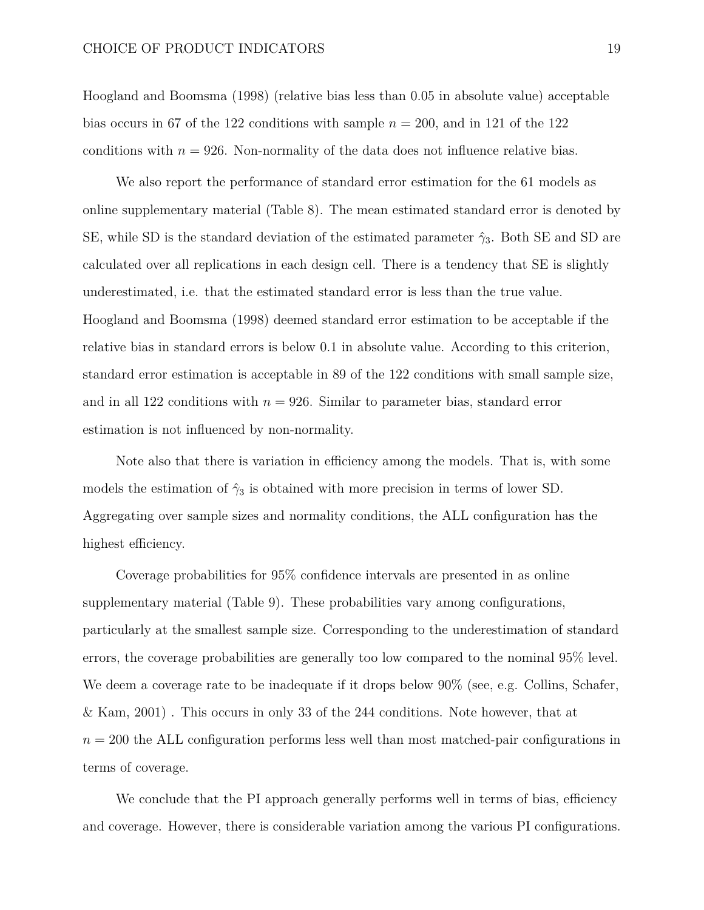Hoogland and Boomsma (1998) (relative bias less than 0.05 in absolute value) acceptable bias occurs in 67 of the 122 conditions with sample $n = 200$, and in 121 of the 122 conditions with $n = 926$. Non-normality of the data does not influence relative bias.

We also report the performance of standard error estimation for the 61 models as online supplementary material (Table 8). The mean estimated standard error is denoted by SE, while SD is the standard deviation of the estimated parameter $\hat{\gamma}_3$. Both SE and SD are calculated over all replications in each design cell. There is a tendency that SE is slightly underestimated, i.e. that the estimated standard error is less than the true value. Hoogland and Boomsma (1998) deemed standard error estimation to be acceptable if the relative bias in standard errors is below 0.1 in absolute value. According to this criterion, standard error estimation is acceptable in 89 of the 122 conditions with small sample size, and in all 122 conditions with $n = 926$. Similar to parameter bias, standard error estimation is not influenced by non-normality.

Note also that there is variation in efficiency among the models. That is, with some models the estimation of $\hat{\gamma}_3$ is obtained with more precision in terms of lower SD. Aggregating over sample sizes and normality conditions, the ALL configuration has the highest efficiency.

Coverage probabilities for 95% confidence intervals are presented in as online supplementary material (Table 9). These probabilities vary among configurations, particularly at the smallest sample size. Corresponding to the underestimation of standard errors, the coverage probabilities are generally too low compared to the nominal 95% level. We deem a coverage rate to be inadequate if it drops below 90% (see, e.g. Collins, Schafer, & Kam, 2001) . This occurs in only 33 of the 244 conditions. Note however, that at $n = 200$ the ALL configuration performs less well than most matched-pair configurations in terms of coverage.

We conclude that the PI approach generally performs well in terms of bias, efficiency and coverage. However, there is considerable variation among the various PI configurations.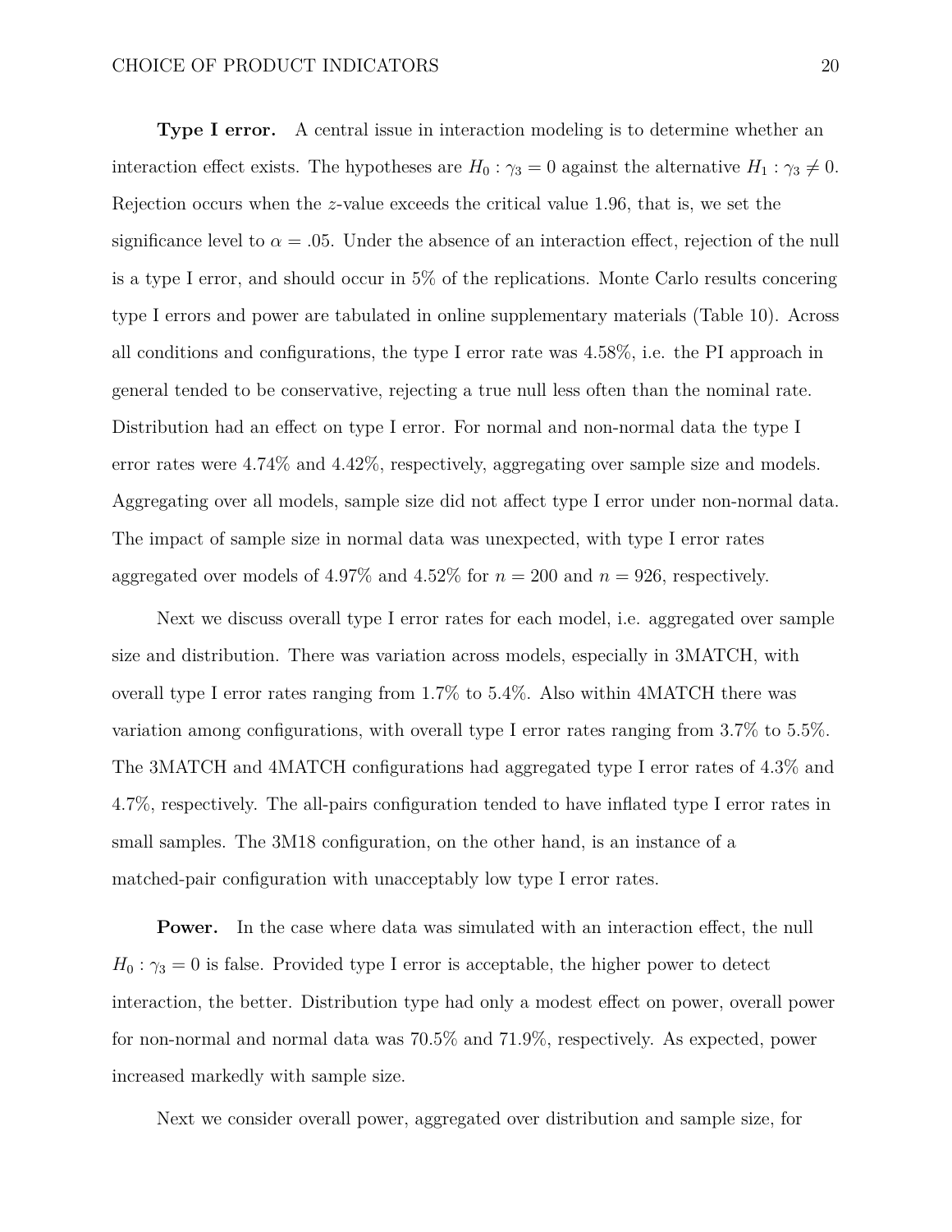**Type I error.** A central issue in interaction modeling is to determine whether an interaction effect exists. The hypotheses are $H_0 : \gamma_3 = 0$ against the alternative $H_1 : \gamma_3 \neq 0$. Rejection occurs when the $z$-value exceeds the critical value 1.96, that is, we set the significance level to $\alpha = .05$. Under the absence of an interaction effect, rejection of the null is a type I error, and should occur in 5% of the replications. Monte Carlo results concering type I errors and power are tabulated in online supplementary materials (Table 10). Across all conditions and configurations, the type I error rate was 4.58%, i.e. the PI approach in general tended to be conservative, rejecting a true null less often than the nominal rate. Distribution had an effect on type I error. For normal and non-normal data the type I error rates were 4.74% and 4.42%, respectively, aggregating over sample size and models. Aggregating over all models, sample size did not affect type I error under non-normal data. The impact of sample size in normal data was unexpected, with type I error rates aggregated over models of 4.97% and 4.52% for $n = 200$ and $n = 926$, respectively.

Next we discuss overall type I error rates for each model, i.e. aggregated over sample size and distribution. There was variation across models, especially in 3MATCH, with overall type I error rates ranging from 1.7% to 5.4%. Also within 4MATCH there was variation among configurations, with overall type I error rates ranging from 3.7% to 5.5%. The 3MATCH and 4MATCH configurations had aggregated type I error rates of 4.3% and 4.7%, respectively. The all-pairs configuration tended to have inflated type I error rates in small samples. The 3M18 configuration, on the other hand, is an instance of a matched-pair configuration with unacceptably low type I error rates.

**Power.** In the case where data was simulated with an interaction effect, the null $H_0 : \gamma_3 = 0$ is false. Provided type I error is acceptable, the higher power to detect interaction, the better. Distribution type had only a modest effect on power, overall power for non-normal and normal data was 70.5% and 71.9%, respectively. As expected, power increased markedly with sample size.

Next we consider overall power, aggregated over distribution and sample size, for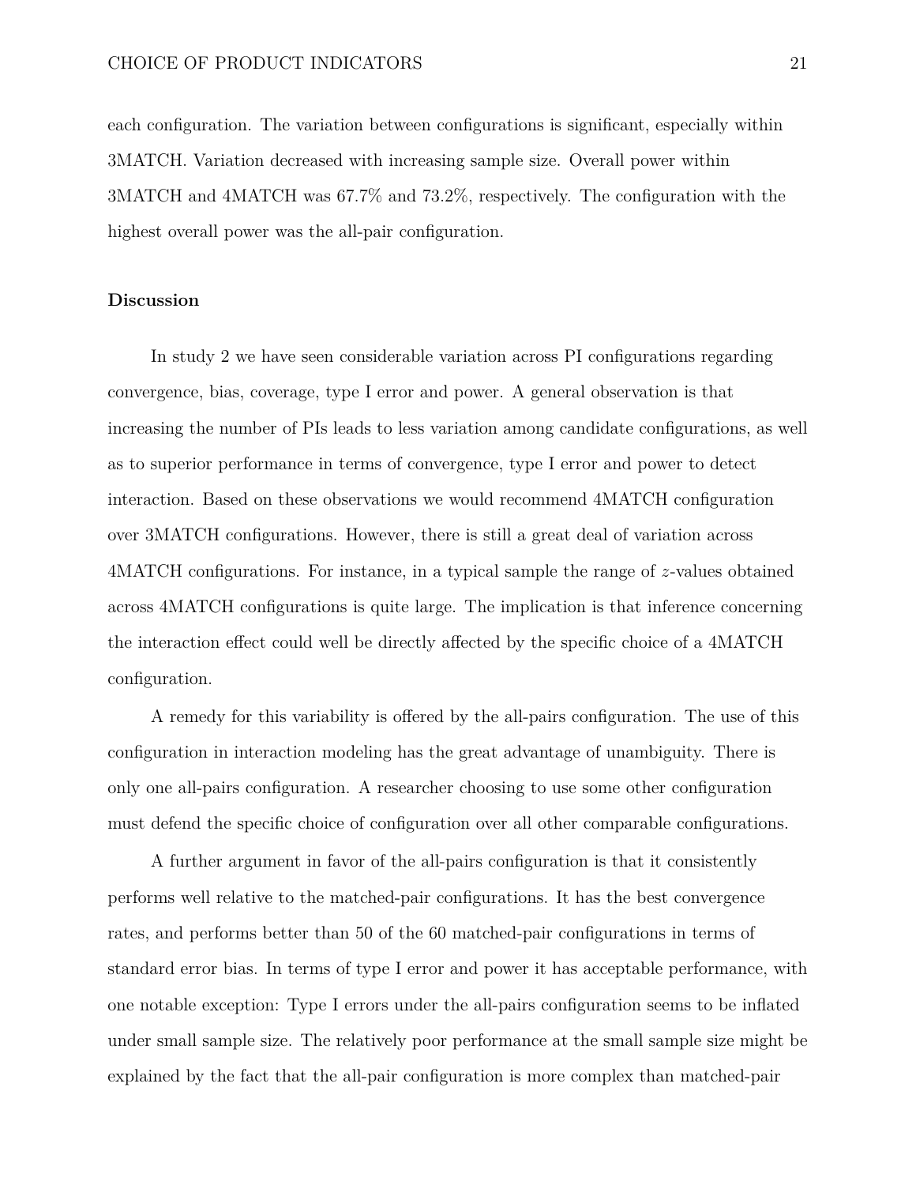each configuration. The variation between configurations is significant, especially within 3MATCH. Variation decreased with increasing sample size. Overall power within 3MATCH and 4MATCH was 67.7% and 73.2%, respectively. The configuration with the highest overall power was the all-pair configuration.

## Discussion

In study 2 we have seen considerable variation across PI configurations regarding convergence, bias, coverage, type I error and power. A general observation is that increasing the number of PIs leads to less variation among candidate configurations, as well as to superior performance in terms of convergence, type I error and power to detect interaction. Based on these observations we would recommend 4MATCH configuration over 3MATCH configurations. However, there is still a great deal of variation across 4MATCH configurations. For instance, in a typical sample the range of $z$-values obtained across 4MATCH configurations is quite large. The implication is that inference concerning the interaction effect could well be directly affected by the specific choice of a 4MATCH configuration.

A remedy for this variability is offered by the all-pairs configuration. The use of this configuration in interaction modeling has the great advantage of unambiguity. There is only one all-pairs configuration. A researcher choosing to use some other configuration must defend the specific choice of configuration over all other comparable configurations.

A further argument in favor of the all-pairs configuration is that it consistently performs well relative to the matched-pair configurations. It has the best convergence rates, and performs better than 50 of the 60 matched-pair configurations in terms of standard error bias. In terms of type I error and power it has acceptable performance, with one notable exception: Type I errors under the all-pairs configuration seems to be inflated under small sample size. The relatively poor performance at the small sample size might be explained by the fact that the all-pair configuration is more complex than matched-pair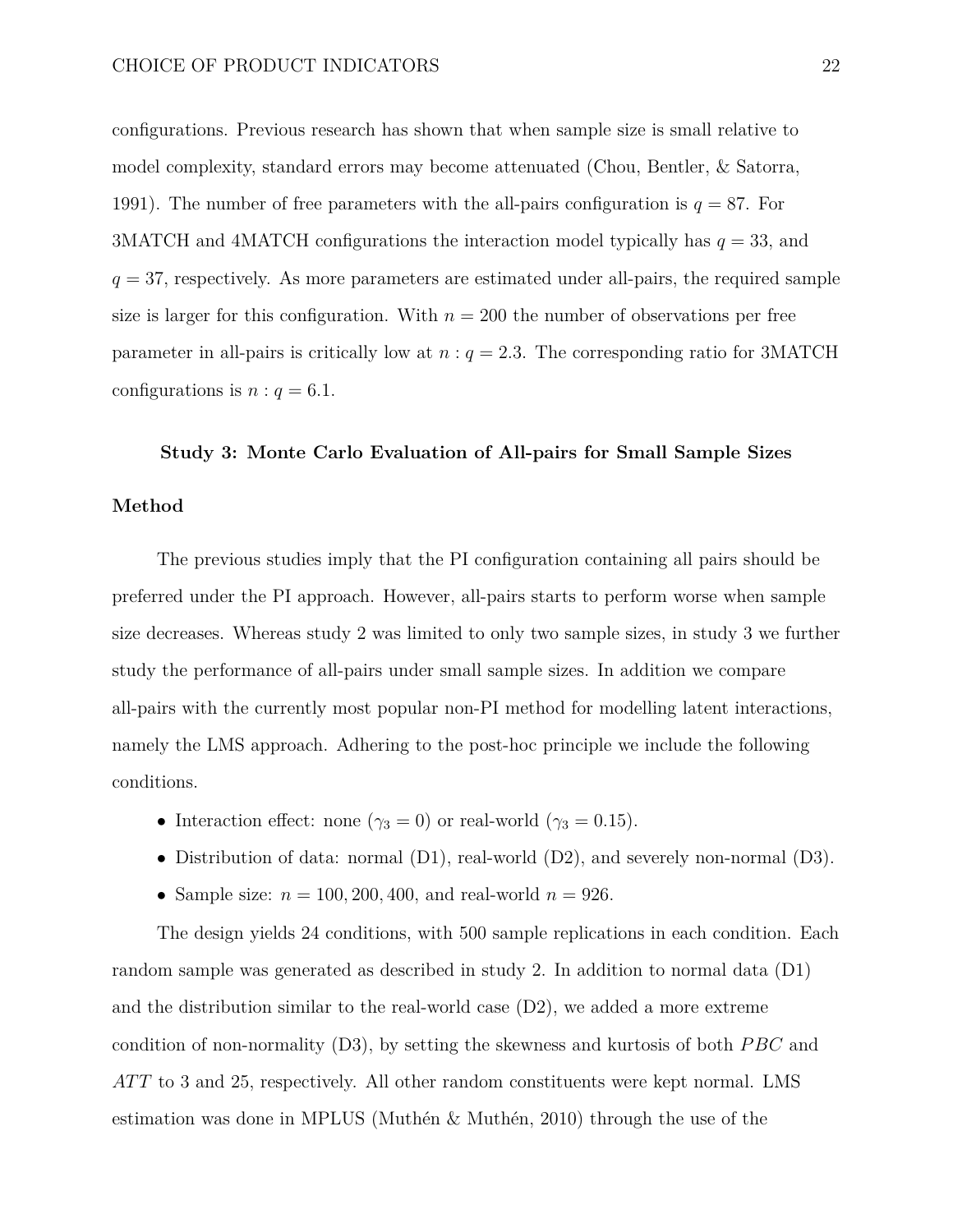configurations. Previous research has shown that when sample size is small relative to model complexity, standard errors may become attenuated (Chou, Bentler, & Satorra, 1991). The number of free parameters with the all-pairs configuration is $q = 87$. For 3MATCH and 4MATCH configurations the interaction model typically has $q = 33$, and $q = 37$, respectively. As more parameters are estimated under all-pairs, the required sample size is larger for this configuration. With $n = 200$ the number of observations per free parameter in all-pairs is critically low at $n : q = 2.3$. The corresponding ratio for 3MATCH configurations is $n : q = 6.1$.

## Study 3: Monte Carlo Evaluation of All-pairs for Small Sample Sizes

### Method

The previous studies imply that the PI configuration containing all pairs should be preferred under the PI approach. However, all-pairs starts to perform worse when sample size decreases. Whereas study 2 was limited to only two sample sizes, in study 3 we further study the performance of all-pairs under small sample sizes. In addition we compare all-pairs with the currently most popular non-PI method for modelling latent interactions, namely the LMS approach. Adhering to the post-hoc principle we include the following conditions.

- Interaction effect: none ($\gamma_3 = 0$) or real-world ($\gamma_3 = 0.15$).
- Distribution of data: normal (D1), real-world (D2), and severely non-normal (D3).
- Sample size: $n = 100, 200, 400$, and real-world $n = 926$.

The design yields 24 conditions, with 500 sample replications in each condition. Each random sample was generated as described in study 2. In addition to normal data (D1) and the distribution similar to the real-world case (D2), we added a more extreme condition of non-normality (D3), by setting the skewness and kurtosis of both $PBC$ and $ATT$ to 3 and 25, respectively. All other random constituents were kept normal. LMS estimation was done in MPLUS (Muthén & Muthén, 2010) through the use of the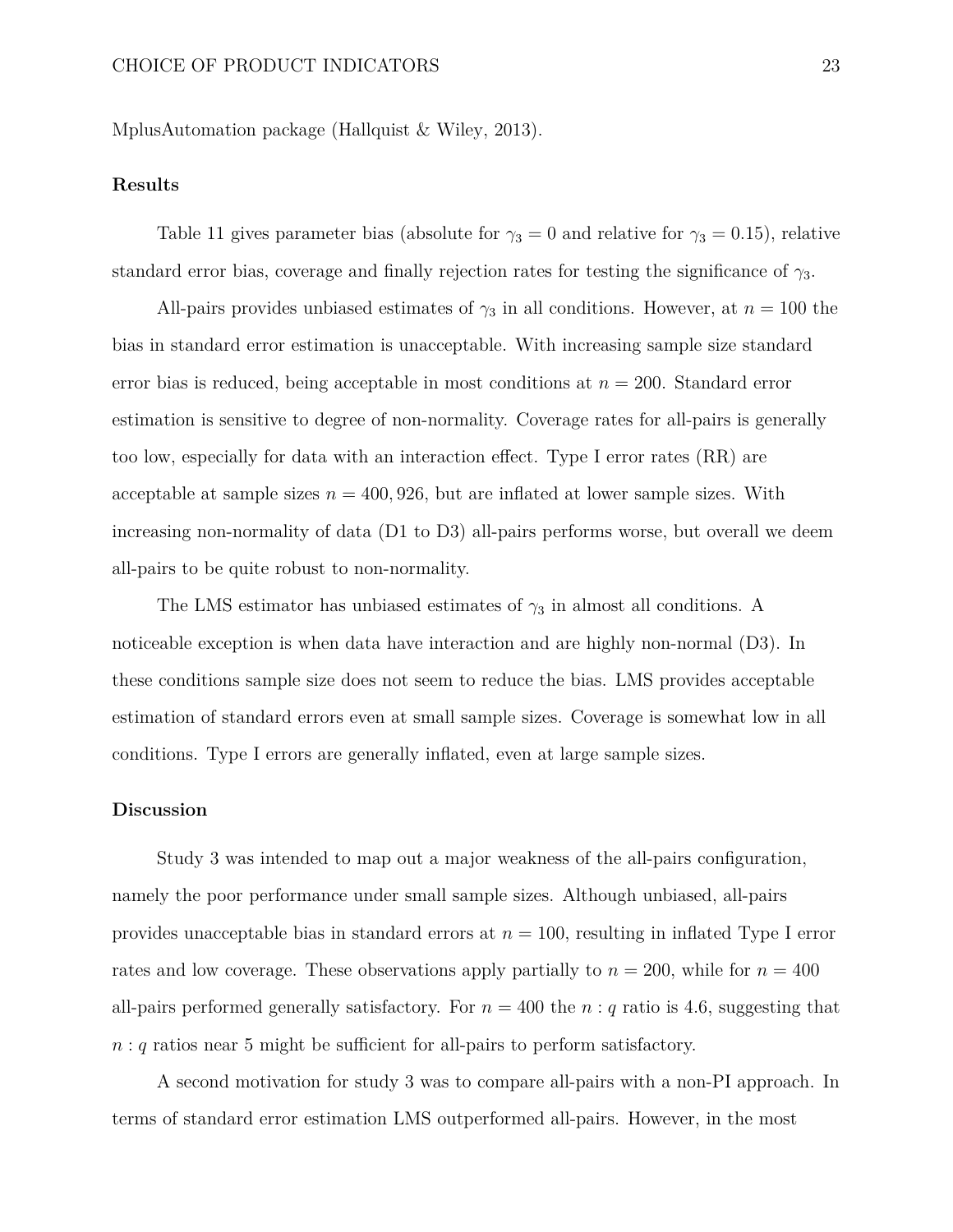MplusAutomation package (Hallquist & Wiley, 2013).

## Results

Table 11 gives parameter bias (absolute for $\gamma_3 = 0$ and relative for $\gamma_3 = 0.15$), relative standard error bias, coverage and finally rejection rates for testing the significance of $\gamma_3$.

All-pairs provides unbiased estimates of $\gamma_3$ in all conditions. However, at $n = 100$ the bias in standard error estimation is unacceptable. With increasing sample size standard error bias is reduced, being acceptable in most conditions at $n = 200$. Standard error estimation is sensitive to degree of non-normality. Coverage rates for all-pairs is generally too low, especially for data with an interaction effect. Type I error rates (RR) are acceptable at sample sizes $n = 400, 926$, but are inflated at lower sample sizes. With increasing non-normality of data (D1 to D3) all-pairs performs worse, but overall we deem all-pairs to be quite robust to non-normality.

The LMS estimator has unbiased estimates of $\gamma_3$ in almost all conditions. A noticeable exception is when data have interaction and are highly non-normal (D3). In these conditions sample size does not seem to reduce the bias. LMS provides acceptable estimation of standard errors even at small sample sizes. Coverage is somewhat low in all conditions. Type I errors are generally inflated, even at large sample sizes.

## Discussion

Study 3 was intended to map out a major weakness of the all-pairs configuration, namely the poor performance under small sample sizes. Although unbiased, all-pairs provides unacceptable bias in standard errors at $n = 100$, resulting in inflated Type I error rates and low coverage. These observations apply partially to $n = 200$, while for $n = 400$ all-pairs performed generally satisfactory. For $n = 400$ the $n : q$ ratio is 4.6, suggesting that $n : q$ ratios near 5 might be sufficient for all-pairs to perform satisfactory.

A second motivation for study 3 was to compare all-pairs with a non-PI approach. In terms of standard error estimation LMS outperformed all-pairs. However, in the most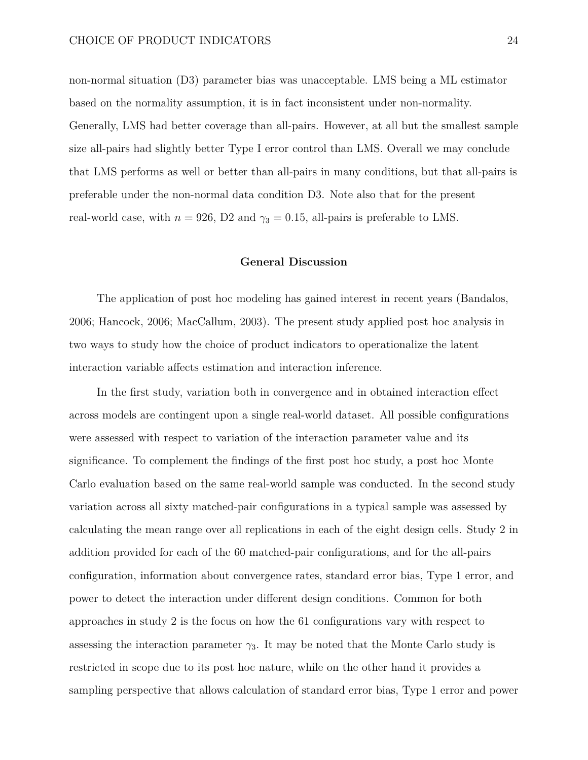non-normal situation (D3) parameter bias was unacceptable. LMS being a ML estimator based on the normality assumption, it is in fact inconsistent under non-normality. Generally, LMS had better coverage than all-pairs. However, at all but the smallest sample size all-pairs had slightly better Type I error control than LMS. Overall we may conclude that LMS performs as well or better than all-pairs in many conditions, but that all-pairs is preferable under the non-normal data condition D3. Note also that for the present real-world case, with $n = 926$, D2 and $\gamma_3 = 0.15$, all-pairs is preferable to LMS.

## General Discussion

The application of post hoc modeling has gained interest in recent years (Bandalos, 2006; Hancock, 2006; MacCallum, 2003). The present study applied post hoc analysis in two ways to study how the choice of product indicators to operationalize the latent interaction variable affects estimation and interaction inference.

In the first study, variation both in convergence and in obtained interaction effect across models are contingent upon a single real-world dataset. All possible configurations were assessed with respect to variation of the interaction parameter value and its significance. To complement the findings of the first post hoc study, a post hoc Monte Carlo evaluation based on the same real-world sample was conducted. In the second study variation across all sixty matched-pair configurations in a typical sample was assessed by calculating the mean range over all replications in each of the eight design cells. Study 2 in addition provided for each of the 60 matched-pair configurations, and for the all-pairs configuration, information about convergence rates, standard error bias, Type 1 error, and power to detect the interaction under different design conditions. Common for both approaches in study 2 is the focus on how the 61 configurations vary with respect to assessing the interaction parameter $\gamma_3$. It may be noted that the Monte Carlo study is restricted in scope due to its post hoc nature, while on the other hand it provides a sampling perspective that allows calculation of standard error bias, Type 1 error and power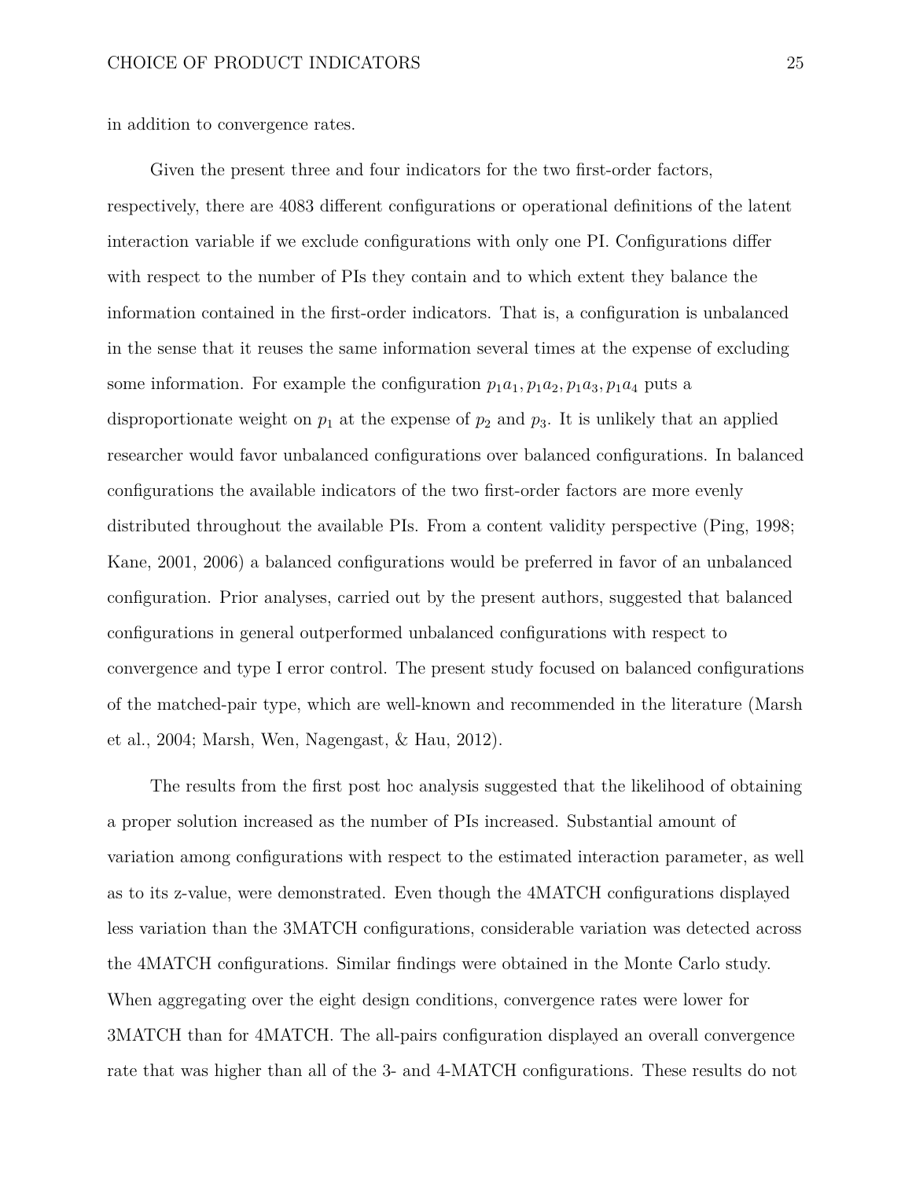in addition to convergence rates.

Given the present three and four indicators for the two first-order factors, respectively, there are 4083 different configurations or operational definitions of the latent interaction variable if we exclude configurations with only one PI. Configurations differ with respect to the number of PIs they contain and to which extent they balance the information contained in the first-order indicators. That is, a configuration is unbalanced in the sense that it reuses the same information several times at the expense of excluding some information. For example the configuration $p_1a_1, p_1a_2, p_1a_3, p_1a_4$ puts a disproportionate weight on $p_1$ at the expense of $p_2$ and $p_3$. It is unlikely that an applied researcher would favor unbalanced configurations over balanced configurations. In balanced configurations the available indicators of the two first-order factors are more evenly distributed throughout the available PIs. From a content validity perspective (Ping, 1998; Kane, 2001, 2006) a balanced configurations would be preferred in favor of an unbalanced configuration. Prior analyses, carried out by the present authors, suggested that balanced configurations in general outperformed unbalanced configurations with respect to convergence and type I error control. The present study focused on balanced configurations of the matched-pair type, which are well-known and recommended in the literature (Marsh et al., 2004; Marsh, Wen, Nagengast, & Hau, 2012).

The results from the first post hoc analysis suggested that the likelihood of obtaining a proper solution increased as the number of PIs increased. Substantial amount of variation among configurations with respect to the estimated interaction parameter, as well as to its z-value, were demonstrated. Even though the 4MATCH configurations displayed less variation than the 3MATCH configurations, considerable variation was detected across the 4MATCH configurations. Similar findings were obtained in the Monte Carlo study. When aggregating over the eight design conditions, convergence rates were lower for 3MATCH than for 4MATCH. The all-pairs configuration displayed an overall convergence rate that was higher than all of the 3- and 4-MATCH configurations. These results do not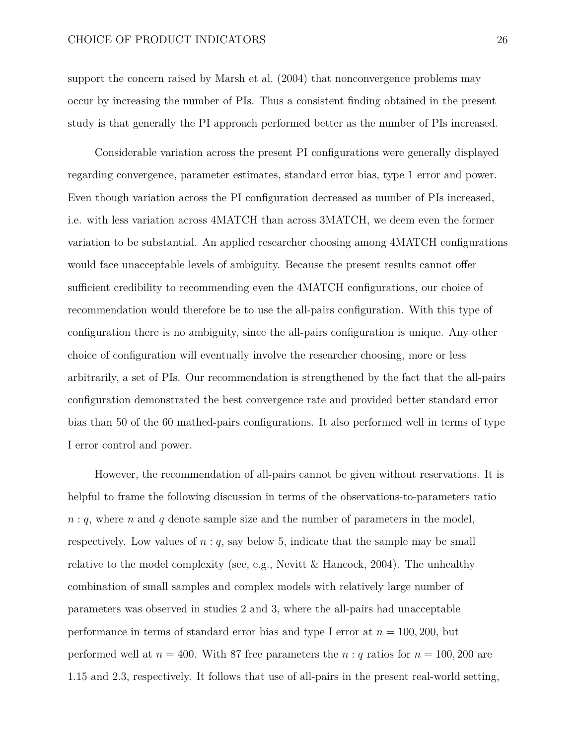support the concern raised by Marsh et al. (2004) that nonconvergence problems may occur by increasing the number of PIs. Thus a consistent finding obtained in the present study is that generally the PI approach performed better as the number of PIs increased.

Considerable variation across the present PI configurations were generally displayed regarding convergence, parameter estimates, standard error bias, type 1 error and power. Even though variation across the PI configuration decreased as number of PIs increased, i.e. with less variation across 4MATCH than across 3MATCH, we deem even the former variation to be substantial. An applied researcher choosing among 4MATCH configurations would face unacceptable levels of ambiguity. Because the present results cannot offer sufficient credibility to recommending even the 4MATCH configurations, our choice of recommendation would therefore be to use the all-pairs configuration. With this type of configuration there is no ambiguity, since the all-pairs configuration is unique. Any other choice of configuration will eventually involve the researcher choosing, more or less arbitrarily, a set of PIs. Our recommendation is strengthened by the fact that the all-pairs configuration demonstrated the best convergence rate and provided better standard error bias than 50 of the 60 mathed-pairs configurations. It also performed well in terms of type I error control and power.

However, the recommendation of all-pairs cannot be given without reservations. It is helpful to frame the following discussion in terms of the observations-to-parameters ratio $n:q$, where $n$ and $q$ denote sample size and the number of parameters in the model, respectively. Low values of $n:q$, say below 5, indicate that the sample may be small relative to the model complexity (see, e.g., Nevitt & Hancock, 2004). The unhealthy combination of small samples and complex models with relatively large number of parameters was observed in studies 2 and 3, where the all-pairs had unacceptable performance in terms of standard error bias and type I error at $n = 100, 200$, but performed well at $n = 400$. With 87 free parameters the $n:q$ ratios for $n = 100, 200$ are 1.15 and 2.3, respectively. It follows that use of all-pairs in the present real-world setting,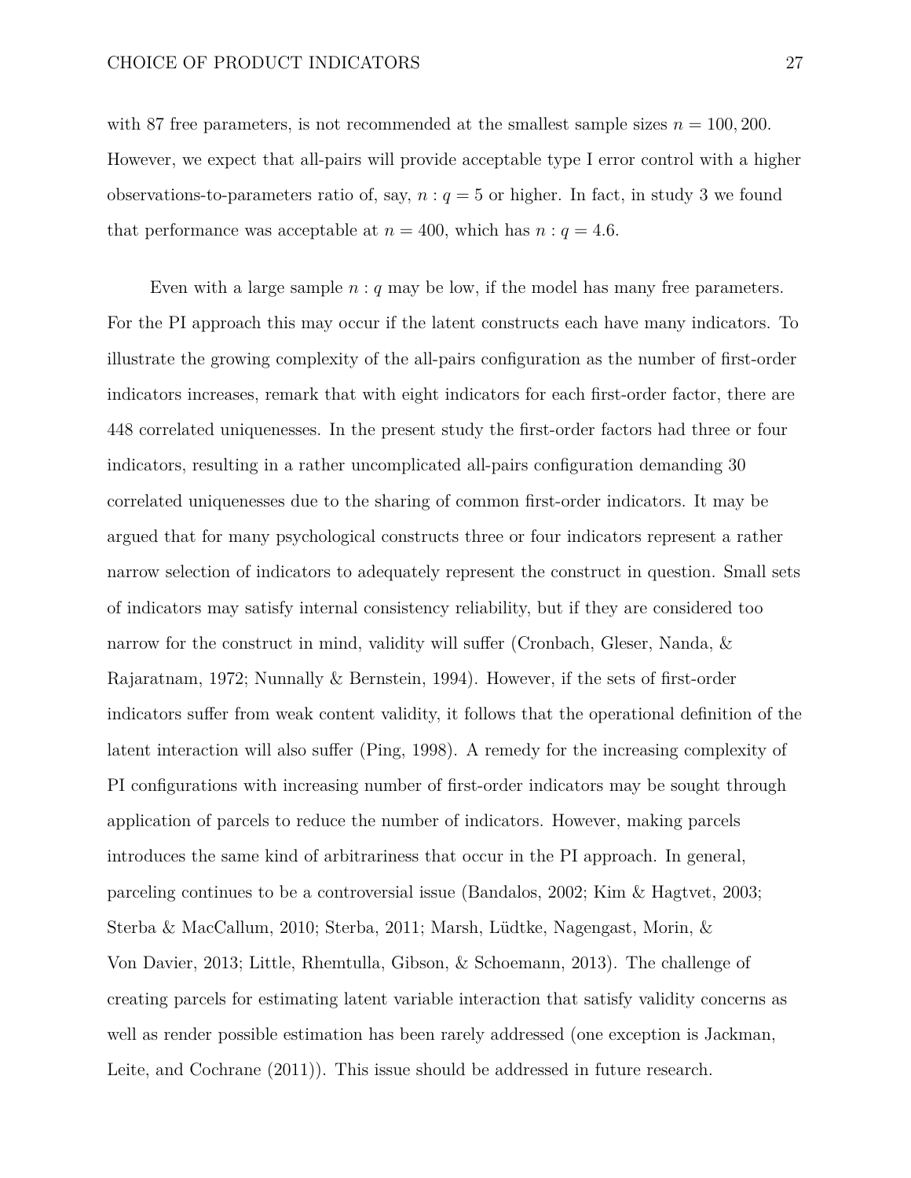with 87 free parameters, is not recommended at the smallest sample sizes $n = 100, 200$. However, we expect that all-pairs will provide acceptable type I error control with a higher observations-to-parameters ratio of, say, $n : q = 5$ or higher. In fact, in study 3 we found that performance was acceptable at $n = 400$, which has $n : q = 4.6$.

Even with a large sample $n : q$ may be low, if the model has many free parameters. For the PI approach this may occur if the latent constructs each have many indicators. To illustrate the growing complexity of the all-pairs configuration as the number of first-order indicators increases, remark that with eight indicators for each first-order factor, there are 448 correlated uniquenesses. In the present study the first-order factors had three or four indicators, resulting in a rather uncomplicated all-pairs configuration demanding 30 correlated uniquenesses due to the sharing of common first-order indicators. It may be argued that for many psychological constructs three or four indicators represent a rather narrow selection of indicators to adequately represent the construct in question. Small sets of indicators may satisfy internal consistency reliability, but if they are considered too narrow for the construct in mind, validity will suffer (Cronbach, Gleser, Nanda, & Rajaratnam, 1972; Nunnally & Bernstein, 1994). However, if the sets of first-order indicators suffer from weak content validity, it follows that the operational definition of the latent interaction will also suffer (Ping, 1998). A remedy for the increasing complexity of PI configurations with increasing number of first-order indicators may be sought through application of parcels to reduce the number of indicators. However, making parcels introduces the same kind of arbitrariness that occur in the PI approach. In general, parceling continues to be a controversial issue (Bandalos, 2002; Kim & Hagtvet, 2003; Sterba & MacCallum, 2010; Sterba, 2011; Marsh, Lüdtke, Nagengast, Morin, & Von Davier, 2013; Little, Rhemtulla, Gibson, & Schoemann, 2013). The challenge of creating parcels for estimating latent variable interaction that satisfy validity concerns as well as render possible estimation has been rarely addressed (one exception is Jackman, Leite, and Cochrane (2011)). This issue should be addressed in future research.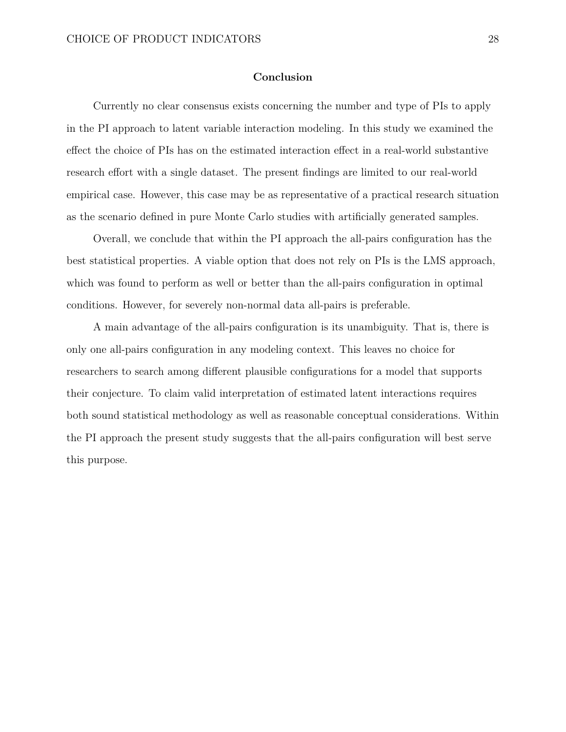## Conclusion

Currently no clear consensus exists concerning the number and type of PIs to apply in the PI approach to latent variable interaction modeling. In this study we examined the effect the choice of PIs has on the estimated interaction effect in a real-world substantive research effort with a single dataset. The present findings are limited to our real-world empirical case. However, this case may be as representative of a practical research situation as the scenario defined in pure Monte Carlo studies with artificially generated samples.

Overall, we conclude that within the PI approach the all-pairs configuration has the best statistical properties. A viable option that does not rely on PIs is the LMS approach, which was found to perform as well or better than the all-pairs configuration in optimal conditions. However, for severely non-normal data all-pairs is preferable.

A main advantage of the all-pairs configuration is its unambiguity. That is, there is only one all-pairs configuration in any modeling context. This leaves no choice for researchers to search among different plausible configurations for a model that supports their conjecture. To claim valid interpretation of estimated latent interactions requires both sound statistical methodology as well as reasonable conceptual considerations. Within the PI approach the present study suggests that the all-pairs configuration will best serve this purpose.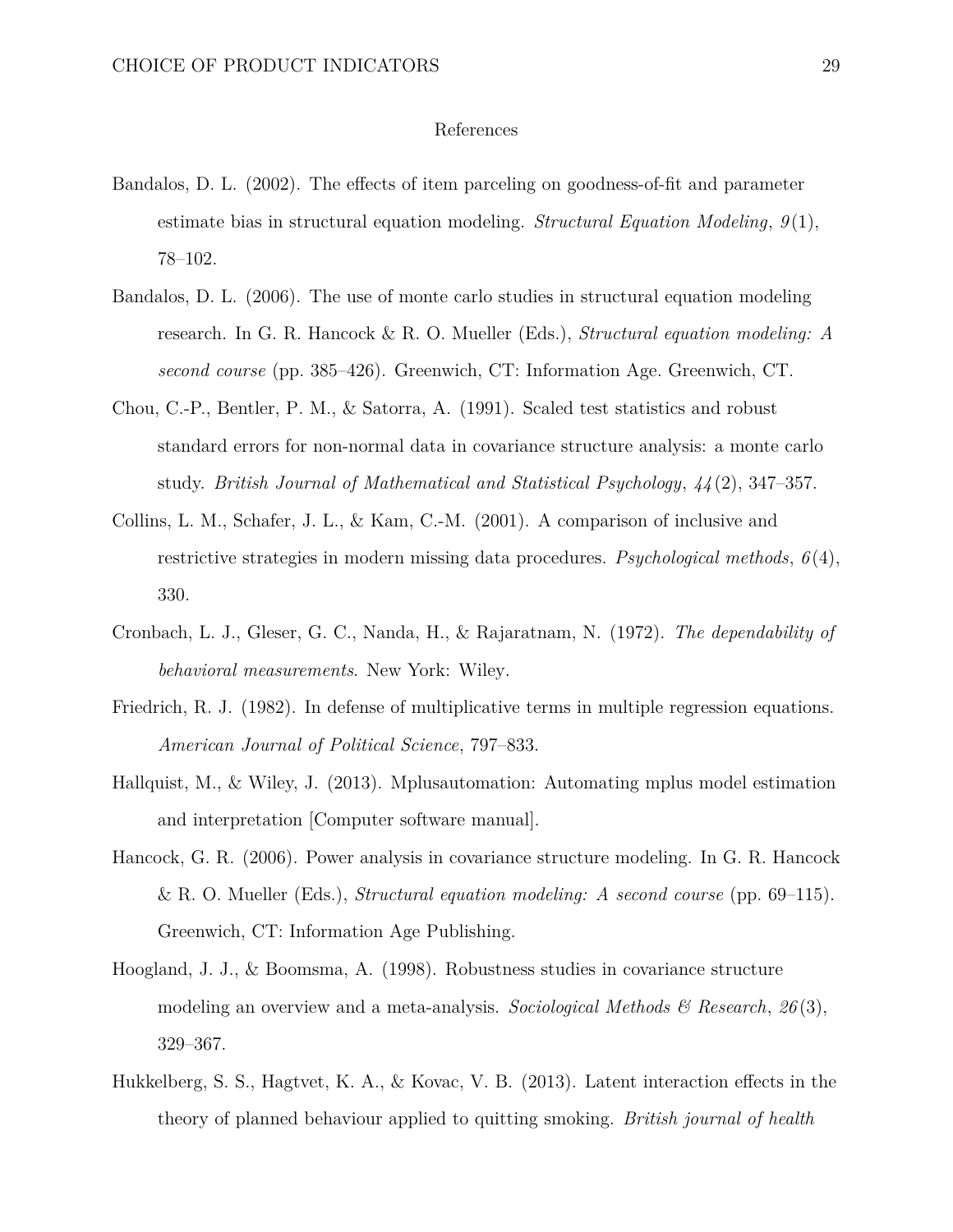# References

Bandalos, D. L. (2002). The effects of item parceling on goodness-of-fit and parameter estimate bias in structural equation modeling. *Structural Equation Modeling*, *9*(1), 78–102.

Bandalos, D. L. (2006). The use of monte carlo studies in structural equation modeling research. In G. R. Hancock & R. O. Mueller (Eds.), *Structural equation modeling: A second course* (pp. 385–426). Greenwich, CT: Information Age. Greenwich, CT.

Chou, C.-P., Bentler, P. M., & Satorra, A. (1991). Scaled test statistics and robust standard errors for non-normal data in covariance structure analysis: a monte carlo study. *British Journal of Mathematical and Statistical Psychology*, *44*(2), 347–357.

Collins, L. M., Schafer, J. L., & Kam, C.-M. (2001). A comparison of inclusive and restrictive strategies in modern missing data procedures. *Psychological methods*, *6*(4), 330.

Cronbach, L. J., Gleser, G. C., Nanda, H., & Rajaratnam, N. (1972). *The dependability of behavioral measurements*. New York: Wiley.

Friedrich, R. J. (1982). In defense of multiplicative terms in multiple regression equations. *American Journal of Political Science*, 797–833.

Hallquist, M., & Wiley, J. (2013). Mplusautomation: Automating mplus model estimation and interpretation [Computer software manual].

Hancock, G. R. (2006). Power analysis in covariance structure modeling. In G. R. Hancock & R. O. Mueller (Eds.), *Structural equation modeling: A second course* (pp. 69–115). Greenwich, CT: Information Age Publishing.

Hoogland, J. J., & Boomsma, A. (1998). Robustness studies in covariance structure modeling an overview and a meta-analysis. *Sociological Methods & Research*, *26*(3), 329–367.

Hukkelberg, S. S., Hagtvet, K. A., & Kovac, V. B. (2013). Latent interaction effects in the theory of planned behaviour applied to quitting smoking. *British journal of health*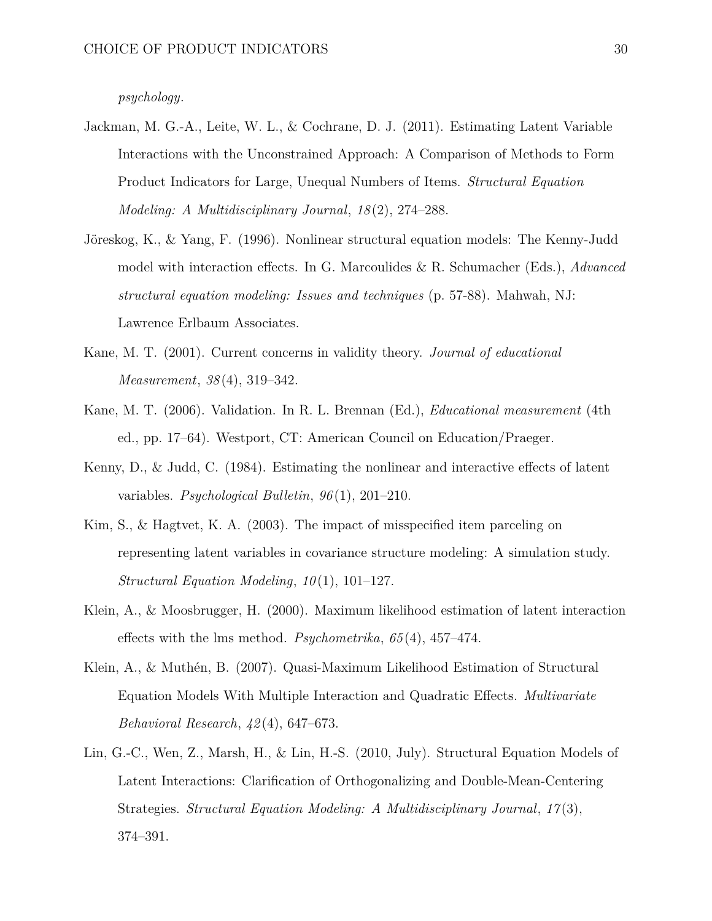*psychology*.

Jackman, M. G.-A., Leite, W. L., & Cochrane, D. J. (2011). Estimating Latent Variable Interactions with the Unconstrained Approach: A Comparison of Methods to Form Product Indicators for Large, Unequal Numbers of Items. *Structural Equation Modeling: A Multidisciplinary Journal*, *18*(2), 274–288.

Jöreskog, K., & Yang, F. (1996). Nonlinear structural equation models: The Kenny-Judd model with interaction effects. In G. Marcoulides & R. Schumacher (Eds.), *Advanced structural equation modeling: Issues and techniques* (p. 57-88). Mahwah, NJ: Lawrence Erlbaum Associates.

Kane, M. T. (2001). Current concerns in validity theory. *Journal of educational Measurement*, *38*(4), 319–342.

Kane, M. T. (2006). Validation. In R. L. Brennan (Ed.), *Educational measurement* (4th ed., pp. 17–64). Westport, CT: American Council on Education/Praeger.

Kenny, D., & Judd, C. (1984). Estimating the nonlinear and interactive effects of latent variables. *Psychological Bulletin*, *96*(1), 201–210.

Kim, S., & Hagtvet, K. A. (2003). The impact of misspecified item parceling on representing latent variables in covariance structure modeling: A simulation study. *Structural Equation Modeling*, *10*(1), 101–127.

Klein, A., & Moosbrugger, H. (2000). Maximum likelihood estimation of latent interaction effects with the lms method. *Psychometrika*, *65*(4), 457–474.

Klein, A., & Muthén, B. (2007). Quasi-Maximum Likelihood Estimation of Structural Equation Models With Multiple Interaction and Quadratic Effects. *Multivariate Behavioral Research*, *42*(4), 647–673.

Lin, G.-C., Wen, Z., Marsh, H., & Lin, H.-S. (2010, July). Structural Equation Models of Latent Interactions: Clarification of Orthogonalizing and Double-Mean-Centering Strategies. *Structural Equation Modeling: A Multidisciplinary Journal*, *17*(3), 374–391.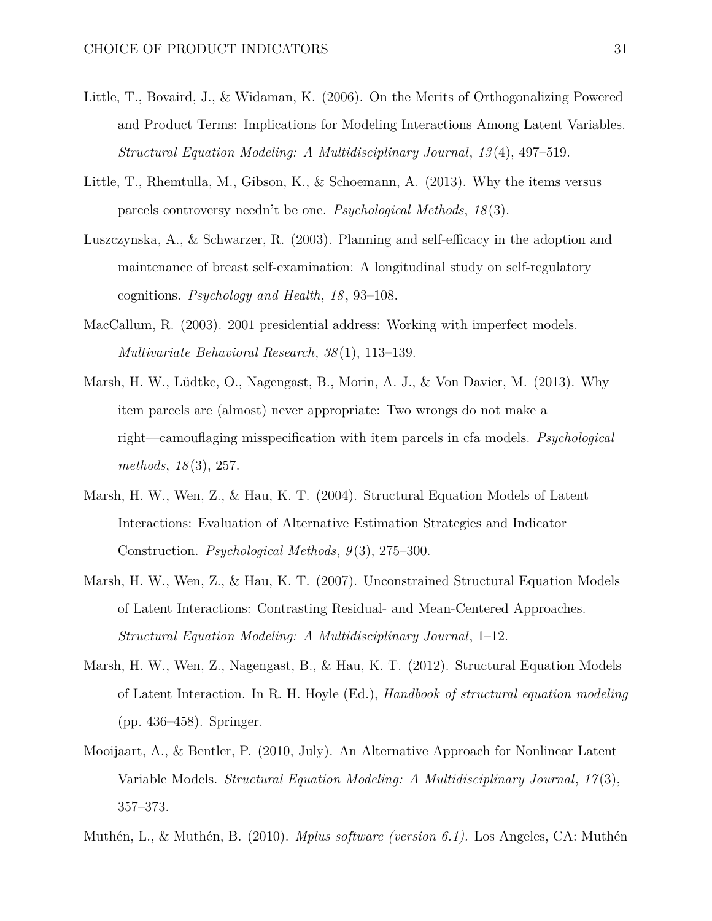Little, T., Bovaird, J., & Widaman, K. (2006). On the Merits of Orthogonalizing Powered and Product Terms: Implications for Modeling Interactions Among Latent Variables. *Structural Equation Modeling: A Multidisciplinary Journal*, *13*(4), 497–519.

Little, T., Rhemtulla, M., Gibson, K., & Schoemann, A. (2013). Why the items versus parcels controversy needn't be one. *Psychological Methods*, *18*(3).

Luszczynska, A., & Schwarzer, R. (2003). Planning and self-efficacy in the adoption and maintenance of breast self-examination: A longitudinal study on self-regulatory cognitions. *Psychology and Health*, *18*, 93–108.

MacCallum, R. (2003). 2001 presidential address: Working with imperfect models. *Multivariate Behavioral Research*, *38*(1), 113–139.

Marsh, H. W., Lüdtke, O., Nagengast, B., Morin, A. J., & Von Davier, M. (2013). Why item parcels are (almost) never appropriate: Two wrongs do not make a right—camouflaging misspecification with item parcels in cfa models. *Psychological methods*, *18*(3), 257.

Marsh, H. W., Wen, Z., & Hau, K. T. (2004). Structural Equation Models of Latent Interactions: Evaluation of Alternative Estimation Strategies and Indicator Construction. *Psychological Methods*, *9*(3), 275–300.

Marsh, H. W., Wen, Z., & Hau, K. T. (2007). Unconstrained Structural Equation Models of Latent Interactions: Contrasting Residual- and Mean-Centered Approaches. *Structural Equation Modeling: A Multidisciplinary Journal*, 1–12.

Marsh, H. W., Wen, Z., Nagengast, B., & Hau, K. T. (2012). Structural Equation Models of Latent Interaction. In R. H. Hoyle (Ed.), *Handbook of structural equation modeling* (pp. 436–458). Springer.

Mooijaart, A., & Bentler, P. (2010, July). An Alternative Approach for Nonlinear Latent Variable Models. *Structural Equation Modeling: A Multidisciplinary Journal*, *17*(3), 357–373.

Muthén, L., & Muthén, B. (2010). *Mplus software (version 6.1).* Los Angeles, CA: Muthén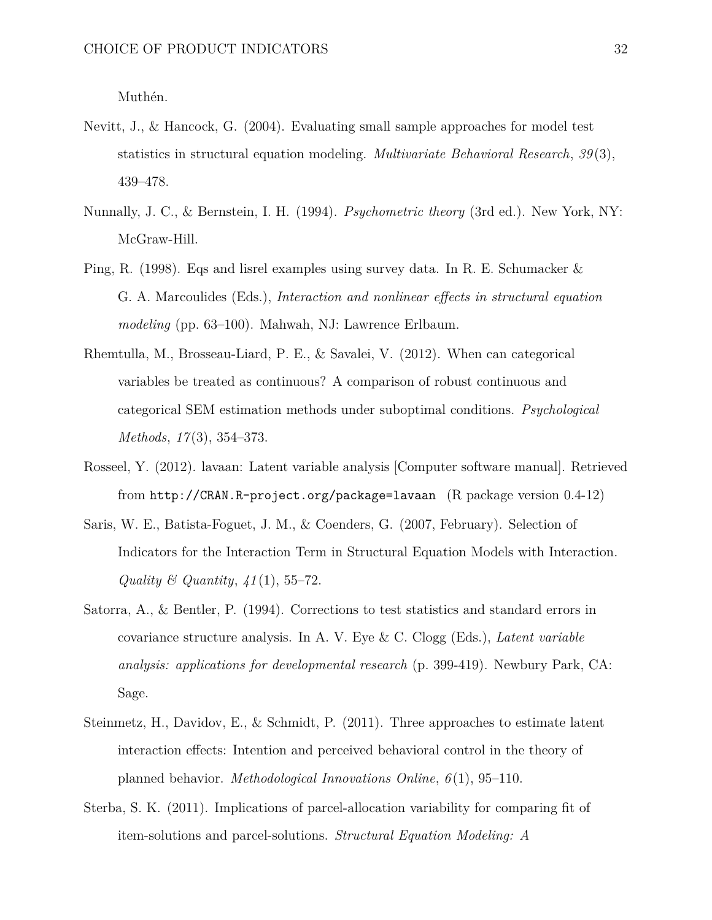Muthén.

Nevitt, J., & Hancock, G. (2004). Evaluating small sample approaches for model test statistics in structural equation modeling. *Multivariate Behavioral Research*, *39*(3), 439–478.

Nunnally, J. C., & Bernstein, I. H. (1994). *Psychometric theory* (3rd ed.). New York, NY: McGraw-Hill.

Ping, R. (1998). Eqs and lisrel examples using survey data. In R. E. Schumacker & G. A. Marcoulides (Eds.), *Interaction and nonlinear effects in structural equation modeling* (pp. 63–100). Mahwah, NJ: Lawrence Erlbaum.

Rhemtulla, M., Brosseau-Liard, P. E., & Savalei, V. (2012). When can categorical variables be treated as continuous? A comparison of robust continuous and categorical SEM estimation methods under suboptimal conditions. *Psychological Methods*, *17*(3), 354–373.

Rosseel, Y. (2012). lavaan: Latent variable analysis [Computer software manual]. Retrieved from `http://CRAN.R-project.org/package=lavaan` (R package version 0.4-12)

Saris, W. E., Batista-Foguet, J. M., & Coenders, G. (2007, February). Selection of Indicators for the Interaction Term in Structural Equation Models with Interaction. *Quality & Quantity*, *41*(1), 55–72.

Satorra, A., & Bentler, P. (1994). Corrections to test statistics and standard errors in covariance structure analysis. In A. V. Eye & C. Clogg (Eds.), *Latent variable analysis: applications for developmental research* (p. 399-419). Newbury Park, CA: Sage.

Steinmetz, H., Davidov, E., & Schmidt, P. (2011). Three approaches to estimate latent interaction effects: Intention and perceived behavioral control in the theory of planned behavior. *Methodological Innovations Online*, *6*(1), 95–110.

Sterba, S. K. (2011). Implications of parcel-allocation variability for comparing fit of item-solutions and parcel-solutions. *Structural Equation Modeling: A*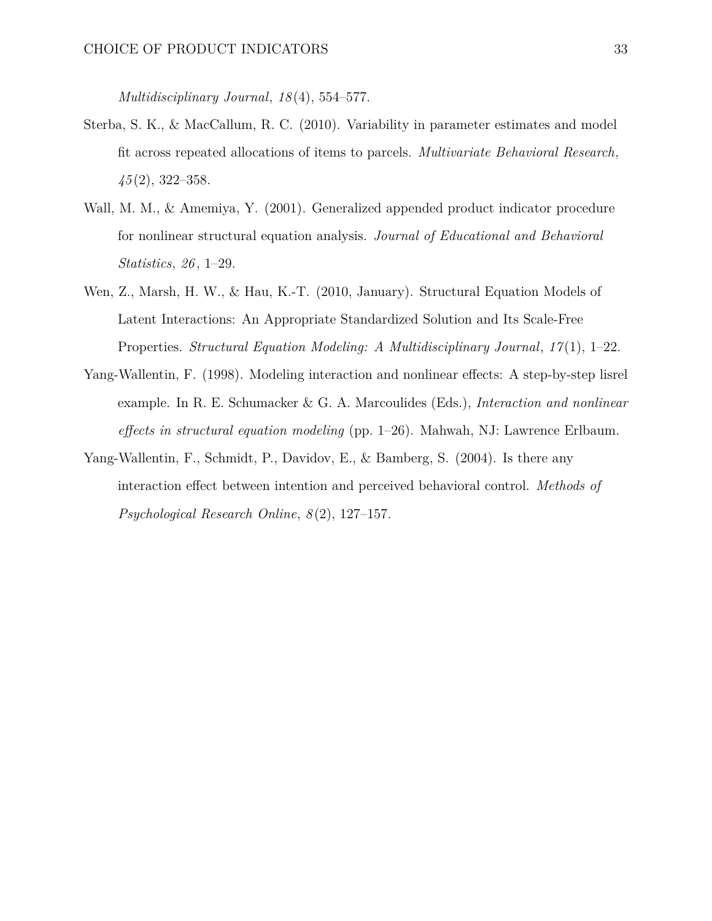*Multidisciplinary Journal*, *18*(4), 554–577.

Sterba, S. K., & MacCallum, R. C. (2010). Variability in parameter estimates and model fit across repeated allocations of items to parcels. *Multivariate Behavioral Research*, *45*(2), 322–358.

Wall, M. M., & Amemiya, Y. (2001). Generalized appended product indicator procedure for nonlinear structural equation analysis. *Journal of Educational and Behavioral Statistics*, *26*, 1–29.

Wen, Z., Marsh, H. W., & Hau, K.-T. (2010, January). Structural Equation Models of Latent Interactions: An Appropriate Standardized Solution and Its Scale-Free Properties. *Structural Equation Modeling: A Multidisciplinary Journal*, *17*(1), 1–22.

Yang-Wallentin, F. (1998). Modeling interaction and nonlinear effects: A step-by-step lisrel example. In R. E. Schumacker & G. A. Marcoulides (Eds.), *Interaction and nonlinear effects in structural equation modeling* (pp. 1–26). Mahwah, NJ: Lawrence Erlbaum.

Yang-Wallentin, F., Schmidt, P., Davidov, E., & Bamberg, S. (2004). Is there any interaction effect between intention and perceived behavioral control. *Methods of Psychological Research Online*, *8*(2), 127–157.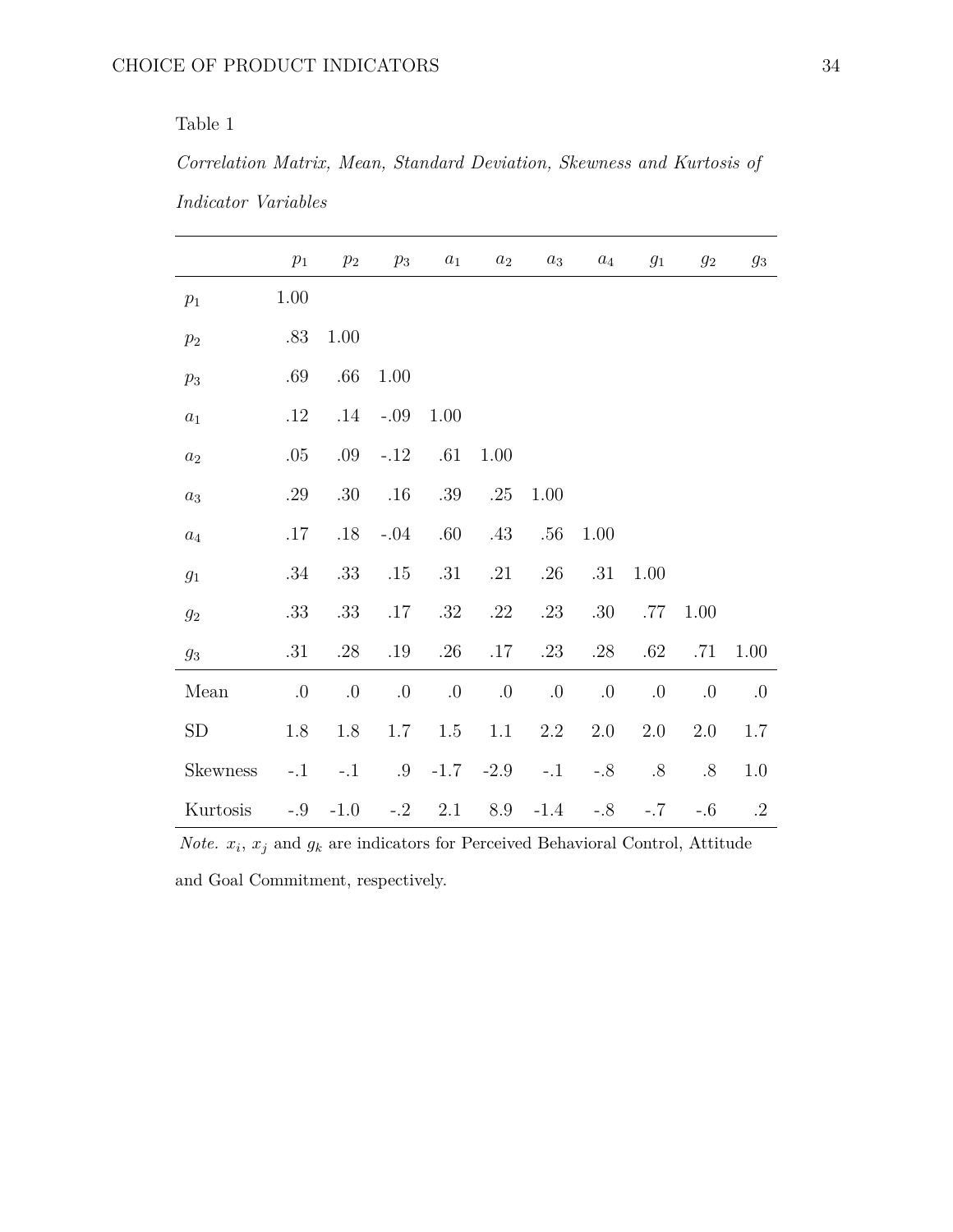Table 1

*Correlation Matrix, Mean, Standard Deviation, Skewness and Kurtosis of Indicator Variables*

| | $p_1$ | $p_2$ | $p_3$ | $a_1$ | $a_2$ | $a_3$ | $a_4$ | $g_1$ | $g_2$ | $g_3$ |
|---|---|---|---|---|---|---|---|---|---|---|
| $p_1$ | 1.00 | | | | | | | | | |
| $p_2$ | .83 | 1.00 | | | | | | | | |
| $p_3$ | .69 | .66 | 1.00 | | | | | | | |
| $a_1$ | .12 | .14 | -.09 | 1.00 | | | | | | |
| $a_2$ | .05 | .09 | -.12 | .61 | 1.00 | | | | | |
| $a_3$ | .29 | .30 | .16 | .39 | .25 | 1.00 | | | | |
| $a_4$ | .17 | .18 | -.04 | .60 | .43 | .56 | 1.00 | | | |
| $g_1$ | .34 | .33 | .15 | .31 | .21 | .26 | .31 | 1.00 | | |
| $g_2$ | .33 | .33 | .17 | .32 | .22 | .23 | .30 | .77 | 1.00 | |
| $g_3$ | .31 | .28 | .19 | .26 | .17 | .23 | .28 | .62 | .71 | 1.00 |
| Mean | .0 | .0 | .0 | .0 | .0 | .0 | .0 | .0 | .0 | .0 |
| SD | 1.8 | 1.8 | 1.7 | 1.5 | 1.1 | 2.2 | 2.0 | 2.0 | 2.0 | 1.7 |
| Skewness | -.1 | -.1 | .9 | -1.7 | -2.9 | -.1 | -.8 | .8 | .8 | 1.0 |
| Kurtosis | -.9 | -1.0 | -.2 | 2.1 | 8.9 | -1.4 | -.8 | -.7 | -.6 | .2 |

*Note.* $x_i$, $x_j$ and $g_k$ are indicators for Perceived Behavioral Control, Attitude and Goal Commitment, respectively.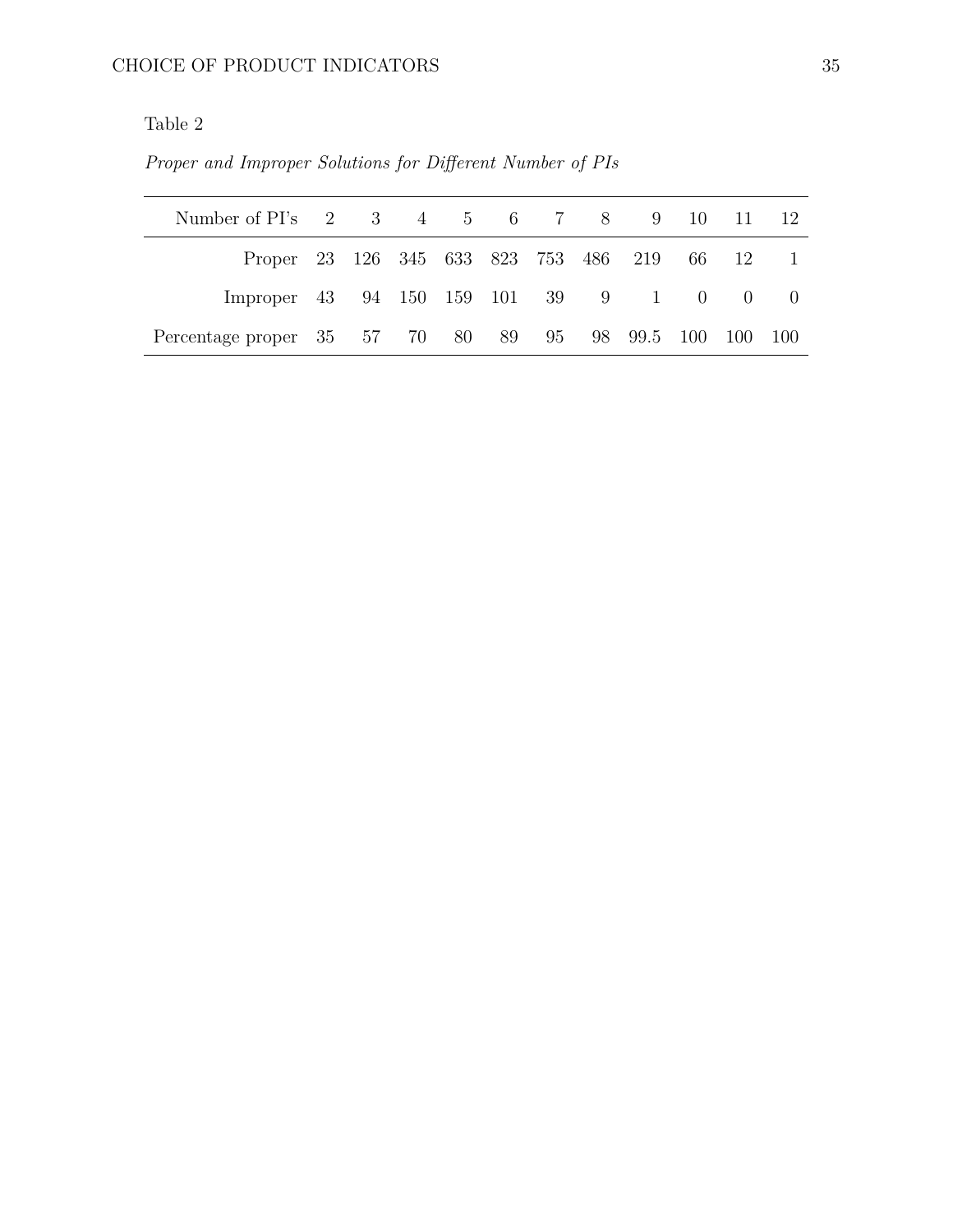Table 2

*Proper and Improper Solutions for Different Number of PIs*

| Number of PI's | 2 | 3 | 4 | 5 | 6 | 7 | 8 | 9 | 10 | 11 | 12 |
|---|---|---|---|---|---|---|---|---|---|---|---|
| Proper | 23 | 126 | 345 | 633 | 823 | 753 | 486 | 219 | 66 | 12 | 1 |
| Improper | 43 | 94 | 150 | 159 | 101 | 39 | 9 | 1 | 0 | 0 | 0 |
| Percentage proper | 35 | 57 | 70 | 80 | 89 | 95 | 98 | 99.5 | 100 | 100 | 100 |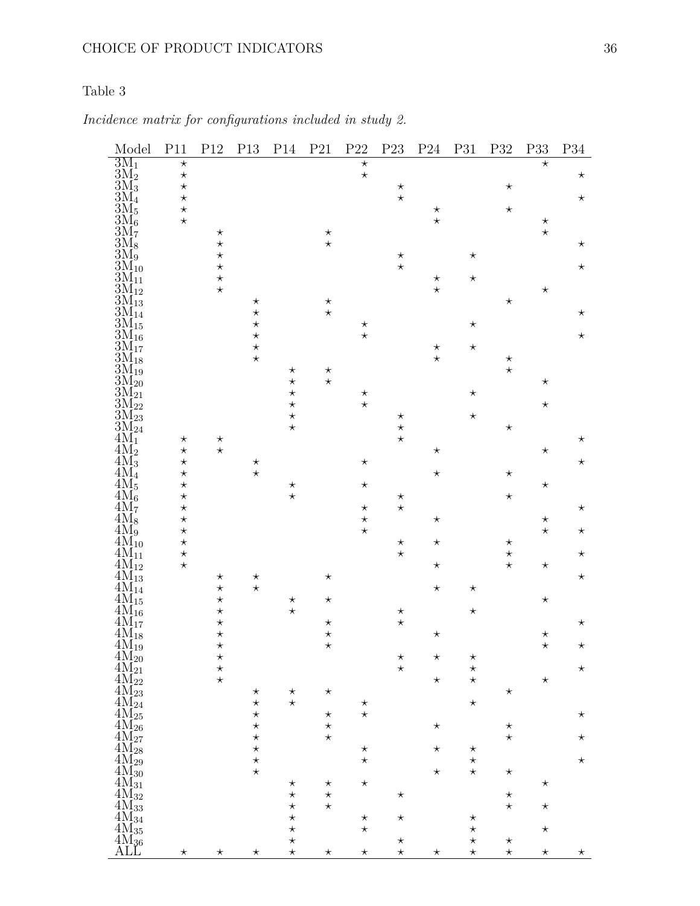Table 3

*Incidence matrix for configurations included in study 2.*

| Model | P11 | P12 | P13 | P14 | P21 | P22 | P23 | P24 | P31 | P32 | P33 | P34 |
|---|---|---|---|---|---|---|---|---|---|---|---|---|
| $3M_1$ | ⋆ | | | | | ⋆ | | | | | ⋆ | |
| $3M_2$ | ⋆ | | | | | ⋆ | | | | | | ⋆ |
| $3M_3$ | ⋆ | | | | | | ⋆ | | | ⋆ | | |
| $3M_4$ | ⋆ | | | | | | ⋆ | | | | | ⋆ |
| $3M_5$ | ⋆ | | | | | | | ⋆ | | ⋆ | | |
| $3M_6$ | ⋆ | | | | | | | ⋆ | | | ⋆ | |
| $3M_7$ | | ⋆ | | | ⋆ | | | | | | ⋆ | |
| $3M_8$ | | ⋆ | | | ⋆ | | | | | | | ⋆ |
| $3M_9$ | | ⋆ | | | | | ⋆ | | ⋆ | | | |
| $3M_{10}$ | | ⋆ | | | | | ⋆ | | | | | ⋆ |
| $3M_{11}$ | | ⋆ | | | | | | ⋆ | ⋆ | | | |
| $3M_{12}$ | | ⋆ | | | | | | ⋆ | | | ⋆ | |
| $3M_{13}$ | | | ⋆ | | ⋆ | | | | | ⋆ | | |
| $3M_{14}$ | | | ⋆ | | ⋆ | | | | | | | ⋆ |
| $3M_{15}$ | | | ⋆ | | | ⋆ | | | ⋆ | | | |
| $3M_{16}$ | | | ⋆ | | | ⋆ | | | | | | ⋆ |
| $3M_{17}$ | | | ⋆ | | | | | ⋆ | ⋆ | | | |
| $3M_{18}$ | | | ⋆ | | | | | ⋆ | | ⋆ | | |
| $3M_{19}$ | | | | ⋆ | ⋆ | | | | | ⋆ | | |
| $3M_{20}$ | | | | ⋆ | ⋆ | | | | | | ⋆ | |
| $3M_{21}$ | | | | ⋆ | | ⋆ | | | ⋆ | | | |
| $3M_{22}$ | | | | ⋆ | | ⋆ | | | | | ⋆ | |
| $3M_{23}$ | | | | ⋆ | | | ⋆ | | ⋆ | | | |
| $3M_{24}$ | | | | ⋆ | | | ⋆ | | | ⋆ | | |
| $4M_1$ | ⋆ | ⋆ | | | | | ⋆ | | | | | ⋆ |
| $4M_2$ | ⋆ | ⋆ | | | | | | ⋆ | | | ⋆ | |
| $4M_3$ | ⋆ | | ⋆ | | | ⋆ | | | | | | ⋆ |
| $4M_4$ | ⋆ | | ⋆ | | | | | ⋆ | | ⋆ | | |
| $4M_5$ | ⋆ | | | ⋆ | | ⋆ | | | | | ⋆ | |
| $4M_6$ | ⋆ | | | ⋆ | | | ⋆ | | | ⋆ | | |
| $4M_7$ | ⋆ | | | | | ⋆ | ⋆ | | | | | ⋆ |
| $4M_8$ | ⋆ | | | | | ⋆ | | ⋆ | | | ⋆ | |
| $4M_9$ | ⋆ | | | | | ⋆ | | | | | ⋆ | ⋆ |
| $4M_{10}$ | ⋆ | | | | | | ⋆ | ⋆ | | ⋆ | | |
| $4M_{11}$ | ⋆ | | | | | | ⋆ | | | ⋆ | | ⋆ |
| $4M_{12}$ | ⋆ | | | | | | | ⋆ | | ⋆ | ⋆ | |
| $4M_{13}$ | | ⋆ | ⋆ | | ⋆ | | | | | | | ⋆ |
| $4M_{14}$ | | ⋆ | ⋆ | | | | | ⋆ | ⋆ | | | |
| $4M_{15}$ | | ⋆ | | ⋆ | ⋆ | | | | | | ⋆ | |
| $4M_{16}$ | | ⋆ | | ⋆ | | | ⋆ | | ⋆ | | | |
| $4M_{17}$ | | ⋆ | | | ⋆ | | ⋆ | | | | | ⋆ |
| $4M_{18}$ | | ⋆ | | | ⋆ | | | ⋆ | | | ⋆ | |
| $4M_{19}$ | | ⋆ | | | ⋆ | | | | | | ⋆ | ⋆ |
| $4M_{20}$ | | ⋆ | | | | | ⋆ | ⋆ | ⋆ | | | |
| $4M_{21}$ | | ⋆ | | | | | ⋆ | | ⋆ | | | ⋆ |
| $4M_{22}$ | | ⋆ | | | | | | ⋆ | ⋆ | | ⋆ | |
| $4M_{23}$ | | | ⋆ | ⋆ | ⋆ | | | | | ⋆ | | |
| $4M_{24}$ | | | ⋆ | ⋆ | | ⋆ | | | ⋆ | | | |
| $4M_{25}$ | | | ⋆ | | ⋆ | ⋆ | | | | | | ⋆ |
| $4M_{26}$ | | | ⋆ | | ⋆ | | | ⋆ | | ⋆ | | |
| $4M_{27}$ | | | ⋆ | | ⋆ | | | | | ⋆ | | ⋆ |
| $4M_{28}$ | | | ⋆ | | | ⋆ | | ⋆ | ⋆ | | | |
| $4M_{29}$ | | | ⋆ | | | ⋆ | | | ⋆ | | | ⋆ |
| $4M_{30}$ | | | ⋆ | | | | | ⋆ | ⋆ | ⋆ | | |
| $4M_{31}$ | | | | ⋆ | ⋆ | ⋆ | | | | | ⋆ | |
| $4M_{32}$ | | | | ⋆ | ⋆ | | ⋆ | | | ⋆ | | |
| $4M_{33}$ | | | | ⋆ | ⋆ | | | | | ⋆ | ⋆ | |
| $4M_{34}$ | | | | ⋆ | | ⋆ | ⋆ | | ⋆ | | | |
| $4M_{35}$ | | | | ⋆ | | ⋆ | | | ⋆ | | ⋆ | |
| $4M_{36}$ | | | | ⋆ | | | ⋆ | | ⋆ | ⋆ | | |
| ALL | ⋆ | ⋆ | ⋆ | ⋆ | ⋆ | ⋆ | ⋆ | ⋆ | ⋆ | ⋆ | ⋆ | ⋆ |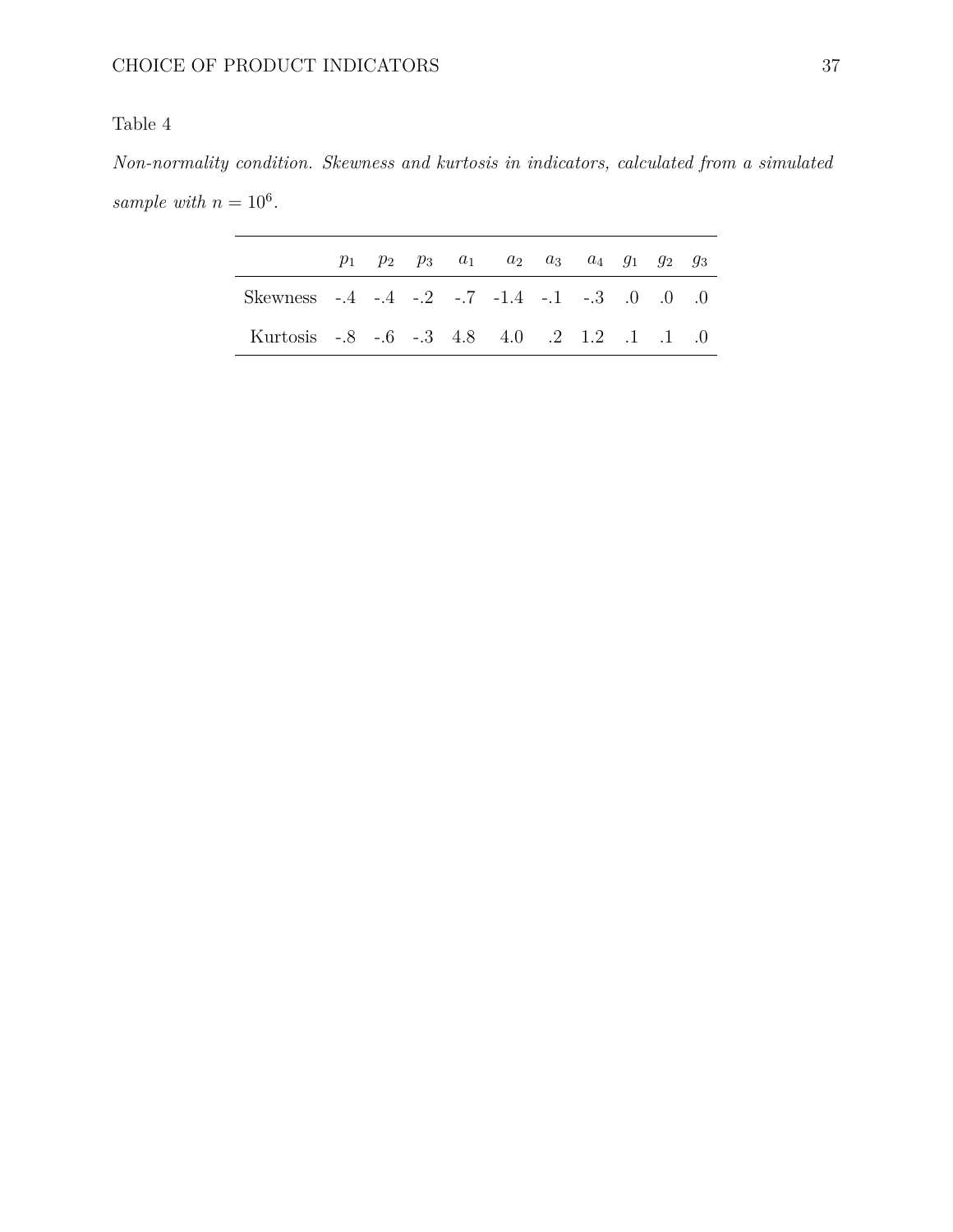Table 4

*Non-normality condition. Skewness and kurtosis in indicators, calculated from a simulated sample with $n = 10^6$.*

| | $p_1$ | $p_2$ | $p_3$ | $a_1$ | $a_2$ | $a_3$ | $a_4$ | $g_1$ | $g_2$ | $g_3$ |
|---|---|---|---|---|---|---|---|---|---|---|
| Skewness | -.4 | -.4 | -.2 | -.7 | -1.4 | -.1 | -.3 | .0 | .0 | .0 |
| Kurtosis | -.8 | -.6 | -.3 | 4.8 | 4.0 | .2 | 1.2 | .1 | .1 | .0 |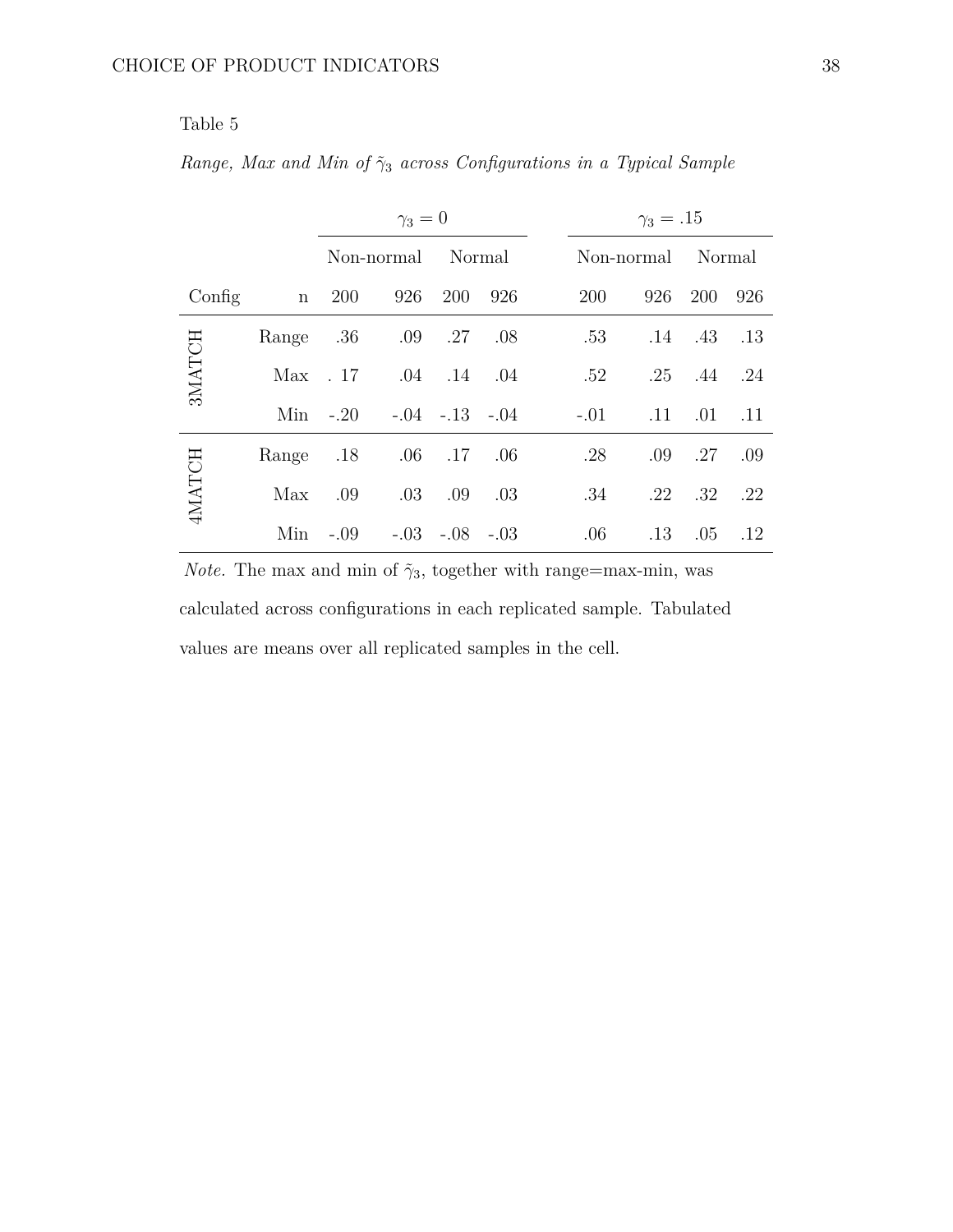Table 5

*Range, Max and Min of $\tilde{\gamma}_3$ across Configurations in a Typical Sample*

| | | $\gamma_3 = 0$ | | | | $\gamma_3 = .15$ | | | |
|---|---|---|---|---|---|---|---|---|---|
| | | Non-normal | | Normal | | Non-normal | | Normal | |
| Config | n | 200 | 926 | 200 | 926 | 200 | 926 | 200 | 926 |
| 3MATCH | Range | .36 | .09 | .27 | .08 | .53 | .14 | .43 | .13 |
| | Max | . 17 | .04 | .14 | .04 | .52 | .25 | .44 | .24 |
| | Min | -.20 | -.04 | -.13 | -.04 | -.01 | .11 | .01 | .11 |
| 4MATCH | Range | .18 | .06 | .17 | .06 | .28 | .09 | .27 | .09 |
| | Max | .09 | .03 | .09 | .03 | .34 | .22 | .32 | .22 |
| | Min | -.09 | -.03 | -.08 | -.03 | .06 | .13 | .05 | .12 |

*Note.* The max and min of $\tilde{\gamma}_3$, together with range=max-min, was calculated across configurations in each replicated sample. Tabulated values are means over all replicated samples in the cell.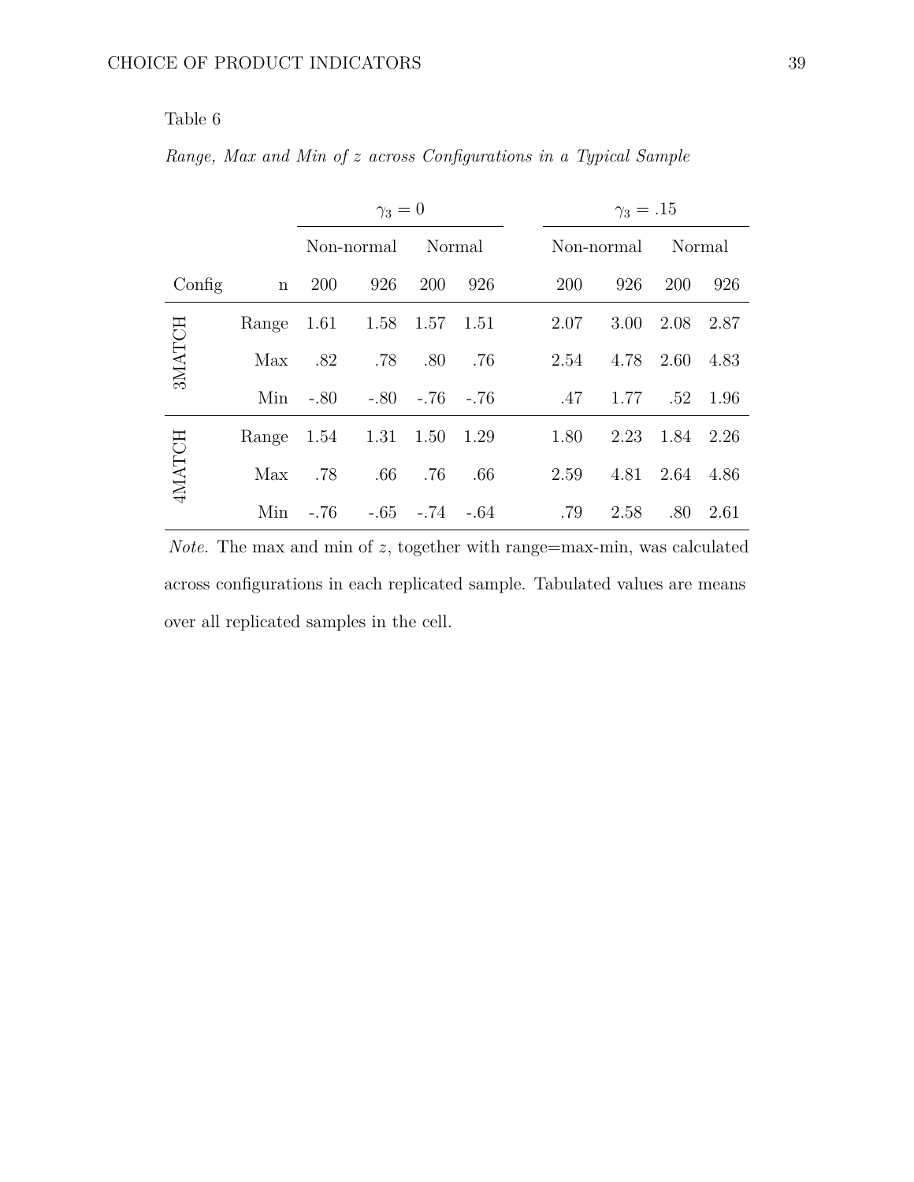Table 6

*Range, Max and Min of $z$ across Configurations in a Typical Sample*

| | | $\gamma_3 = 0$ | | | | $\gamma_3 = .15$ | | | |
|---|---|---|---|---|---|---|---|---|---|
| | | Non-normal | | Normal | | Non-normal | | Normal | |
| Config | n | 200 | 926 | 200 | 926 | 200 | 926 | 200 | 926 |
| 3MATCH | Range | 1.61 | 1.58 | 1.57 | 1.51 | 2.07 | 3.00 | 2.08 | 2.87 |
| | Max | .82 | .78 | .80 | .76 | 2.54 | 4.78 | 2.60 | 4.83 |
| | Min | -.80 | -.80 | -.76 | -.76 | .47 | 1.77 | .52 | 1.96 |
| 4MATCH | Range | 1.54 | 1.31 | 1.50 | 1.29 | 1.80 | 2.23 | 1.84 | 2.26 |
| | Max | .78 | .66 | .76 | .66 | 2.59 | 4.81 | 2.64 | 4.86 |
| | Min | -.76 | -.65 | -.74 | -.64 | .79 | 2.58 | .80 | 2.61 |

*Note.* The max and min of $z$, together with range=max-min, was calculated across configurations in each replicated sample. Tabulated values are means over all replicated samples in the cell.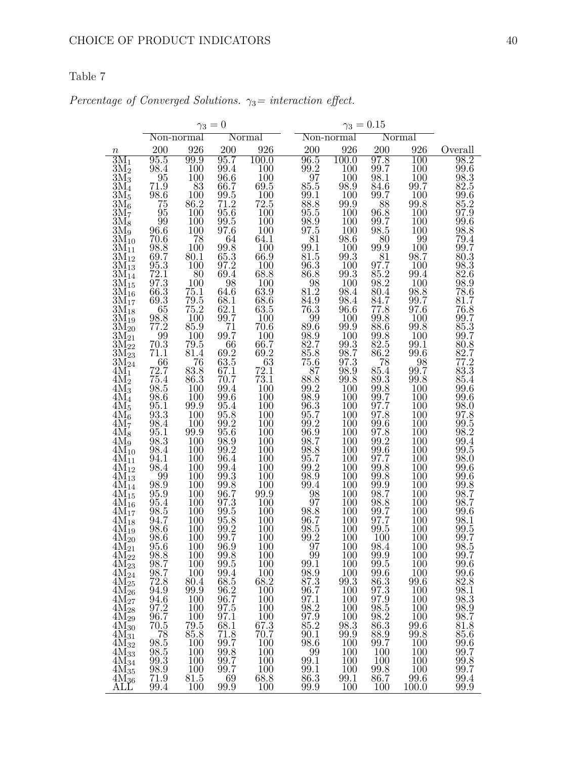Table 7

*Percentage of Converged Solutions. $\gamma_3$= interaction effect.*

| | $\gamma_3 = 0$ | | | | $\gamma_3 = 0.15$ | | | | |
|---|---|---|---|---|---|---|---|---|---|
| | Non-normal | | Normal | | Non-normal | | Normal | | |
| $n$ | 200 | 926 | 200 | 926 | 200 | 926 | 200 | 926 | Overall |
| $3M_1$ | 95.5 | 99.9 | 95.7 | 100.0 | 96.5 | 100.0 | 97.8 | 100 | 98.2 |
| $3M_2$ | 98.4 | 100 | 99.4 | 100 | 99.2 | 100 | 99.7 | 100 | 99.6 |
| $3M_3$ | 95 | 100 | 96.6 | 100 | 97 | 100 | 98.1 | 100 | 98.3 |
| $3M_4$ | 71.9 | 83 | 66.7 | 69.5 | 85.5 | 98.9 | 84.6 | 99.7 | 82.5 |
| $3M_5$ | 98.6 | 100 | 99.5 | 100 | 99.1 | 100 | 99.7 | 100 | 99.6 |
| $3M_6$ | 75 | 86.2 | 71.2 | 72.5 | 88.8 | 99.9 | 88 | 99.8 | 85.2 |
| $3M_7$ | 95 | 100 | 95.6 | 100 | 95.5 | 100 | 96.8 | 100 | 97.9 |
| $3M_8$ | 99 | 100 | 99.5 | 100 | 98.9 | 100 | 99.7 | 100 | 99.6 |
| $3M_9$ | 96.6 | 100 | 97.6 | 100 | 97.5 | 100 | 98.5 | 100 | 98.8 |
| $3M_{10}$ | 70.6 | 78 | 64 | 64.1 | 81 | 98.6 | 80 | 99 | 79.4 |
| $3M_{11}$ | 98.8 | 100 | 99.8 | 100 | 99.1 | 100 | 99.9 | 100 | 99.7 |
| $3M_{12}$ | 69.7 | 80.1 | 65.3 | 66.9 | 81.5 | 99.3 | 81 | 98.7 | 80.3 |
| $3M_{13}$ | 95.3 | 100 | 97.2 | 100 | 96.3 | 100 | 97.7 | 100 | 98.3 |
| $3M_{14}$ | 72.1 | 80 | 69.4 | 68.8 | 86.8 | 99.3 | 85.2 | 99.4 | 82.6 |
| $3M_{15}$ | 97.3 | 100 | 98 | 100 | 98 | 100 | 98.2 | 100 | 98.9 |
| $3M_{16}$ | 66.3 | 75.1 | 64.6 | 63.9 | 81.2 | 98.4 | 80.4 | 98.8 | 78.6 |
| $3M_{17}$ | 69.3 | 79.5 | 68.1 | 68.6 | 84.9 | 98.4 | 84.7 | 99.7 | 81.7 |
| $3M_{18}$ | 65 | 75.2 | 62.1 | 63.5 | 76.3 | 96.6 | 77.8 | 97.6 | 76.8 |
| $3M_{19}$ | 98.8 | 100 | 99.7 | 100 | 99 | 100 | 99.8 | 100 | 99.7 |
| $3M_{20}$ | 77.2 | 85.9 | 71 | 70.6 | 89.6 | 99.9 | 88.6 | 99.8 | 85.3 |
| $3M_{21}$ | 99 | 100 | 99.7 | 100 | 98.9 | 100 | 99.8 | 100 | 99.7 |
| $3M_{22}$ | 70.3 | 79.5 | 66 | 66.7 | 82.7 | 99.3 | 82.5 | 99.1 | 80.8 |
| $3M_{23}$ | 71.1 | 81.4 | 69.2 | 69.2 | 85.8 | 98.7 | 86.2 | 99.6 | 82.7 |
| $3M_{24}$ | 66 | 76 | 63.5 | 63 | 75.6 | 97.3 | 78 | 98 | 77.2 |
| $4M_1$ | 72.7 | 83.8 | 67.1 | 72.1 | 87 | 98.9 | 85.4 | 99.7 | 83.3 |
| $4M_2$ | 75.4 | 86.3 | 70.7 | 73.1 | 88.8 | 99.8 | 89.3 | 99.8 | 85.4 |
| $4M_3$ | 98.5 | 100 | 99.4 | 100 | 99.2 | 100 | 99.8 | 100 | 99.6 |
| $4M_4$ | 98.6 | 100 | 99.6 | 100 | 98.9 | 100 | 99.7 | 100 | 99.6 |
| $4M_5$ | 95.1 | 99.9 | 95.4 | 100 | 96.3 | 100 | 97.7 | 100 | 98.0 |
| $4M_6$ | 93.3 | 100 | 95.8 | 100 | 95.7 | 100 | 97.8 | 100 | 97.8 |
| $4M_7$ | 98.4 | 100 | 99.2 | 100 | 99.2 | 100 | 99.6 | 100 | 99.5 |
| $4M_8$ | 95.1 | 99.9 | 95.6 | 100 | 96.9 | 100 | 97.8 | 100 | 98.2 |
| $4M_9$ | 98.3 | 100 | 98.9 | 100 | 98.7 | 100 | 99.2 | 100 | 99.4 |
| $4M_{10}$ | 98.4 | 100 | 99.2 | 100 | 98.8 | 100 | 99.6 | 100 | 99.5 |
| $4M_{11}$ | 94.1 | 100 | 96.4 | 100 | 95.7 | 100 | 97.7 | 100 | 98.0 |
| $4M_{12}$ | 98.4 | 100 | 99.4 | 100 | 99.2 | 100 | 99.8 | 100 | 99.6 |
| $4M_{13}$ | 99 | 100 | 99.3 | 100 | 98.9 | 100 | 99.8 | 100 | 99.6 |
| $4M_{14}$ | 98.9 | 100 | 99.8 | 100 | 99.4 | 100 | 99.9 | 100 | 99.8 |
| $4M_{15}$ | 95.9 | 100 | 96.7 | 99.9 | 98 | 100 | 98.7 | 100 | 98.7 |
| $4M_{16}$ | 95.4 | 100 | 97.3 | 100 | 97 | 100 | 98.8 | 100 | 98.7 |
| $4M_{17}$ | 98.5 | 100 | 99.5 | 100 | 98.8 | 100 | 99.7 | 100 | 99.6 |
| $4M_{18}$ | 94.7 | 100 | 95.8 | 100 | 96.7 | 100 | 97.7 | 100 | 98.1 |
| $4M_{19}$ | 98.6 | 100 | 99.2 | 100 | 98.5 | 100 | 99.5 | 100 | 99.5 |
| $4M_{20}$ | 98.6 | 100 | 99.7 | 100 | 99.2 | 100 | 100 | 100 | 99.7 |
| $4M_{21}$ | 95.6 | 100 | 96.9 | 100 | 97 | 100 | 98.4 | 100 | 98.5 |
| $4M_{22}$ | 98.8 | 100 | 99.8 | 100 | 99 | 100 | 99.9 | 100 | 99.7 |
| $4M_{23}$ | 98.7 | 100 | 99.5 | 100 | 99.1 | 100 | 99.5 | 100 | 99.6 |
| $4M_{24}$ | 98.7 | 100 | 99.4 | 100 | 98.9 | 100 | 99.6 | 100 | 99.6 |
| $4M_{25}$ | 72.8 | 80.4 | 68.5 | 68.2 | 87.3 | 99.3 | 86.3 | 99.6 | 82.8 |
| $4M_{26}$ | 94.9 | 99.9 | 96.2 | 100 | 96.7 | 100 | 97.3 | 100 | 98.1 |
| $4M_{27}$ | 94.6 | 100 | 96.7 | 100 | 97.1 | 100 | 97.9 | 100 | 98.3 |
| $4M_{28}$ | 97.2 | 100 | 97.5 | 100 | 98.2 | 100 | 98.5 | 100 | 98.9 |
| $4M_{29}$ | 96.7 | 100 | 97.1 | 100 | 97.9 | 100 | 98.2 | 100 | 98.7 |
| $4M_{30}$ | 70.5 | 79.5 | 68.1 | 67.3 | 85.2 | 98.3 | 86.3 | 99.6 | 81.8 |
| $4M_{31}$ | 78 | 85.8 | 71.8 | 70.7 | 90.1 | 99.9 | 88.9 | 99.8 | 85.6 |
| $4M_{32}$ | 98.5 | 100 | 99.7 | 100 | 98.6 | 100 | 99.7 | 100 | 99.6 |
| $4M_{33}$ | 98.5 | 100 | 99.8 | 100 | 99 | 100 | 100 | 100 | 99.7 |
| $4M_{34}$ | 99.3 | 100 | 99.7 | 100 | 99.1 | 100 | 100 | 100 | 99.8 |
| $4M_{35}$ | 98.9 | 100 | 99.7 | 100 | 99.1 | 100 | 99.8 | 100 | 99.7 |
| $4M_{36}$ | 71.9 | 81.5 | 69 | 68.8 | 86.3 | 99.1 | 86.7 | 99.6 | 99.4 |
| ALL | 99.4 | 100 | 99.9 | 100 | 99.9 | 100 | 100 | 100.0 | 99.9 |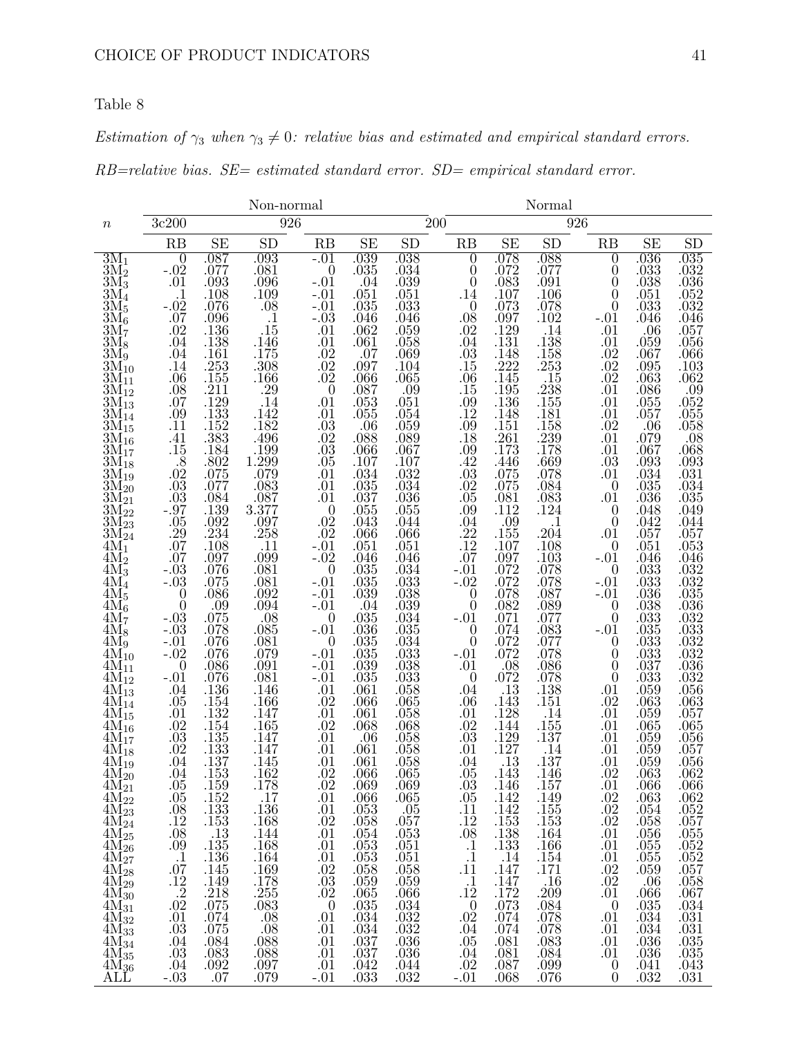Table 8

*Estimation of $\gamma_3$ when $\gamma_3 \neq 0$: relative bias and estimated and empirical standard errors. RB=relative bias. SE= estimated standard error. SD= empirical standard error.*

| $n$ | Non-normal | | | | | | Normal | | | | | |
|---|---|---|---|---|---|---|---|---|---|---|---|---|
| | 3c200 | | | 926 | | | 200 | | | 926 | | |
| | RB | SE | SD | RB | SE | SD | RB | SE | SD | RB | SE | SD |
| $3M_1$ | 0 | .087 | .093 | -.01 | .039 | .038 | 0 | .078 | .088 | 0 | .036 | .035 |
| $3M_2$ | -.02 | .077 | .081 | 0 | .035 | .034 | 0 | .072 | .077 | 0 | .033 | .032 |
| $3M_3$ | .01 | .093 | .096 | -.01 | .04 | .039 | 0 | .083 | .091 | 0 | .038 | .036 |
| $3M_4$ | .1 | .108 | .109 | -.01 | .051 | .051 | .14 | .107 | .106 | 0 | .051 | .052 |
| $3M_5$ | -.02 | .076 | .08 | -.01 | .035 | .033 | 0 | .073 | .078 | 0 | .033 | .032 |
| $3M_6$ | .07 | .096 | .1 | -.03 | .046 | .046 | .08 | .097 | .102 | -.01 | .046 | .046 |
| $3M_7$ | .02 | .136 | .15 | .01 | .062 | .059 | .02 | .129 | .14 | .01 | .06 | .057 |
| $3M_8$ | .04 | .138 | .146 | .01 | .061 | .058 | .04 | .131 | .138 | .01 | .059 | .056 |
| $3M_9$ | .04 | .161 | .175 | .02 | .07 | .069 | .03 | .148 | .158 | .02 | .067 | .066 |
| $3M_{10}$ | .14 | .253 | .308 | .02 | .097 | .104 | .15 | .222 | .253 | .02 | .095 | .103 |
| $3M_{11}$ | .06 | .155 | .166 | .02 | .066 | .065 | .06 | .145 | .15 | .02 | .063 | .062 |
| $3M_{12}$ | .08 | .211 | .29 | 0 | .087 | .09 | .15 | .195 | .238 | .01 | .086 | .09 |
| $3M_{13}$ | .07 | .129 | .14 | .01 | .053 | .051 | .09 | .136 | .155 | .01 | .055 | .052 |
| $3M_{14}$ | .09 | .133 | .142 | .01 | .055 | .054 | .12 | .148 | .181 | .01 | .057 | .055 |
| $3M_{15}$ | .11 | .152 | .182 | .03 | .06 | .059 | .09 | .151 | .158 | .02 | .06 | .058 |
| $3M_{16}$ | .41 | .383 | .496 | .02 | .088 | .089 | .18 | .261 | .239 | .01 | .079 | .08 |
| $3M_{17}$ | .15 | .184 | .199 | .03 | .066 | .067 | .09 | .173 | .178 | .01 | .067 | .068 |
| $3M_{18}$ | .8 | .802 | 1.299 | .05 | .107 | .107 | .42 | .446 | .669 | .03 | .093 | .093 |
| $3M_{19}$ | .02 | .075 | .079 | .01 | .034 | .032 | .03 | .075 | .078 | .01 | .034 | .031 |
| $3M_{20}$ | .03 | .077 | .083 | .01 | .035 | .034 | .02 | .075 | .084 | 0 | .035 | .034 |
| $3M_{21}$ | .03 | .084 | .087 | .01 | .037 | .036 | .05 | .081 | .083 | .01 | .036 | .035 |
| $3M_{22}$ | -.97 | .139 | 3.377 | 0 | .055 | .055 | .09 | .112 | .124 | 0 | .048 | .049 |
| $3M_{23}$ | .05 | .092 | .097 | .02 | .043 | .044 | .04 | .09 | .1 | 0 | .042 | .044 |
| $3M_{24}$ | .29 | .234 | .258 | .02 | .066 | .066 | .22 | .155 | .204 | .01 | .057 | .057 |
| $4M_1$ | .07 | .108 | .11 | -.01 | .051 | .051 | .12 | .107 | .108 | 0 | .051 | .053 |
| $4M_2$ | .07 | .097 | .099 | -.02 | .046 | .046 | .07 | .097 | .103 | -.01 | .046 | .046 |
| $4M_3$ | -.03 | .076 | .081 | 0 | .035 | .034 | -.01 | .072 | .078 | 0 | .033 | .032 |
| $4M_4$ | -.03 | .075 | .081 | -.01 | .035 | .033 | -.02 | .072 | .078 | -.01 | .033 | .032 |
| $4M_5$ | 0 | .086 | .092 | -.01 | .039 | .038 | 0 | .078 | .087 | -.01 | .036 | .035 |
| $4M_6$ | 0 | .09 | .094 | -.01 | .04 | .039 | 0 | .082 | .089 | 0 | .038 | .036 |
| $4M_7$ | -.03 | .075 | .08 | 0 | .035 | .034 | -.01 | .071 | .077 | 0 | .033 | .032 |
| $4M_8$ | -.03 | .078 | .085 | -.01 | .036 | .035 | 0 | .074 | .083 | -.01 | .035 | .033 |
| $4M_9$ | -.01 | .076 | .081 | 0 | .035 | .034 | 0 | .072 | .077 | 0 | .033 | .032 |
| $4M_{10}$ | -.02 | .076 | .079 | -.01 | .035 | .033 | -.01 | .072 | .078 | 0 | .033 | .032 |
| $4M_{11}$ | 0 | .086 | .091 | -.01 | .039 | .038 | .01 | .08 | .086 | 0 | .037 | .036 |
| $4M_{12}$ | -.01 | .076 | .081 | -.01 | .035 | .033 | 0 | .072 | .078 | 0 | .033 | .032 |
| $4M_{13}$ | .04 | .136 | .146 | .01 | .061 | .058 | .04 | .13 | .138 | .01 | .059 | .056 |
| $4M_{14}$ | .05 | .154 | .166 | .02 | .066 | .065 | .06 | .143 | .151 | .02 | .063 | .063 |
| $4M_{15}$ | .01 | .132 | .147 | .01 | .061 | .058 | .01 | .128 | .14 | .01 | .059 | .057 |
| $4M_{16}$ | .02 | .154 | .165 | .02 | .068 | .068 | .02 | .144 | .155 | .01 | .065 | .065 |
| $4M_{17}$ | .03 | .135 | .147 | .01 | .06 | .058 | .03 | .129 | .137 | .01 | .059 | .056 |
| $4M_{18}$ | .02 | .133 | .147 | .01 | .061 | .058 | .01 | .127 | .14 | .01 | .059 | .057 |
| $4M_{19}$ | .04 | .137 | .145 | .01 | .061 | .058 | .04 | .13 | .137 | .01 | .059 | .056 |
| $4M_{20}$ | .04 | .153 | .162 | .02 | .066 | .065 | .05 | .143 | .146 | .02 | .063 | .062 |
| $4M_{21}$ | .05 | .159 | .178 | .02 | .069 | .069 | .03 | .146 | .157 | .01 | .066 | .066 |
| $4M_{22}$ | .05 | .152 | .17 | .01 | .066 | .065 | .05 | .142 | .149 | .02 | .063 | .062 |
| $4M_{23}$ | .08 | .133 | .136 | .01 | .053 | .05 | .11 | .142 | .155 | .02 | .054 | .052 |
| $4M_{24}$ | .12 | .153 | .168 | .02 | .058 | .057 | .12 | .153 | .153 | .02 | .058 | .057 |
| $4M_{25}$ | .08 | .13 | .144 | .01 | .054 | .053 | .08 | .138 | .164 | .01 | .056 | .055 |
| $4M_{26}$ | .09 | .135 | .168 | .01 | .053 | .051 | .1 | .133 | .166 | .01 | .055 | .052 |
| $4M_{27}$ | .1 | .136 | .164 | .01 | .053 | .051 | .1 | .14 | .154 | .01 | .055 | .052 |
| $4M_{28}$ | .07 | .145 | .169 | .02 | .058 | .058 | .11 | .147 | .171 | .02 | .059 | .057 |
| $4M_{29}$ | .12 | .149 | .178 | .03 | .059 | .059 | .1 | .147 | .16 | .02 | .06 | .058 |
| $4M_{30}$ | .2 | .218 | .255 | .02 | .065 | .066 | .12 | .172 | .209 | .01 | .066 | .067 |
| $4M_{31}$ | .02 | .075 | .083 | 0 | .035 | .034 | 0 | .073 | .084 | 0 | .035 | .034 |
| $4M_{32}$ | .01 | .074 | .08 | .01 | .034 | .032 | .02 | .074 | .078 | .01 | .034 | .031 |
| $4M_{33}$ | .03 | .075 | .08 | .01 | .034 | .032 | .04 | .074 | .078 | .01 | .034 | .031 |
| $4M_{34}$ | .04 | .084 | .088 | .01 | .037 | .036 | .05 | .081 | .083 | .01 | .036 | .035 |
| $4M_{35}$ | .03 | .083 | .088 | .01 | .037 | .036 | .04 | .081 | .084 | .01 | .036 | .035 |
| $4M_{36}$ | .04 | .092 | .097 | .01 | .042 | .044 | .02 | .087 | .099 | 0 | .041 | .043 |
| ALL | -.03 | .07 | .079 | -.01 | .033 | .032 | -.01 | .068 | .076 | 0 | .032 | .031 |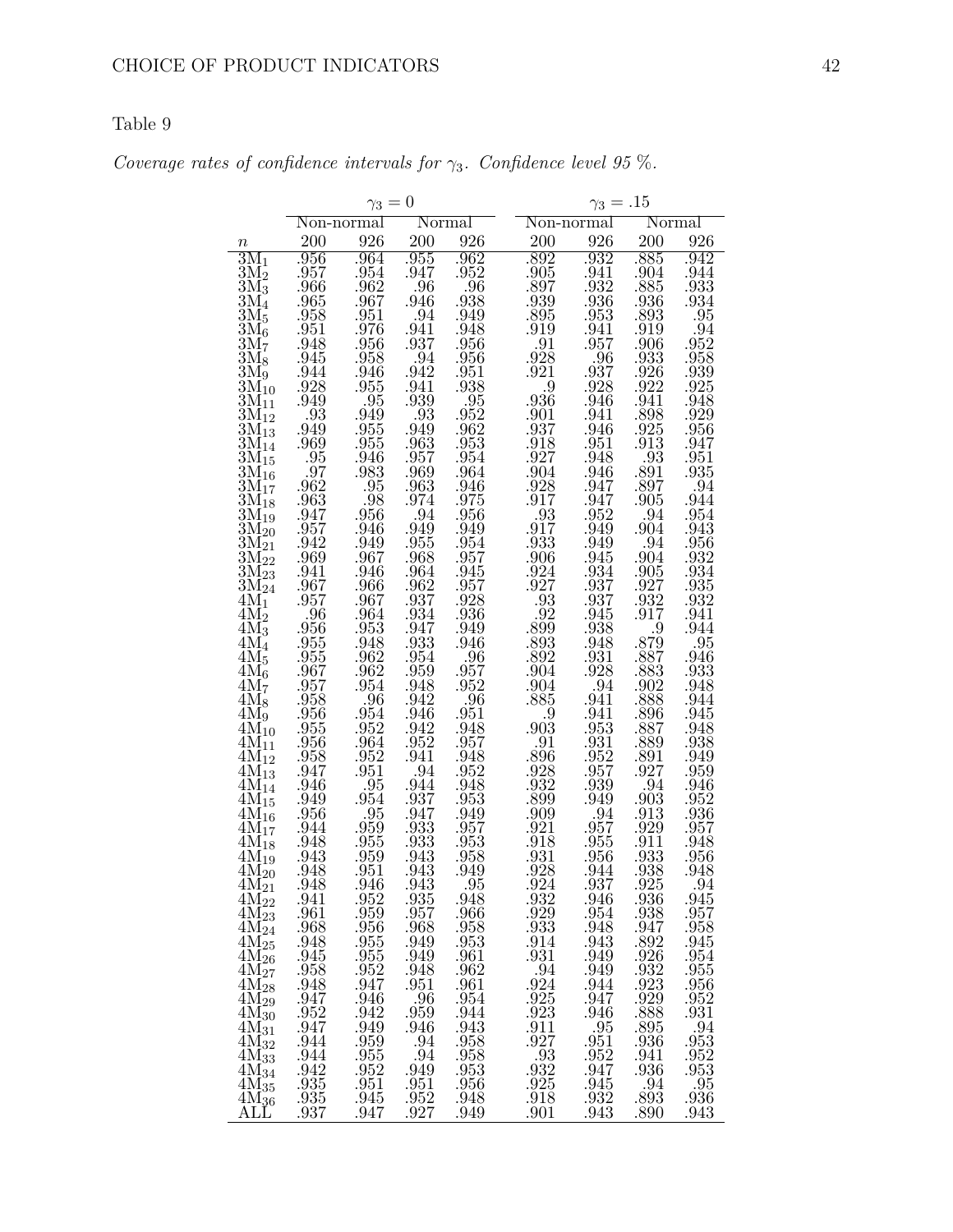Table 9

*Coverage rates of confidence intervals for $\gamma_3$. Confidence level 95 %.*

| | $\gamma_3 = 0$ | | | | $\gamma_3 = .15$ | | | |
|---|---|---|---|---|---|---|---|---|
| | Non-normal | | Normal | | Non-normal | | Normal | |
| $n$ | 200 | 926 | 200 | 926 | 200 | 926 | 200 | 926 |
| $3M_1$ | .956 | .964 | .955 | .962 | .892 | .932 | .885 | .942 |
| $3M_2$ | .957 | .954 | .947 | .952 | .905 | .941 | .904 | .944 |
| $3M_3$ | .966 | .962 | .96 | .96 | .897 | .932 | .885 | .933 |
| $3M_4$ | .965 | .967 | .946 | .938 | .939 | .936 | .936 | .934 |
| $3M_5$ | .958 | .951 | .94 | .949 | .895 | .953 | .893 | .95 |
| $3M_6$ | .951 | .976 | .941 | .948 | .919 | .941 | .919 | .94 |
| $3M_7$ | .948 | .956 | .937 | .956 | .91 | .957 | .906 | .952 |
| $3M_8$ | .945 | .958 | .94 | .956 | .928 | .96 | .933 | .958 |
| $3M_9$ | .944 | .946 | .942 | .951 | .921 | .937 | .926 | .939 |
| $3M_{10}$ | .928 | .955 | .941 | .938 | .9 | .928 | .922 | .925 |
| $3M_{11}$ | .949 | .95 | .939 | .95 | .936 | .946 | .941 | .948 |
| $3M_{12}$ | .93 | .949 | .93 | .952 | .901 | .941 | .898 | .929 |
| $3M_{13}$ | .949 | .955 | .949 | .962 | .937 | .946 | .925 | .956 |
| $3M_{14}$ | .969 | .955 | .963 | .953 | .918 | .951 | .913 | .947 |
| $3M_{15}$ | .95 | .946 | .957 | .954 | .927 | .948 | .93 | .951 |
| $3M_{16}$ | .97 | .983 | .969 | .964 | .904 | .946 | .891 | .935 |
| $3M_{17}$ | .962 | .95 | .963 | .946 | .928 | .947 | .897 | .94 |
| $3M_{18}$ | .963 | .98 | .974 | .975 | .917 | .947 | .905 | .944 |
| $3M_{19}$ | .947 | .956 | .94 | .956 | .93 | .952 | .94 | .954 |
| $3M_{20}$ | .957 | .946 | .949 | .949 | .917 | .949 | .904 | .943 |
| $3M_{21}$ | .942 | .949 | .955 | .954 | .933 | .949 | .94 | .956 |
| $3M_{22}$ | .969 | .967 | .968 | .957 | .906 | .945 | .904 | .932 |
| $3M_{23}$ | .941 | .946 | .964 | .945 | .924 | .934 | .905 | .934 |
| $3M_{24}$ | .967 | .966 | .962 | .957 | .927 | .937 | .927 | .935 |
| $4M_1$ | .957 | .967 | .937 | .928 | .93 | .937 | .932 | .932 |
| $4M_2$ | .96 | .964 | .934 | .936 | .92 | .945 | .917 | .941 |
| $4M_3$ | .956 | .953 | .947 | .949 | .899 | .938 | .9 | .944 |
| $4M_4$ | .955 | .948 | .933 | .946 | .893 | .948 | .879 | .95 |
| $4M_5$ | .955 | .962 | .954 | .96 | .892 | .931 | .887 | .946 |
| $4M_6$ | .967 | .962 | .959 | .957 | .904 | .928 | .883 | .933 |
| $4M_7$ | .957 | .954 | .948 | .952 | .904 | .94 | .902 | .948 |
| $4M_8$ | .958 | .96 | .942 | .96 | .885 | .941 | .888 | .944 |
| $4M_9$ | .956 | .954 | .946 | .951 | .9 | .941 | .896 | .945 |
| $4M_{10}$ | .955 | .952 | .942 | .948 | .903 | .953 | .887 | .948 |
| $4M_{11}$ | .956 | .964 | .952 | .957 | .91 | .931 | .889 | .938 |
| $4M_{12}$ | .958 | .952 | .941 | .948 | .896 | .952 | .891 | .949 |
| $4M_{13}$ | .947 | .951 | .94 | .952 | .928 | .957 | .927 | .959 |
| $4M_{14}$ | .946 | .95 | .944 | .948 | .932 | .939 | .94 | .946 |
| $4M_{15}$ | .949 | .954 | .937 | .953 | .899 | .949 | .903 | .952 |
| $4M_{16}$ | .956 | .95 | .947 | .949 | .909 | .94 | .913 | .936 |
| $4M_{17}$ | .944 | .959 | .933 | .957 | .921 | .957 | .929 | .957 |
| $4M_{18}$ | .948 | .955 | .933 | .953 | .918 | .955 | .911 | .948 |
| $4M_{19}$ | .943 | .959 | .943 | .958 | .931 | .956 | .933 | .956 |
| $4M_{20}$ | .948 | .951 | .943 | .949 | .928 | .944 | .938 | .948 |
| $4M_{21}$ | .948 | .946 | .943 | .95 | .924 | .937 | .925 | .94 |
| $4M_{22}$ | .941 | .952 | .935 | .948 | .932 | .946 | .936 | .945 |
| $4M_{23}$ | .961 | .959 | .957 | .966 | .929 | .954 | .938 | .957 |
| $4M_{24}$ | .968 | .956 | .968 | .958 | .933 | .948 | .947 | .958 |
| $4M_{25}$ | .948 | .955 | .949 | .953 | .914 | .943 | .892 | .945 |
| $4M_{26}$ | .945 | .955 | .949 | .961 | .931 | .949 | .926 | .954 |
| $4M_{27}$ | .958 | .952 | .948 | .962 | .94 | .949 | .932 | .955 |
| $4M_{28}$ | .948 | .947 | .951 | .961 | .924 | .944 | .923 | .956 |
| $4M_{29}$ | .947 | .946 | .96 | .954 | .925 | .947 | .929 | .952 |
| $4M_{30}$ | .952 | .942 | .959 | .944 | .923 | .946 | .888 | .931 |
| $4M_{31}$ | .947 | .949 | .946 | .943 | .911 | .95 | .895 | .94 |
| $4M_{32}$ | .944 | .959 | .94 | .958 | .927 | .951 | .936 | .953 |
| $4M_{33}$ | .944 | .955 | .94 | .958 | .93 | .952 | .941 | .952 |
| $4M_{34}$ | .942 | .952 | .949 | .953 | .932 | .947 | .936 | .953 |
| $4M_{35}$ | .935 | .951 | .951 | .956 | .925 | .945 | .94 | .95 |
| $4M_{36}$ | .935 | .945 | .952 | .948 | .918 | .932 | .893 | .936 |
| ALL | .937 | .947 | .927 | .949 | .901 | .943 | .890 | .943 |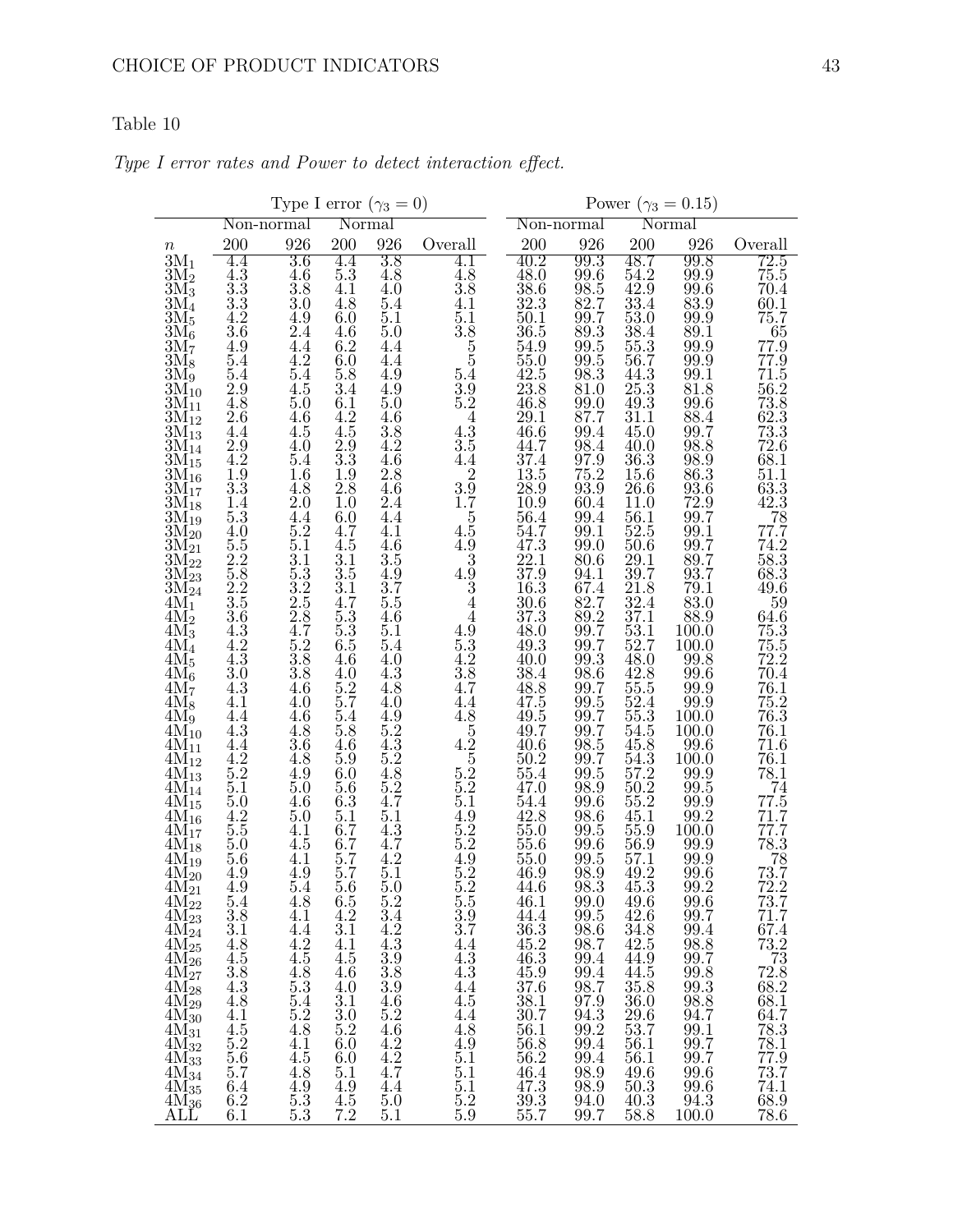Table 10

*Type I error rates and Power to detect interaction effect.*

| | Type I error ($\gamma_3 = 0$) | | | | | Power ($\gamma_3 = 0.15$) | | | | |
|---|---|---|---|---|---|---|---|---|---|---|
| | Non-normal | | Normal | | | Non-normal | | Normal | | |
| $n$ | 200 | 926 | 200 | 926 | Overall | 200 | 926 | 200 | 926 | Overall |
| 3M$_1$ | 4.4 | 3.6 | 4.4 | 3.8 | 4.1 | 40.2 | 99.3 | 48.7 | 99.8 | 72.5 |
| 3M$_2$ | 4.3 | 4.6 | 5.3 | 4.8 | 4.8 | 48.0 | 99.6 | 54.2 | 99.9 | 75.5 |
| 3M$_3$ | 3.3 | 3.8 | 4.1 | 4.0 | 3.8 | 38.6 | 98.5 | 42.9 | 99.6 | 70.4 |
| 3M$_4$ | 3.3 | 3.0 | 4.8 | 5.4 | 4.1 | 32.3 | 82.7 | 33.4 | 83.9 | 60.1 |
| 3M$_5$ | 4.2 | 4.9 | 6.0 | 5.1 | 5.1 | 50.1 | 99.7 | 53.0 | 99.9 | 75.7 |
| 3M$_6$ | 3.6 | 2.4 | 4.6 | 5.0 | 3.8 | 36.5 | 89.3 | 38.4 | 89.1 | 65 |
| 3M$_7$ | 4.9 | 4.4 | 6.2 | 4.4 | 5 | 54.9 | 99.5 | 55.3 | 99.9 | 77.9 |
| 3M$_8$ | 5.4 | 4.2 | 6.0 | 4.4 | 5 | 55.0 | 99.5 | 56.7 | 99.9 | 77.9 |
| 3M$_9$ | 5.4 | 5.4 | 5.8 | 4.9 | 5.4 | 42.5 | 98.3 | 44.3 | 99.1 | 71.5 |
| 3M$_{10}$ | 2.9 | 4.5 | 3.4 | 4.9 | 3.9 | 23.8 | 81.0 | 25.3 | 81.8 | 56.2 |
| 3M$_{11}$ | 4.8 | 5.0 | 6.1 | 5.0 | 5.2 | 46.8 | 99.0 | 49.3 | 99.6 | 73.8 |
| 3M$_{12}$ | 2.6 | 4.6 | 4.2 | 4.6 | 4 | 29.1 | 87.7 | 31.1 | 88.4 | 62.3 |
| 3M$_{13}$ | 4.4 | 4.5 | 4.5 | 3.8 | 4.3 | 46.6 | 99.4 | 45.0 | 99.7 | 73.3 |
| 3M$_{14}$ | 2.9 | 4.0 | 2.9 | 4.2 | 3.5 | 44.7 | 98.4 | 40.0 | 98.8 | 72.6 |
| 3M$_{15}$ | 4.2 | 5.4 | 3.3 | 4.6 | 4.4 | 37.4 | 97.9 | 36.3 | 98.9 | 68.1 |
| 3M$_{16}$ | 1.9 | 1.6 | 1.9 | 2.8 | 2 | 13.5 | 75.2 | 15.6 | 86.3 | 51.1 |
| 3M$_{17}$ | 3.3 | 4.8 | 2.8 | 4.6 | 3.9 | 28.9 | 93.9 | 26.6 | 93.6 | 63.3 |
| 3M$_{18}$ | 1.4 | 2.0 | 1.0 | 2.4 | 1.7 | 10.9 | 60.4 | 11.0 | 72.9 | 42.3 |
| 3M$_{19}$ | 5.3 | 4.4 | 6.0 | 4.4 | 5 | 56.4 | 99.4 | 56.1 | 99.7 | 78 |
| 3M$_{20}$ | 4.0 | 5.2 | 4.7 | 4.1 | 4.5 | 54.7 | 99.1 | 52.5 | 99.1 | 77.7 |
| 3M$_{21}$ | 5.5 | 5.1 | 4.5 | 4.6 | 4.9 | 47.3 | 99.0 | 50.6 | 99.7 | 74.2 |
| 3M$_{22}$ | 2.2 | 3.1 | 3.1 | 3.5 | 3 | 22.1 | 80.6 | 29.1 | 89.7 | 58.3 |
| 3M$_{23}$ | 5.8 | 5.3 | 3.5 | 4.9 | 4.9 | 37.9 | 94.1 | 39.7 | 93.7 | 68.3 |
| 3M$_{24}$ | 2.2 | 3.2 | 3.1 | 3.7 | 3 | 16.3 | 67.4 | 21.8 | 79.1 | 49.6 |
| 4M$_1$ | 3.5 | 2.5 | 4.7 | 5.5 | 4 | 30.6 | 82.7 | 32.4 | 83.0 | 59 |
| 4M$_2$ | 3.6 | 2.8 | 5.3 | 4.6 | 4 | 37.3 | 89.2 | 37.1 | 88.9 | 64.6 |
| 4M$_3$ | 4.3 | 4.7 | 5.3 | 5.1 | 4.9 | 48.0 | 99.7 | 53.1 | 100.0 | 75.3 |
| 4M$_4$ | 4.2 | 5.2 | 6.5 | 5.4 | 5.3 | 49.3 | 99.7 | 52.7 | 100.0 | 75.5 |
| 4M$_5$ | 4.3 | 3.8 | 4.6 | 4.0 | 4.2 | 40.0 | 99.3 | 48.0 | 99.8 | 72.2 |
| 4M$_6$ | 3.0 | 3.8 | 4.0 | 4.3 | 3.8 | 38.4 | 98.6 | 42.8 | 99.6 | 70.4 |
| 4M$_7$ | 4.3 | 4.6 | 5.2 | 4.8 | 4.7 | 48.8 | 99.7 | 55.5 | 99.9 | 76.1 |
| 4M$_8$ | 4.1 | 4.0 | 5.7 | 4.0 | 4.4 | 47.5 | 99.5 | 52.4 | 99.9 | 75.2 |
| 4M$_9$ | 4.4 | 4.6 | 5.4 | 4.9 | 4.8 | 49.5 | 99.7 | 55.3 | 100.0 | 76.3 |
| 4M$_{10}$ | 4.3 | 4.8 | 5.8 | 5.2 | 5 | 49.7 | 99.7 | 54.5 | 100.0 | 76.1 |
| 4M$_{11}$ | 4.4 | 3.6 | 4.6 | 4.3 | 4.2 | 40.6 | 98.5 | 45.8 | 99.6 | 71.6 |
| 4M$_{12}$ | 4.2 | 4.8 | 5.9 | 5.2 | 5 | 50.2 | 99.7 | 54.3 | 100.0 | 76.1 |
| 4M$_{13}$ | 5.2 | 4.9 | 6.0 | 4.8 | 5.2 | 55.4 | 99.5 | 57.2 | 99.9 | 78.1 |
| 4M$_{14}$ | 5.1 | 5.0 | 5.6 | 5.2 | 5.2 | 47.0 | 98.9 | 50.2 | 99.5 | 74 |
| 4M$_{15}$ | 5.0 | 4.6 | 6.3 | 4.7 | 5.1 | 54.4 | 99.6 | 55.2 | 99.9 | 77.5 |
| 4M$_{16}$ | 4.2 | 5.0 | 5.1 | 5.1 | 4.9 | 42.8 | 98.6 | 45.1 | 99.2 | 71.7 |
| 4M$_{17}$ | 5.5 | 4.1 | 6.7 | 4.3 | 5.2 | 55.0 | 99.5 | 55.9 | 100.0 | 77.7 |
| 4M$_{18}$ | 5.0 | 4.5 | 6.7 | 4.7 | 5.2 | 55.6 | 99.6 | 56.9 | 99.9 | 78.3 |
| 4M$_{19}$ | 5.6 | 4.1 | 5.7 | 4.2 | 4.9 | 55.0 | 99.5 | 57.1 | 99.9 | 78 |
| 4M$_{20}$ | 4.9 | 4.9 | 5.7 | 5.1 | 5.2 | 46.9 | 98.9 | 49.2 | 99.6 | 73.7 |
| 4M$_{21}$ | 4.9 | 5.4 | 5.6 | 5.0 | 5.2 | 44.6 | 98.3 | 45.3 | 99.2 | 72.2 |
| 4M$_{22}$ | 5.4 | 4.8 | 6.5 | 5.2 | 5.5 | 46.1 | 99.0 | 49.6 | 99.6 | 73.7 |
| 4M$_{23}$ | 3.8 | 4.1 | 4.2 | 3.4 | 3.9 | 44.4 | 99.5 | 42.6 | 99.7 | 71.7 |
| 4M$_{24}$ | 3.1 | 4.4 | 3.1 | 4.2 | 3.7 | 36.3 | 98.6 | 34.8 | 99.4 | 67.4 |
| 4M$_{25}$ | 4.8 | 4.2 | 4.1 | 4.3 | 4.4 | 45.2 | 98.7 | 42.5 | 98.8 | 73.2 |
| 4M$_{26}$ | 4.5 | 4.5 | 4.5 | 3.9 | 4.3 | 46.3 | 99.4 | 44.9 | 99.7 | 73 |
| 4M$_{27}$ | 3.8 | 4.8 | 4.6 | 3.8 | 4.3 | 45.9 | 99.4 | 44.5 | 99.8 | 72.8 |
| 4M$_{28}$ | 4.3 | 5.3 | 4.0 | 3.9 | 4.4 | 37.6 | 98.7 | 35.8 | 99.3 | 68.2 |
| 4M$_{29}$ | 4.8 | 5.4 | 3.1 | 4.6 | 4.5 | 38.1 | 97.9 | 36.0 | 98.8 | 68.1 |
| 4M$_{30}$ | 4.1 | 5.2 | 3.0 | 5.2 | 4.4 | 30.7 | 94.3 | 29.6 | 94.7 | 64.7 |
| 4M$_{31}$ | 4.5 | 4.8 | 5.2 | 4.6 | 4.8 | 56.1 | 99.2 | 53.7 | 99.1 | 78.3 |
| 4M$_{32}$ | 5.2 | 4.1 | 6.0 | 4.2 | 4.9 | 56.8 | 99.4 | 56.1 | 99.7 | 78.1 |
| 4M$_{33}$ | 5.6 | 4.5 | 6.0 | 4.2 | 5.1 | 56.2 | 99.4 | 56.1 | 99.7 | 77.9 |
| 4M$_{34}$ | 5.7 | 4.8 | 5.1 | 4.7 | 5.1 | 46.4 | 98.9 | 49.6 | 99.6 | 73.7 |
| 4M$_{35}$ | 6.4 | 4.9 | 4.9 | 4.4 | 5.1 | 47.3 | 98.9 | 50.3 | 99.6 | 74.1 |
| 4M$_{36}$ | 6.2 | 5.3 | 4.5 | 5.0 | 5.2 | 39.3 | 94.0 | 40.3 | 94.3 | 68.9 |
| ALL | 6.1 | 5.3 | 7.2 | 5.1 | 5.9 | 55.7 | 99.7 | 58.8 | 100.0 | 78.6 |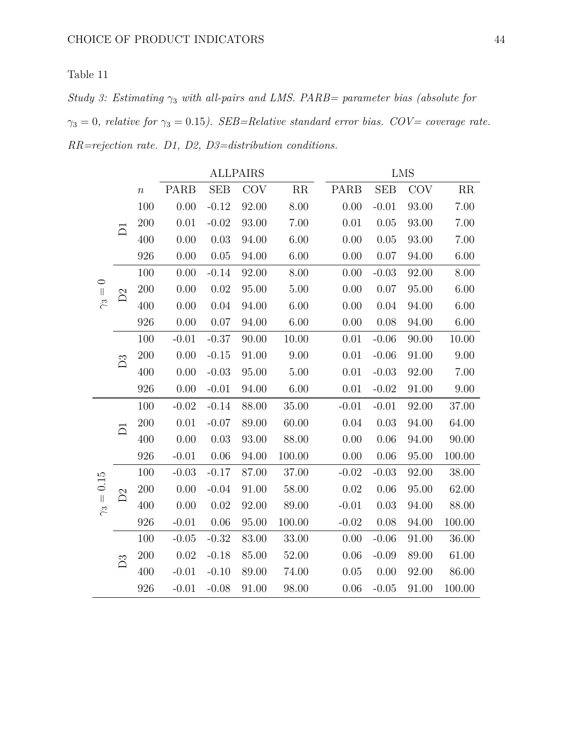Table 11

*Study 3: Estimating $\gamma_3$ with all-pairs and LMS. PARB= parameter bias (absolute for $\gamma_3 = 0$, relative for $\gamma_3 = 0.15$). SEB=Relative standard error bias. COV= coverage rate. RR=rejection rate. D1, D2, D3=distribution conditions.*

| | | | ALLPAIRS | | | | LMS | | | |
|---|---|---|---|---|---|---|---|---|---|---|
| | | $n$ | PARB | SEB | COV | RR | PARB | SEB | COV | RR |
| $\gamma_3 = 0$ | D1 | 100 | 0.00 | -0.12 | 92.00 | 8.00 | 0.00 | -0.01 | 93.00 | 7.00 |
| | | 200 | 0.01 | -0.02 | 93.00 | 7.00 | 0.01 | 0.05 | 93.00 | 7.00 |
| | | 400 | 0.00 | 0.03 | 94.00 | 6.00 | 0.00 | 0.05 | 93.00 | 7.00 |
| | | 926 | 0.00 | 0.05 | 94.00 | 6.00 | 0.00 | 0.07 | 94.00 | 6.00 |
| | D2 | 100 | 0.00 | -0.14 | 92.00 | 8.00 | 0.00 | -0.03 | 92.00 | 8.00 |
| | | 200 | 0.00 | 0.02 | 95.00 | 5.00 | 0.00 | 0.07 | 95.00 | 6.00 |
| | | 400 | 0.00 | 0.04 | 94.00 | 6.00 | 0.00 | 0.04 | 94.00 | 6.00 |
| | | 926 | 0.00 | 0.07 | 94.00 | 6.00 | 0.00 | 0.08 | 94.00 | 6.00 |
| | D3 | 100 | -0.01 | -0.37 | 90.00 | 10.00 | 0.01 | -0.06 | 90.00 | 10.00 |
| | | 200 | 0.00 | -0.15 | 91.00 | 9.00 | 0.01 | -0.06 | 91.00 | 9.00 |
| | | 400 | 0.00 | -0.03 | 95.00 | 5.00 | 0.01 | -0.03 | 92.00 | 7.00 |
| | | 926 | 0.00 | -0.01 | 94.00 | 6.00 | 0.01 | -0.02 | 91.00 | 9.00 |
| $\gamma_3 = 0.15$ | D1 | 100 | -0.02 | -0.14 | 88.00 | 35.00 | -0.01 | -0.01 | 92.00 | 37.00 |
| | | 200 | 0.01 | -0.07 | 89.00 | 60.00 | 0.04 | 0.03 | 94.00 | 64.00 |
| | | 400 | 0.00 | 0.03 | 93.00 | 88.00 | 0.00 | 0.06 | 94.00 | 90.00 |
| | | 926 | -0.01 | 0.06 | 94.00 | 100.00 | 0.00 | 0.06 | 95.00 | 100.00 |
| | D2 | 100 | -0.03 | -0.17 | 87.00 | 37.00 | -0.02 | -0.03 | 92.00 | 38.00 |
| | | 200 | 0.00 | -0.04 | 91.00 | 58.00 | 0.02 | 0.06 | 95.00 | 62.00 |
| | | 400 | 0.00 | 0.02 | 92.00 | 89.00 | -0.01 | 0.03 | 94.00 | 88.00 |
| | | 926 | -0.01 | 0.06 | 95.00 | 100.00 | -0.02 | 0.08 | 94.00 | 100.00 |
| | D3 | 100 | -0.05 | -0.32 | 83.00 | 33.00 | 0.00 | -0.06 | 91.00 | 36.00 |
| | | 200 | 0.02 | -0.18 | 85.00 | 52.00 | 0.06 | -0.09 | 89.00 | 61.00 |
| | | 400 | -0.01 | -0.10 | 89.00 | 74.00 | 0.05 | 0.00 | 92.00 | 86.00 |
| | | 926 | -0.01 | -0.08 | 91.00 | 98.00 | 0.06 | -0.05 | 91.00 | 100.00 |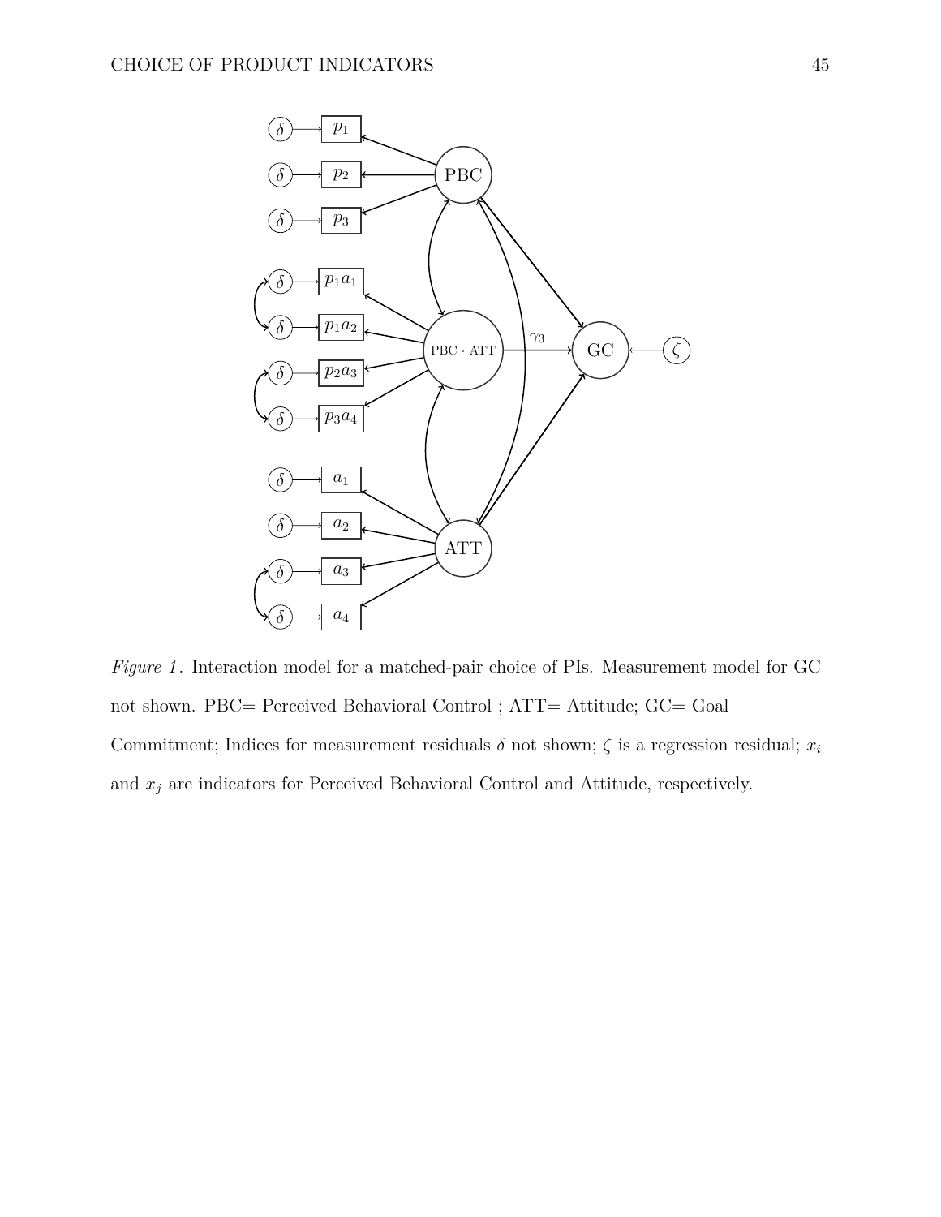*Figure 1*. Interaction model for a matched-pair choice of PIs. Measurement model for GC not shown. PBC= Perceived Behavioral Control ; ATT= Attitude; GC= Goal Commitment; Indices for measurement residuals $\delta$ not shown; $\zeta$ is a regression residual; $x_i$ and $x_j$ are indicators for Perceived Behavioral Control and Attitude, respectively.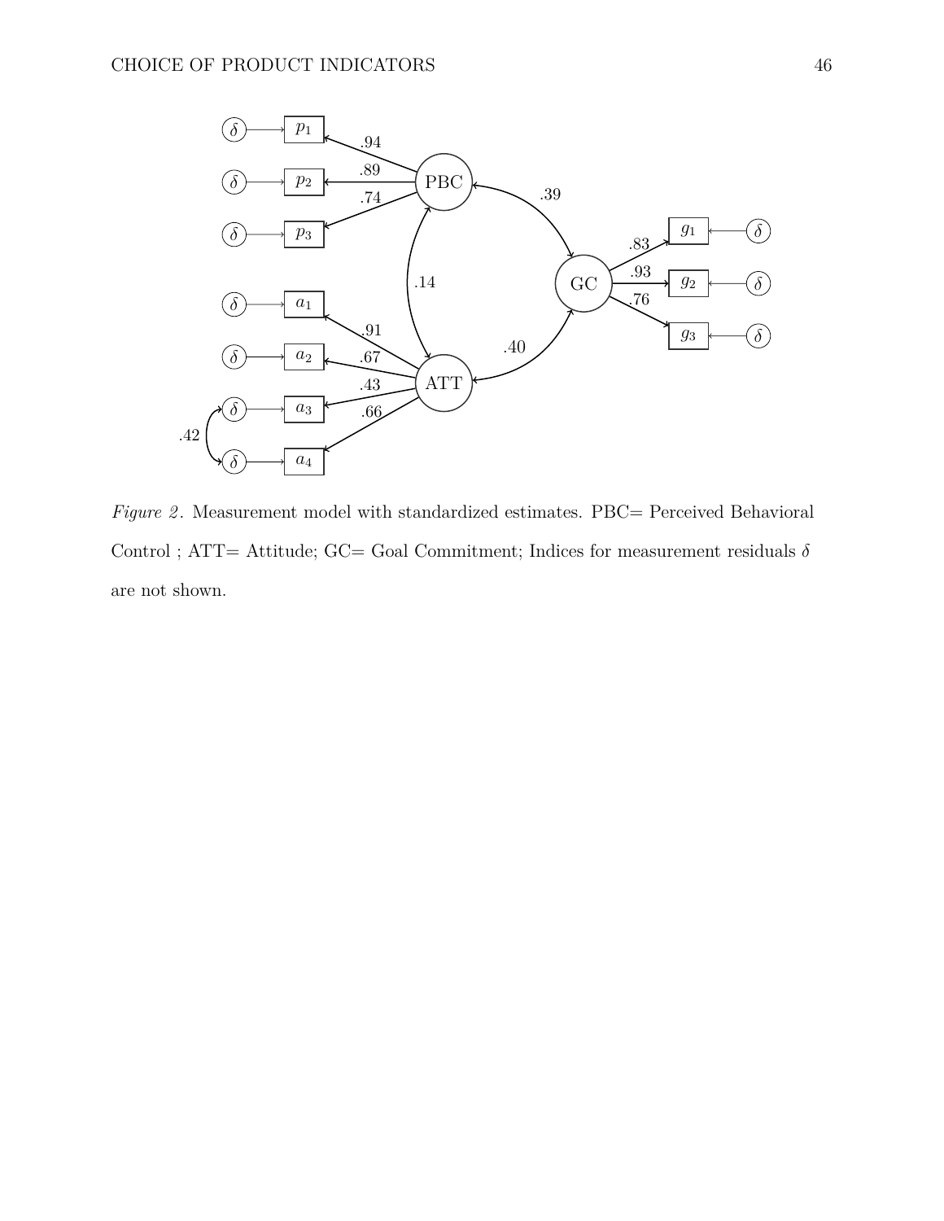*Figure 2*. Measurement model with standardized estimates. PBC= Perceived Behavioral Control ; ATT= Attitude; GC= Goal Commitment; Indices for measurement residuals $\delta$ are not shown.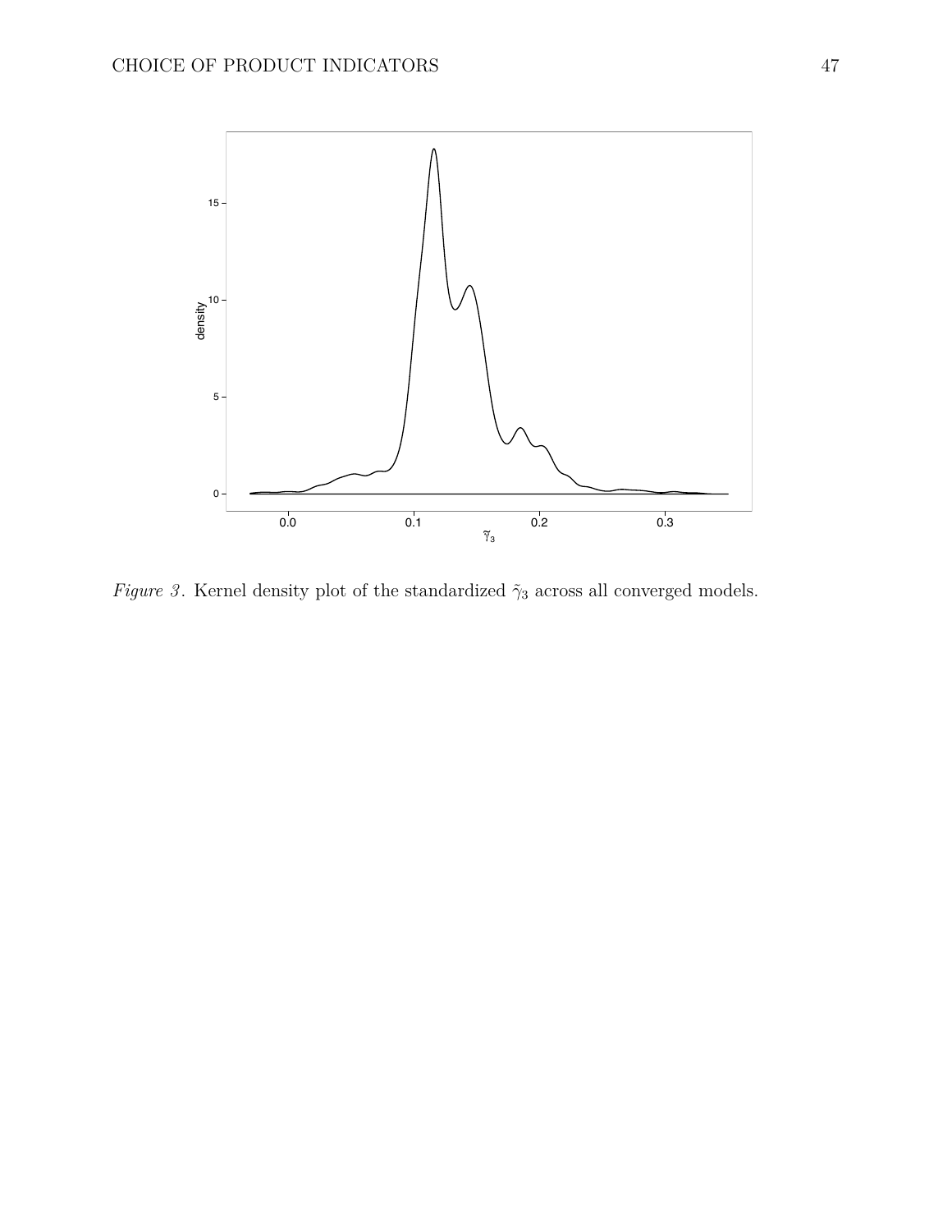*Figure 3*. Kernel density plot of the standardized $\tilde{\gamma}_3$ across all converged models.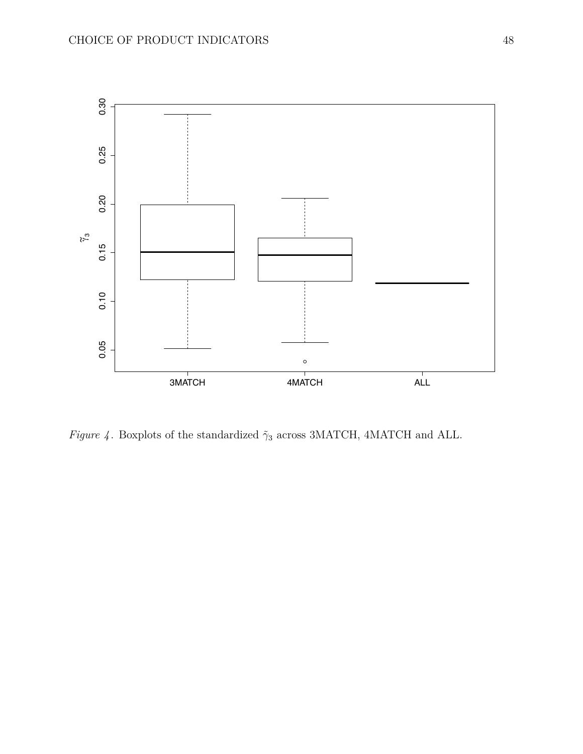*Figure 4*. Boxplots of the standardized $\tilde{\gamma}_3$ across 3MATCH, 4MATCH and ALL.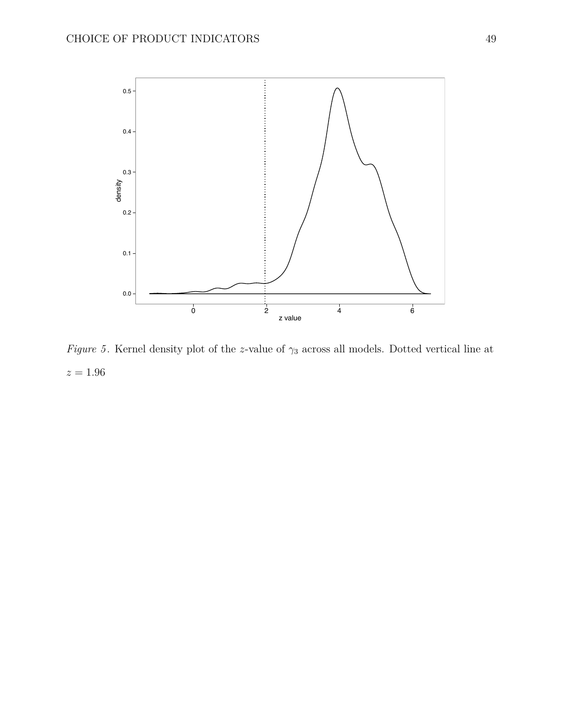*Figure 5*. Kernel density plot of the $z$-value of $\gamma_3$ across all models. Dotted vertical line at $z = 1.96$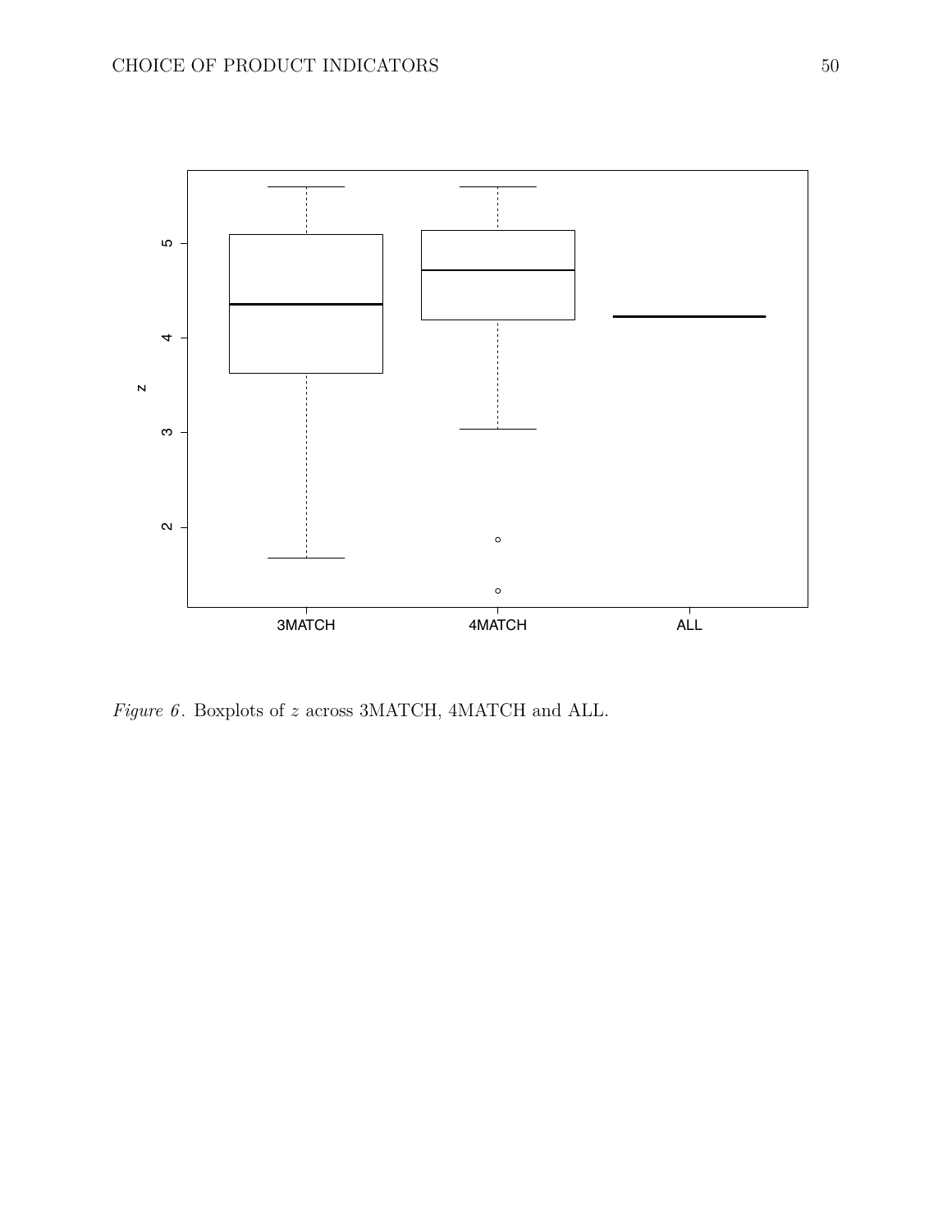*Figure 6*. Boxplots of $z$ across 3MATCH, 4MATCH and ALL.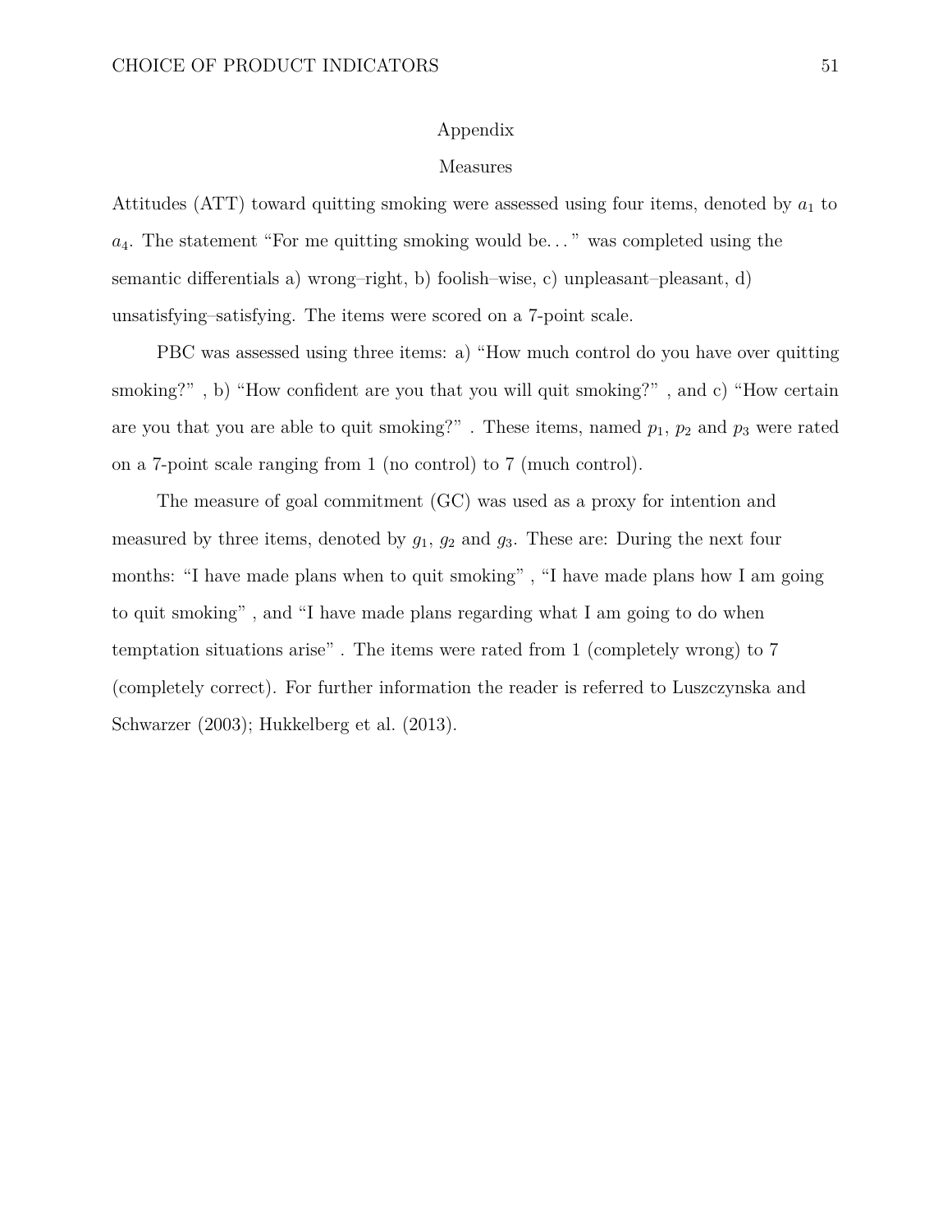# Appendix

## Measures

Attitudes (ATT) toward quitting smoking were assessed using four items, denoted by $a_1$ to $a_4$. The statement "For me quitting smoking would be. . . " was completed using the semantic differentials a) wrong–right, b) foolish–wise, c) unpleasant–pleasant, d) unsatisfying–satisfying. The items were scored on a 7-point scale.

PBC was assessed using three items: a) "How much control do you have over quitting smoking?" , b) "How confident are you that you will quit smoking?" , and c) "How certain are you that you are able to quit smoking?" . These items, named $p_1$, $p_2$ and $p_3$ were rated on a 7-point scale ranging from 1 (no control) to 7 (much control).

The measure of goal commitment (GC) was used as a proxy for intention and measured by three items, denoted by $g_1$, $g_2$ and $g_3$. These are: During the next four months: "I have made plans when to quit smoking" , "I have made plans how I am going to quit smoking" , and "I have made plans regarding what I am going to do when temptation situations arise" . The items were rated from 1 (completely wrong) to 7 (completely correct). For further information the reader is referred to Luszczynska and Schwarzer (2003); Hukkelberg et al. (2013).